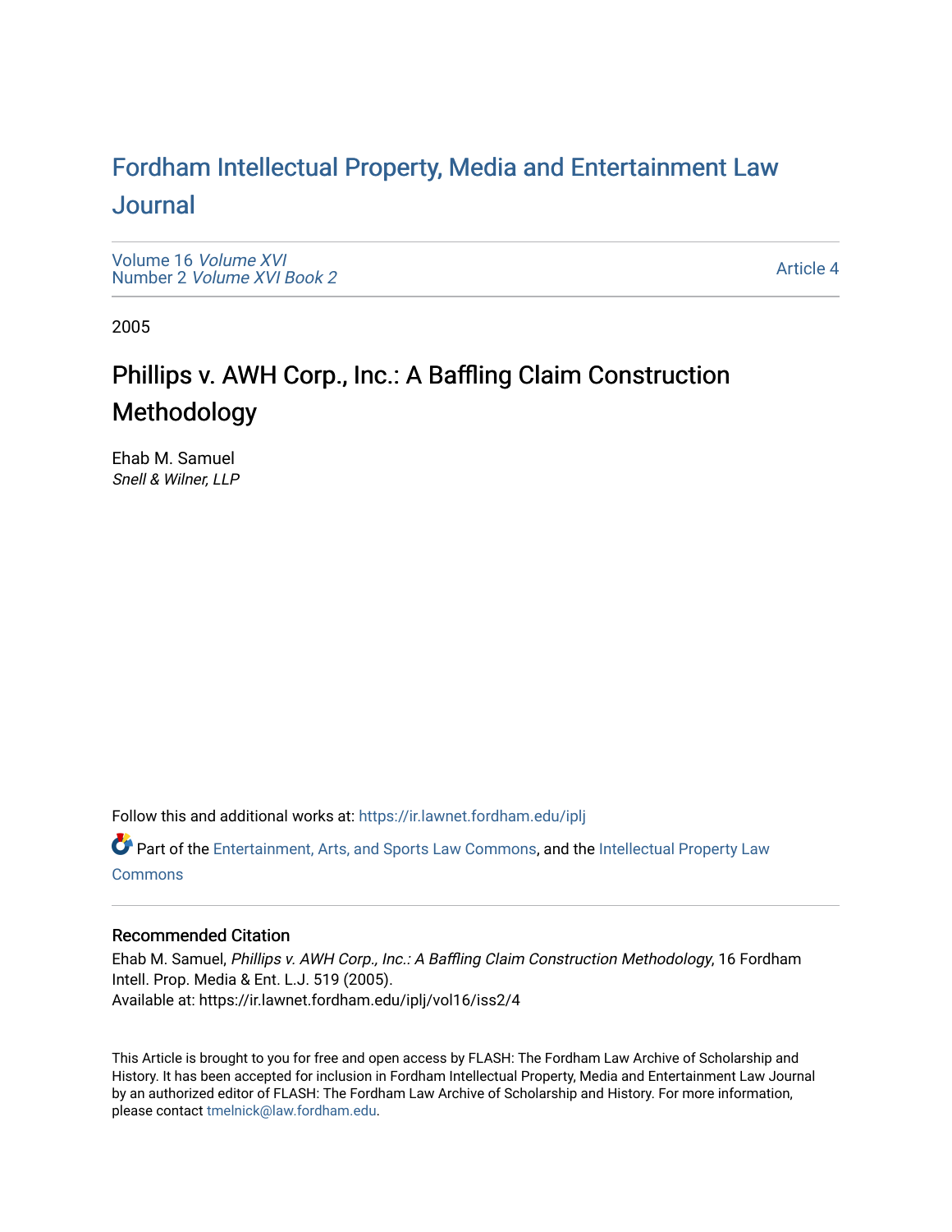# Fordham Intellectual Property, Media and Entertainment Law Journal

Volume 16 *Volume XVI*
Number 2 *Volume XVI Book 2*

Article 4

2005

## Phillips v. AWH Corp., Inc.: A Baffling Claim Construction Methodology

Ehab M. Samuel
*Snell & Wilner, LLP*

Follow this and additional works at: https://ir.lawnet.fordham.edu/iplj

Part of the Entertainment, Arts, and Sports Law Commons, and the Intellectual Property Law Commons

### Recommended Citation

Ehab M. Samuel, *Phillips v. AWH Corp., Inc.: A Baffling Claim Construction Methodology*, 16 Fordham Intell. Prop. Media & Ent. L.J. 519 (2005).
Available at: https://ir.lawnet.fordham.edu/iplj/vol16/iss2/4

This Article is brought to you for free and open access by FLASH: The Fordham Law Archive of Scholarship and History. It has been accepted for inclusion in Fordham Intellectual Property, Media and Entertainment Law Journal by an authorized editor of FLASH: The Fordham Law Archive of Scholarship and History. For more information, please contact tmelnick@law.fordham.edu.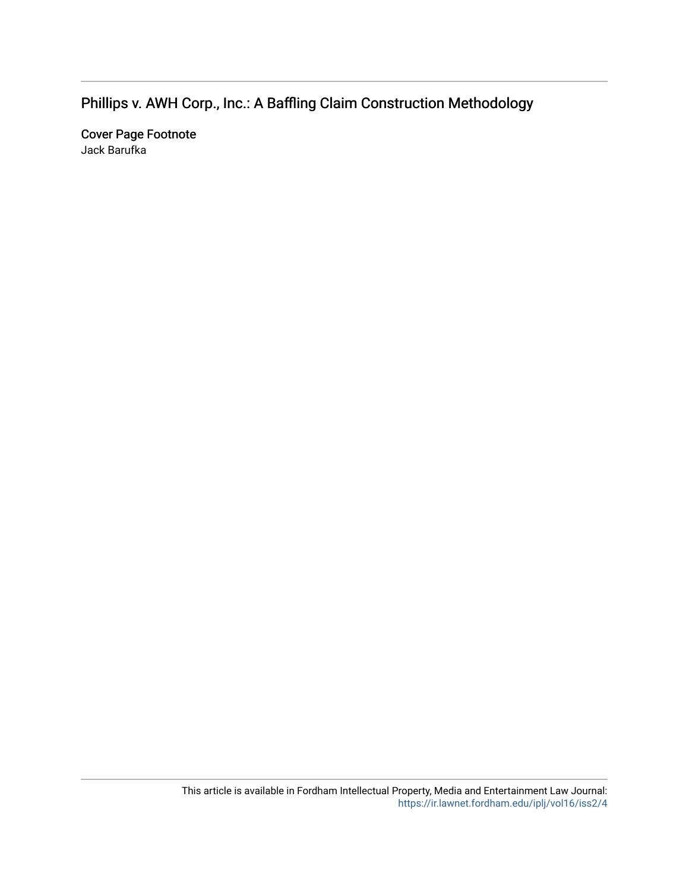## Phillips v. AWH Corp., Inc.: A Baffling Claim Construction Methodology

### Cover Page Footnote

Jack Barufka

This article is available in Fordham Intellectual Property, Media and Entertainment Law Journal: https://ir.lawnet.fordham.edu/iplj/vol16/iss2/4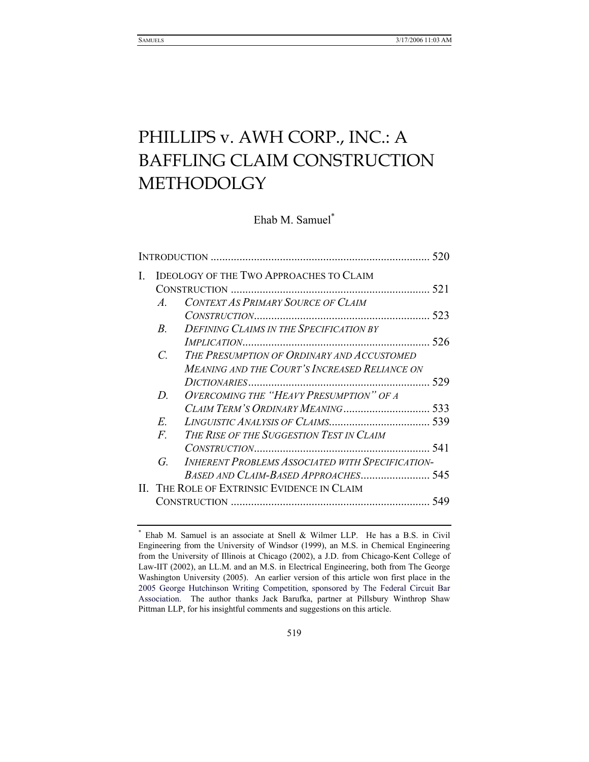# PHILLIPS v. AWH CORP., INC.: A BAFFLING CLAIM CONSTRUCTION METHODOLGY

Ehab M. Samuel*

INTRODUCTION ........................................................................... 520

I. IDEOLOGY OF THE TWO APPROACHES TO CLAIM CONSTRUCTION ..................................................................... 521
   - *A. CONTEXT AS PRIMARY SOURCE OF CLAIM CONSTRUCTION*............................................................. 523
   - *B. DEFINING CLAIMS IN THE SPECIFICATION BY IMPLICATION*................................................................. 526
   - *C. THE PRESUMPTION OF ORDINARY AND ACCUSTOMED MEANING AND THE COURT'S INCREASED RELIANCE ON DICTIONARIES*............................................................... 529
   - *D. OVERCOMING THE "HEAVY PRESUMPTION" OF A CLAIM TERM'S ORDINARY MEANING*.............................. 533
   - *E. LINGUISTIC ANALYSIS OF CLAIMS*................................... 539
   - *F. THE RISE OF THE SUGGESTION TEST IN CLAIM CONSTRUCTION*............................................................. 541
   - *G. INHERENT PROBLEMS ASSOCIATED WITH SPECIFICATION-BASED AND CLAIM-BASED APPROACHES*........................ 545

II. THE ROLE OF EXTRINSIC EVIDENCE IN CLAIM CONSTRUCTION ..................................................................... 549

---

* Ehab M. Samuel is an associate at Snell & Wilmer LLP. He has a B.S. in Civil Engineering from the University of Windsor (1999), an M.S. in Chemical Engineering from the University of Illinois at Chicago (2002), a J.D. from Chicago-Kent College of Law-IIT (2002), an LL.M. and an M.S. in Electrical Engineering, both from The George Washington University (2005). An earlier version of this article won first place in the 2005 George Hutchinson Writing Competition, sponsored by The Federal Circuit Bar Association. The author thanks Jack Barufka, partner at Pillsbury Winthrop Shaw Pittman LLP, for his insightful comments and suggestions on this article.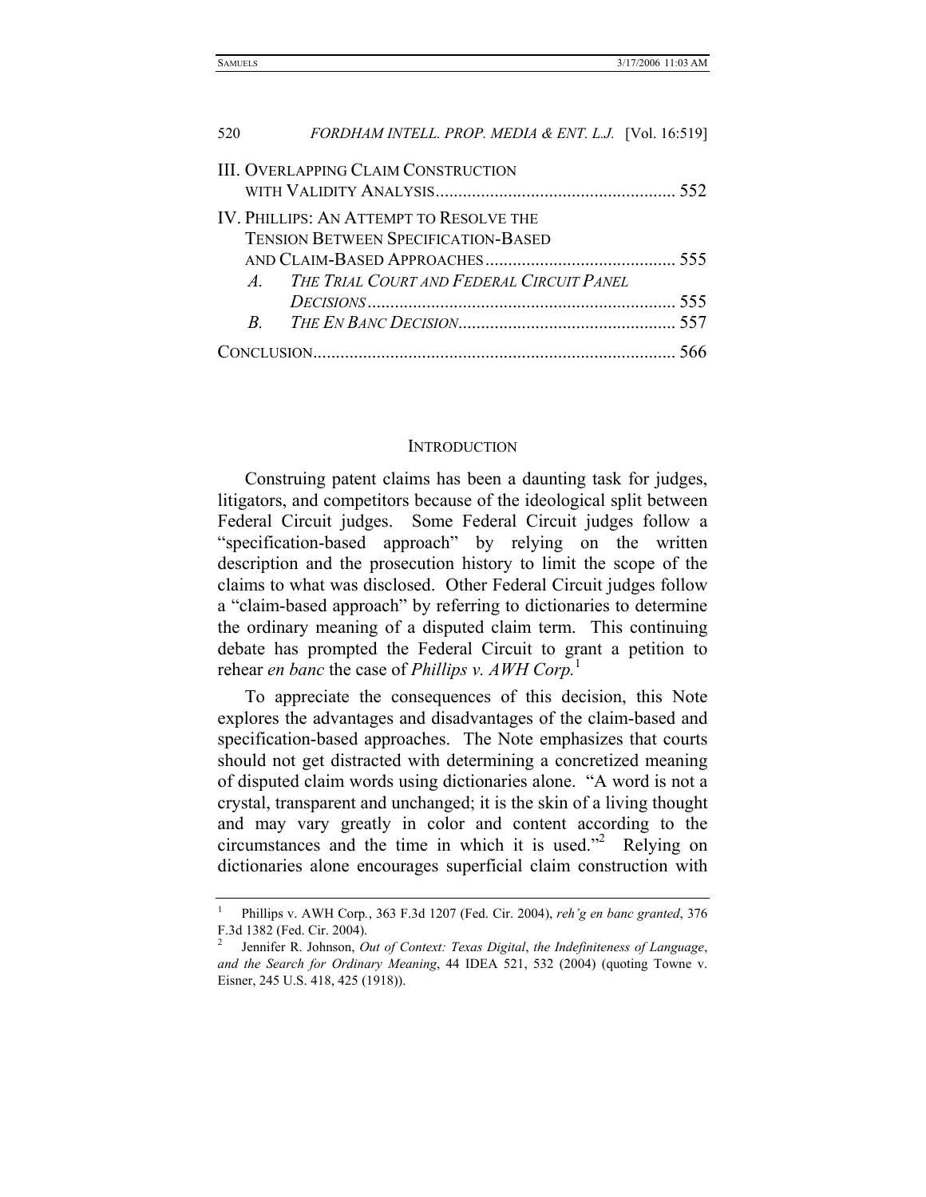III. Overlapping Claim Construction with Validity Analysis ..................................................... 552

IV. Phillips: An Attempt to Resolve the Tension Between Specification-Based and Claim-Based Approaches .......................................... 555

*A. The Trial Court and Federal Circuit Panel Decisions* ................................................................... 555

*B. The En Banc Decision* ................................................ 557

Conclusion ................................................................................ 566

## Introduction

Construing patent claims has been a daunting task for judges, litigators, and competitors because of the ideological split between Federal Circuit judges. Some Federal Circuit judges follow a "specification-based approach" by relying on the written description and the prosecution history to limit the scope of the claims to what was disclosed. Other Federal Circuit judges follow a "claim-based approach" by referring to dictionaries to determine the ordinary meaning of a disputed claim term. This continuing debate has prompted the Federal Circuit to grant a petition to rehear *en banc* the case of *Phillips v. AWH Corp.*[1]

To appreciate the consequences of this decision, this Note explores the advantages and disadvantages of the claim-based and specification-based approaches. The Note emphasizes that courts should not get distracted with determining a concretized meaning of disputed claim words using dictionaries alone. "A word is not a crystal, transparent and unchanged; it is the skin of a living thought and may vary greatly in color and content according to the circumstances and the time in which it is used."[2] Relying on dictionaries alone encourages superficial claim construction with

---

[1] Phillips v. AWH Corp., 363 F.3d 1207 (Fed. Cir. 2004), *reh'g en banc granted*, 376 F.3d 1382 (Fed. Cir. 2004).

[2] Jennifer R. Johnson, *Out of Context: Texas Digital*, *the Indefiniteness of Language*, *and the Search for Ordinary Meaning*, 44 IDEA 521, 532 (2004) (quoting Towne v. Eisner, 245 U.S. 418, 425 (1918)).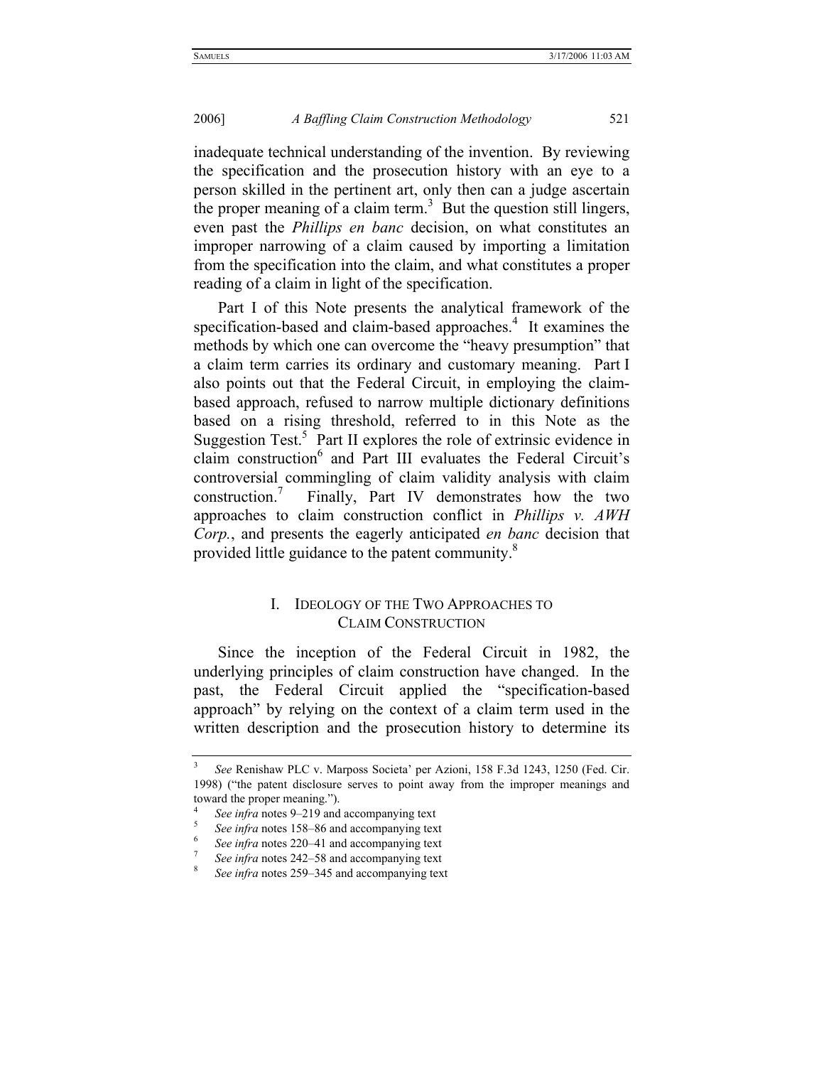inadequate technical understanding of the invention. By reviewing the specification and the prosecution history with an eye to a person skilled in the pertinent art, only then can a judge ascertain the proper meaning of a claim term.[3] But the question still lingers, even past the *Phillips en banc* decision, on what constitutes an improper narrowing of a claim caused by importing a limitation from the specification into the claim, and what constitutes a proper reading of a claim in light of the specification.

Part I of this Note presents the analytical framework of the specification-based and claim-based approaches.[4] It examines the methods by which one can overcome the "heavy presumption" that a claim term carries its ordinary and customary meaning. Part I also points out that the Federal Circuit, in employing the claim-based approach, refused to narrow multiple dictionary definitions based on a rising threshold, referred to in this Note as the Suggestion Test.[5] Part II explores the role of extrinsic evidence in claim construction[6] and Part III evaluates the Federal Circuit's controversial commingling of claim validity analysis with claim construction.[7] Finally, Part IV demonstrates how the two approaches to claim construction conflict in *Phillips v. AWH Corp.*, and presents the eagerly anticipated *en banc* decision that provided little guidance to the patent community.[8]

## I. Ideology of the Two Approaches to Claim Construction

Since the inception of the Federal Circuit in 1982, the underlying principles of claim construction have changed. In the past, the Federal Circuit applied the "specification-based approach" by relying on the context of a claim term used in the written description and the prosecution history to determine its

---

[3] *See* Renishaw PLC v. Marposs Societa' per Azioni, 158 F.3d 1243, 1250 (Fed. Cir. 1998) ("the patent disclosure serves to point away from the improper meanings and toward the proper meaning.").

[4] *See infra* notes 9–219 and accompanying text

[5] *See infra* notes 158–86 and accompanying text

[6] *See infra* notes 220–41 and accompanying text

[7] *See infra* notes 242–58 and accompanying text

[8] *See infra* notes 259–345 and accompanying text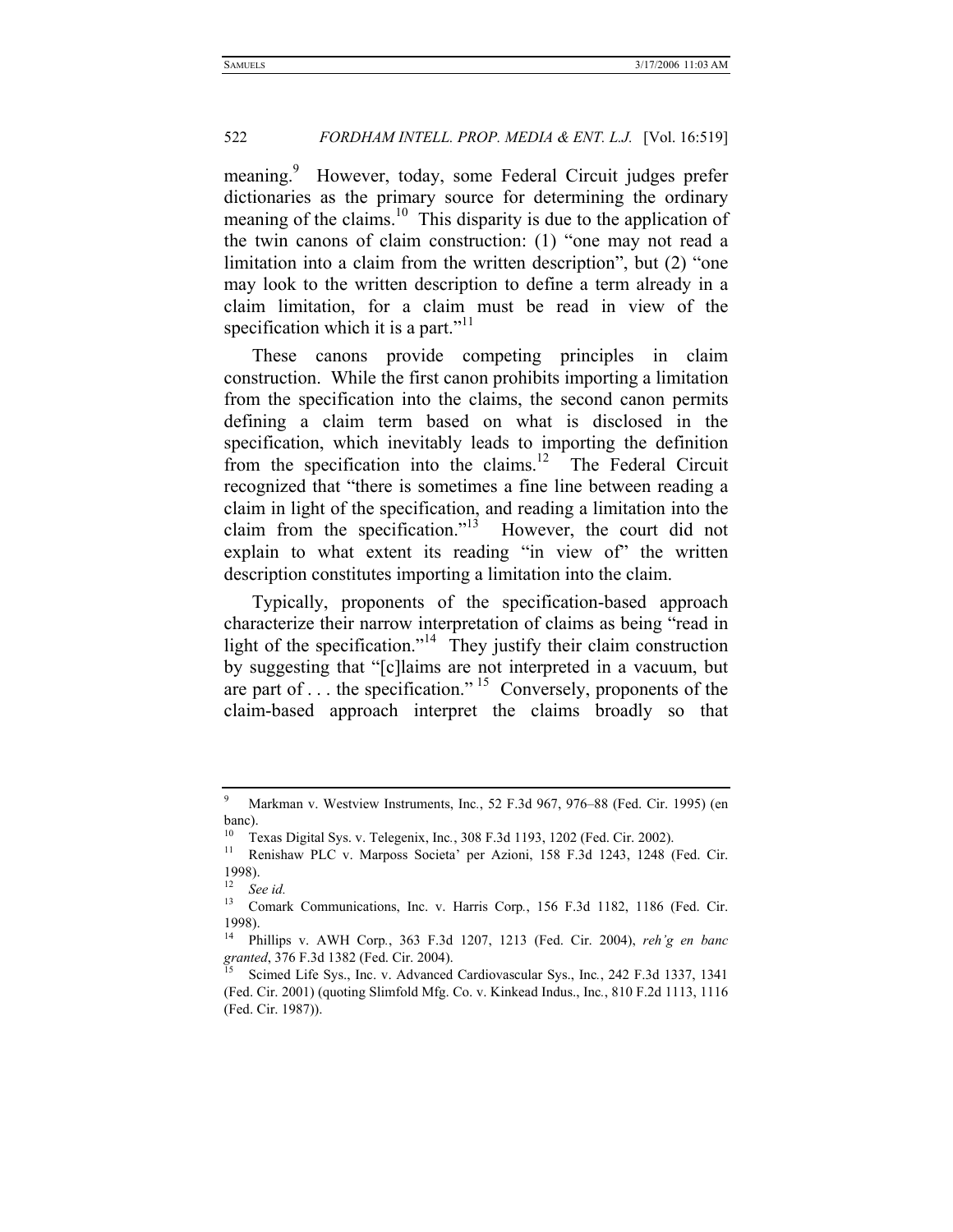meaning.[9] However, today, some Federal Circuit judges prefer dictionaries as the primary source for determining the ordinary meaning of the claims.[10] This disparity is due to the application of the twin canons of claim construction: (1) "one may not read a limitation into a claim from the written description", but (2) "one may look to the written description to define a term already in a claim limitation, for a claim must be read in view of the specification which it is a part."[11]

These canons provide competing principles in claim construction. While the first canon prohibits importing a limitation from the specification into the claims, the second canon permits defining a claim term based on what is disclosed in the specification, which inevitably leads to importing the definition from the specification into the claims.[12] The Federal Circuit recognized that "there is sometimes a fine line between reading a claim in light of the specification, and reading a limitation into the claim from the specification."[13] However, the court did not explain to what extent its reading "in view of" the written description constitutes importing a limitation into the claim.

Typically, proponents of the specification-based approach characterize their narrow interpretation of claims as being "read in light of the specification."[14] They justify their claim construction by suggesting that "[c]laims are not interpreted in a vacuum, but are part of . . . the specification."[15] Conversely, proponents of the claim-based approach interpret the claims broadly so that

---

[9] Markman v. Westview Instruments, Inc., 52 F.3d 967, 976–88 (Fed. Cir. 1995) (en banc).

[10] Texas Digital Sys. v. Telegenix, Inc., 308 F.3d 1193, 1202 (Fed. Cir. 2002).

[11] Renishaw PLC v. Marposs Societa' per Azioni, 158 F.3d 1243, 1248 (Fed. Cir. 1998).

[12] *See id.*

[13] Comark Communications, Inc. v. Harris Corp., 156 F.3d 1182, 1186 (Fed. Cir. 1998).

[14] Phillips v. AWH Corp., 363 F.3d 1207, 1213 (Fed. Cir. 2004), *reh'g en banc granted*, 376 F.3d 1382 (Fed. Cir. 2004).

[15] Scimed Life Sys., Inc. v. Advanced Cardiovascular Sys., Inc., 242 F.3d 1337, 1341 (Fed. Cir. 2001) (quoting Slimfold Mfg. Co. v. Kinkead Indus., Inc., 810 F.2d 1113, 1116 (Fed. Cir. 1987)).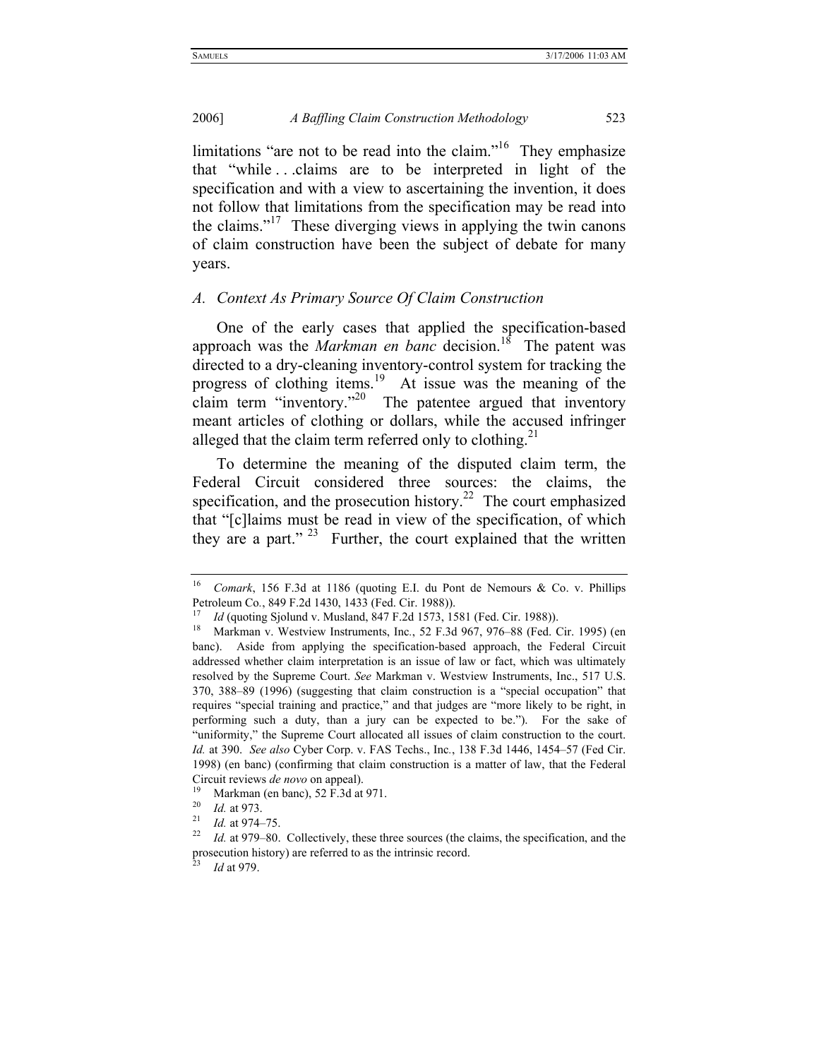limitations "are not to be read into the claim."[16] They emphasize that "while . . .claims are to be interpreted in light of the specification and with a view to ascertaining the invention, it does not follow that limitations from the specification may be read into the claims."[17] These diverging views in applying the twin canons of claim construction have been the subject of debate for many years.

### *A. Context As Primary Source Of Claim Construction*

One of the early cases that applied the specification-based approach was the *Markman en banc* decision.[18] The patent was directed to a dry-cleaning inventory-control system for tracking the progress of clothing items.[19] At issue was the meaning of the claim term "inventory."[20] The patentee argued that inventory meant articles of clothing or dollars, while the accused infringer alleged that the claim term referred only to clothing.[21]

To determine the meaning of the disputed claim term, the Federal Circuit considered three sources: the claims, the specification, and the prosecution history.[22] The court emphasized that "[c]laims must be read in view of the specification, of which they are a part." [23] Further, the court explained that the written

---

[16] *Comark*, 156 F.3d at 1186 (quoting E.I. du Pont de Nemours & Co. v. Phillips Petroleum Co., 849 F.2d 1430, 1433 (Fed. Cir. 1988)).

[17] *Id* (quoting Sjolund v. Musland, 847 F.2d 1573, 1581 (Fed. Cir. 1988)).

[18] Markman v. Westview Instruments, Inc., 52 F.3d 967, 976–88 (Fed. Cir. 1995) (en banc). Aside from applying the specification-based approach, the Federal Circuit addressed whether claim interpretation is an issue of law or fact, which was ultimately resolved by the Supreme Court. *See* Markman v. Westview Instruments, Inc., 517 U.S. 370, 388–89 (1996) (suggesting that claim construction is a "special occupation" that requires "special training and practice," and that judges are "more likely to be right, in performing such a duty, than a jury can be expected to be."). For the sake of "uniformity," the Supreme Court allocated all issues of claim construction to the court. *Id.* at 390. *See also* Cyber Corp. v. FAS Techs., Inc., 138 F.3d 1446, 1454–57 (Fed Cir. 1998) (en banc) (confirming that claim construction is a matter of law, that the Federal Circuit reviews *de novo* on appeal).

[19] Markman (en banc), 52 F.3d at 971.

[20] *Id.* at 973.

[21] *Id.* at 974–75.

[22] *Id.* at 979–80. Collectively, these three sources (the claims, the specification, and the prosecution history) are referred to as the intrinsic record.

[23] *Id* at 979.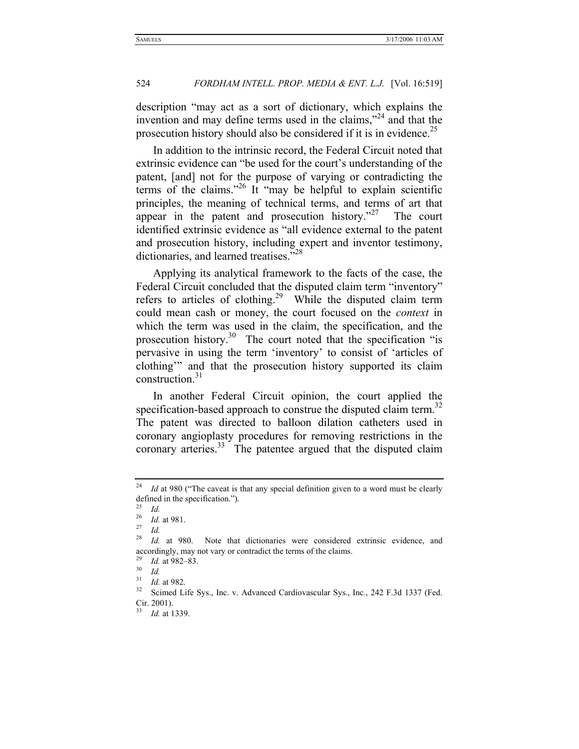description "may act as a sort of dictionary, which explains the invention and may define terms used in the claims,"[24] and that the prosecution history should also be considered if it is in evidence.[25]

In addition to the intrinsic record, the Federal Circuit noted that extrinsic evidence can "be used for the court's understanding of the patent, [and] not for the purpose of varying or contradicting the terms of the claims."[26] It "may be helpful to explain scientific principles, the meaning of technical terms, and terms of art that appear in the patent and prosecution history."[27] The court identified extrinsic evidence as "all evidence external to the patent and prosecution history, including expert and inventor testimony, dictionaries, and learned treatises."[28]

Applying its analytical framework to the facts of the case, the Federal Circuit concluded that the disputed claim term "inventory" refers to articles of clothing.[29] While the disputed claim term could mean cash or money, the court focused on the *context* in which the term was used in the claim, the specification, and the prosecution history.[30] The court noted that the specification "is pervasive in using the term 'inventory' to consist of 'articles of clothing'" and that the prosecution history supported its claim construction.[31]

In another Federal Circuit opinion, the court applied the specification-based approach to construe the disputed claim term.[32] The patent was directed to balloon dilation catheters used in coronary angioplasty procedures for removing restrictions in the coronary arteries.[33] The patentee argued that the disputed claim

---

[24] *Id* at 980 ("The caveat is that any special definition given to a word must be clearly defined in the specification.").

[25] *Id.*

[26] *Id.* at 981.

[27] *Id.*

[28] *Id.* at 980. Note that dictionaries were considered extrinsic evidence, and accordingly, may not vary or contradict the terms of the claims.

[29] *Id.* at 982–83.

[30] *Id.*

[31] *Id.* at 982.

[32] Scimed Life Sys., Inc. v. Advanced Cardiovascular Sys., Inc., 242 F.3d 1337 (Fed. Cir. 2001).

[33] *Id.* at 1339.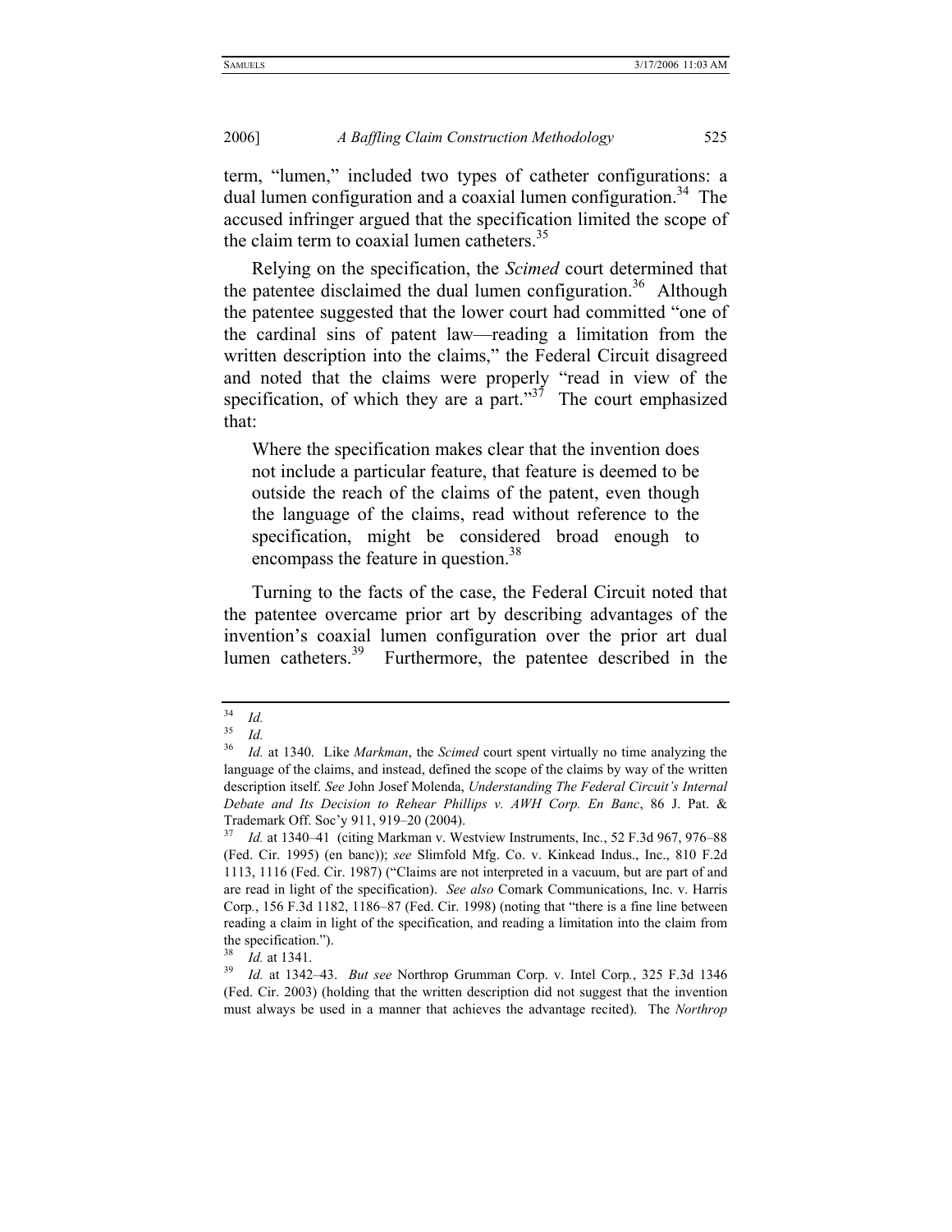term, "lumen," included two types of catheter configurations: a dual lumen configuration and a coaxial lumen configuration.[34] The accused infringer argued that the specification limited the scope of the claim term to coaxial lumen catheters.[35]

Relying on the specification, the *Scimed* court determined that the patentee disclaimed the dual lumen configuration.[36] Although the patentee suggested that the lower court had committed "one of the cardinal sins of patent law—reading a limitation from the written description into the claims," the Federal Circuit disagreed and noted that the claims were properly "read in view of the specification, of which they are a part."[37] The court emphasized that:

> Where the specification makes clear that the invention does not include a particular feature, that feature is deemed to be outside the reach of the claims of the patent, even though the language of the claims, read without reference to the specification, might be considered broad enough to encompass the feature in question.[38]

Turning to the facts of the case, the Federal Circuit noted that the patentee overcame prior art by describing advantages of the invention's coaxial lumen configuration over the prior art dual lumen catheters.[39] Furthermore, the patentee described in the

---

[34] *Id.*

[35] *Id.*

[36] *Id.* at 1340. Like *Markman*, the *Scimed* court spent virtually no time analyzing the language of the claims, and instead, defined the scope of the claims by way of the written description itself. *See* John Josef Molenda, *Understanding The Federal Circuit's Internal Debate and Its Decision to Rehear Phillips v. AWH Corp. En Banc*, 86 J. Pat. & Trademark Off. Soc'y 911, 919–20 (2004).

[37] *Id.* at 1340–41 (citing Markman v. Westview Instruments, Inc., 52 F.3d 967, 976–88 (Fed. Cir. 1995) (en banc)); *see* Slimfold Mfg. Co. v. Kinkead Indus., Inc., 810 F.2d 1113, 1116 (Fed. Cir. 1987) ("Claims are not interpreted in a vacuum, but are part of and are read in light of the specification). *See also* Comark Communications, Inc. v. Harris Corp., 156 F.3d 1182, 1186–87 (Fed. Cir. 1998) (noting that "there is a fine line between reading a claim in light of the specification, and reading a limitation into the claim from the specification.").

[38] *Id.* at 1341.

[39] *Id.* at 1342–43. *But see* Northrop Grumman Corp. v. Intel Corp., 325 F.3d 1346 (Fed. Cir. 2003) (holding that the written description did not suggest that the invention must always be used in a manner that achieves the advantage recited). The *Northrop*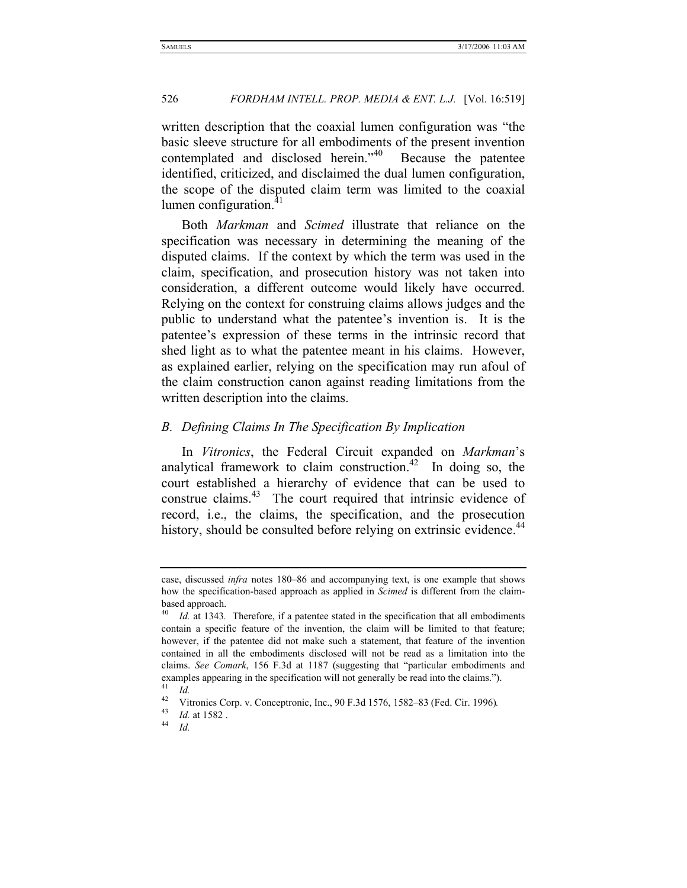written description that the coaxial lumen configuration was "the basic sleeve structure for all embodiments of the present invention contemplated and disclosed herein."[40] Because the patentee identified, criticized, and disclaimed the dual lumen configuration, the scope of the disputed claim term was limited to the coaxial lumen configuration.[41]

Both *Markman* and *Scimed* illustrate that reliance on the specification was necessary in determining the meaning of the disputed claims. If the context by which the term was used in the claim, specification, and prosecution history was not taken into consideration, a different outcome would likely have occurred. Relying on the context for construing claims allows judges and the public to understand what the patentee's invention is. It is the patentee's expression of these terms in the intrinsic record that shed light as to what the patentee meant in his claims. However, as explained earlier, relying on the specification may run afoul of the claim construction canon against reading limitations from the written description into the claims.

### *B. Defining Claims In The Specification By Implication*

In *Vitronics*, the Federal Circuit expanded on *Markman*'s analytical framework to claim construction.[42] In doing so, the court established a hierarchy of evidence that can be used to construe claims.[43] The court required that intrinsic evidence of record, i.e., the claims, the specification, and the prosecution history, should be consulted before relying on extrinsic evidence.[44]

---

case, discussed *infra* notes 180–86 and accompanying text, is one example that shows how the specification-based approach as applied in *Scimed* is different from the claim-based approach.

[40] *Id.* at 1343. Therefore, if a patentee stated in the specification that all embodiments contain a specific feature of the invention, the claim will be limited to that feature; however, if the patentee did not make such a statement, that feature of the invention contained in all the embodiments disclosed will not be read as a limitation into the claims. *See Comark*, 156 F.3d at 1187 (suggesting that "particular embodiments and examples appearing in the specification will not generally be read into the claims.").

[41] *Id.*

[42] Vitronics Corp. v. Conceptronic, Inc., 90 F.3d 1576, 1582–83 (Fed. Cir. 1996).

[43] *Id.* at 1582 .

[44] *Id.*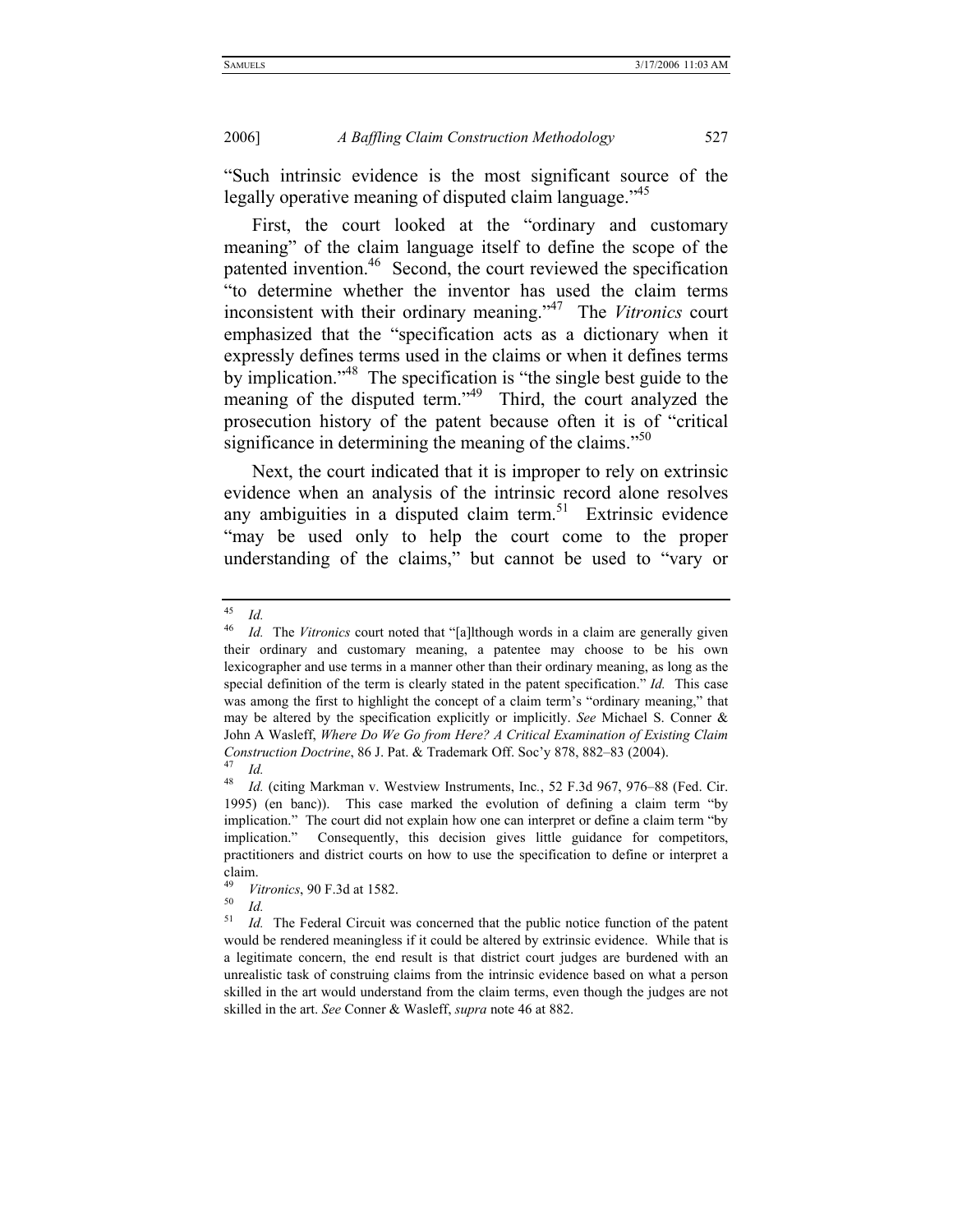"Such intrinsic evidence is the most significant source of the legally operative meaning of disputed claim language."[45]

First, the court looked at the "ordinary and customary meaning" of the claim language itself to define the scope of the patented invention.[46] Second, the court reviewed the specification "to determine whether the inventor has used the claim terms inconsistent with their ordinary meaning."[47] The *Vitronics* court emphasized that the "specification acts as a dictionary when it expressly defines terms used in the claims or when it defines terms by implication."[48] The specification is "the single best guide to the meaning of the disputed term."[49] Third, the court analyzed the prosecution history of the patent because often it is of "critical significance in determining the meaning of the claims."[50]

Next, the court indicated that it is improper to rely on extrinsic evidence when an analysis of the intrinsic record alone resolves any ambiguities in a disputed claim term.[51] Extrinsic evidence "may be used only to help the court come to the proper understanding of the claims," but cannot be used to "vary or

---

[45] *Id.*

[46] *Id.* The *Vitronics* court noted that "[a]lthough words in a claim are generally given their ordinary and customary meaning, a patentee may choose to be his own lexicographer and use terms in a manner other than their ordinary meaning, as long as the special definition of the term is clearly stated in the patent specification." *Id.* This case was among the first to highlight the concept of a claim term's "ordinary meaning," that may be altered by the specification explicitly or implicitly. *See* Michael S. Conner & John A Wasleff, *Where Do We Go from Here? A Critical Examination of Existing Claim Construction Doctrine*, 86 J. Pat. & Trademark Off. Soc'y 878, 882–83 (2004).

[47] *Id.*

[48] *Id.* (citing Markman v. Westview Instruments, Inc., 52 F.3d 967, 976–88 (Fed. Cir. 1995) (en banc)). This case marked the evolution of defining a claim term "by implication." The court did not explain how one can interpret or define a claim term "by implication." Consequently, this decision gives little guidance for competitors, practitioners and district courts on how to use the specification to define or interpret a claim.

[49] *Vitronics*, 90 F.3d at 1582.

[50] *Id.*

[51] *Id.* The Federal Circuit was concerned that the public notice function of the patent would be rendered meaningless if it could be altered by extrinsic evidence. While that is a legitimate concern, the end result is that district court judges are burdened with an unrealistic task of construing claims from the intrinsic evidence based on what a person skilled in the art would understand from the claim terms, even though the judges are not skilled in the art. *See* Conner & Wasleff, *supra* note 46 at 882.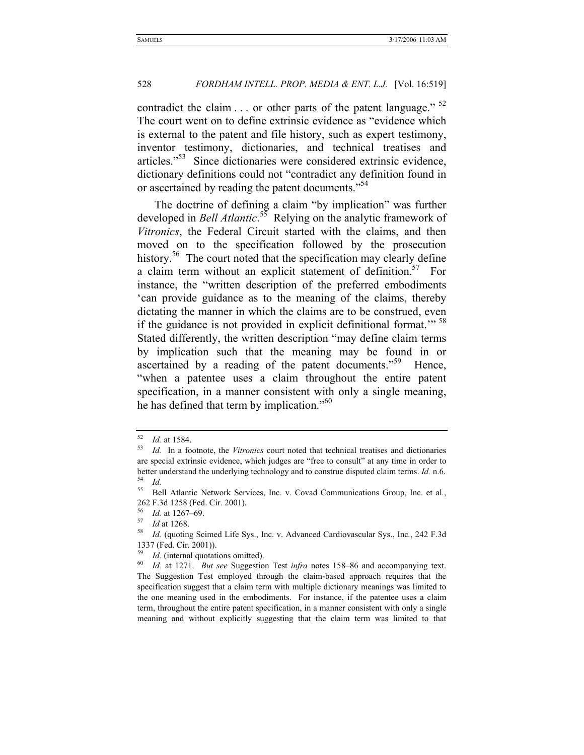contradict the claim . . . or other parts of the patent language." [52] The court went on to define extrinsic evidence as "evidence which is external to the patent and file history, such as expert testimony, inventor testimony, dictionaries, and technical treatises and articles."[53] Since dictionaries were considered extrinsic evidence, dictionary definitions could not "contradict any definition found in or ascertained by reading the patent documents."[54]

The doctrine of defining a claim "by implication" was further developed in *Bell Atlantic*.[55] Relying on the analytic framework of *Vitronics*, the Federal Circuit started with the claims, and then moved on to the specification followed by the prosecution history.[56] The court noted that the specification may clearly define a claim term without an explicit statement of definition.[57] For instance, the "written description of the preferred embodiments 'can provide guidance as to the meaning of the claims, thereby dictating the manner in which the claims are to be construed, even if the guidance is not provided in explicit definitional format.'" [58] Stated differently, the written description "may define claim terms by implication such that the meaning may be found in or ascertained by a reading of the patent documents."[59] Hence, "when a patentee uses a claim throughout the entire patent specification, in a manner consistent with only a single meaning, he has defined that term by implication."[60]

---

[52] *Id.* at 1584.

[53] *Id.* In a footnote, the *Vitronics* court noted that technical treatises and dictionaries are special extrinsic evidence, which judges are "free to consult" at any time in order to better understand the underlying technology and to construe disputed claim terms. *Id.* n.6.

[54] *Id.*

[55] Bell Atlantic Network Services, Inc. v. Covad Communications Group, Inc. et al., 262 F.3d 1258 (Fed. Cir. 2001).

[56] *Id.* at 1267–69.

[57] *Id* at 1268.

[58] *Id.* (quoting Scimed Life Sys., Inc. v. Advanced Cardiovascular Sys., Inc., 242 F.3d 1337 (Fed. Cir. 2001)).

[59] *Id.* (internal quotations omitted).

[60] *Id.* at 1271. *But see* Suggestion Test *infra* notes 158–86 and accompanying text. The Suggestion Test employed through the claim-based approach requires that the specification suggest that a claim term with multiple dictionary meanings was limited to the one meaning used in the embodiments. For instance, if the patentee uses a claim term, throughout the entire patent specification, in a manner consistent with only a single meaning and without explicitly suggesting that the claim term was limited to that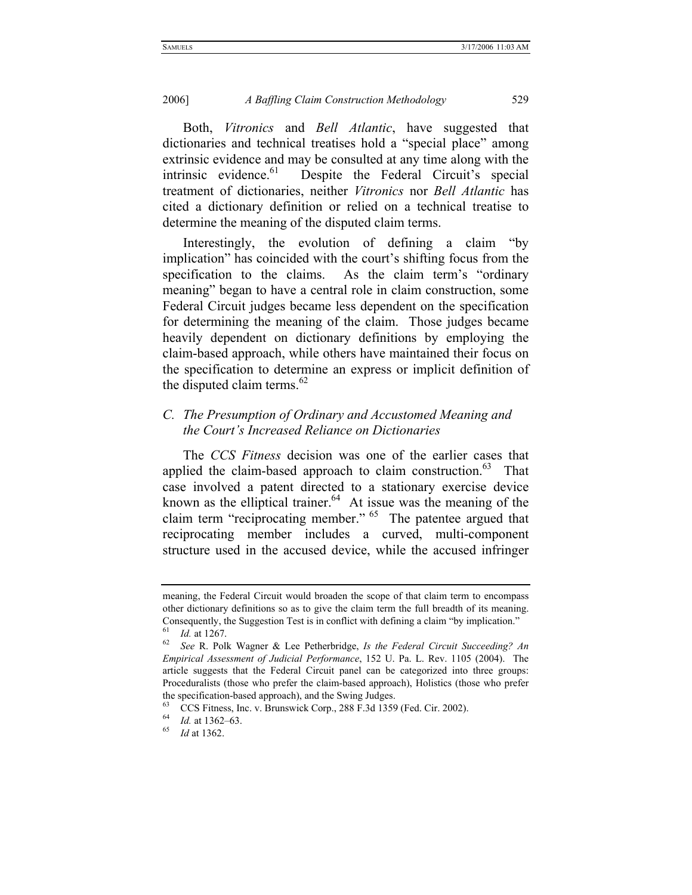Both, *Vitronics* and *Bell Atlantic*, have suggested that dictionaries and technical treatises hold a "special place" among extrinsic evidence and may be consulted at any time along with the intrinsic evidence.[61] Despite the Federal Circuit's special treatment of dictionaries, neither *Vitronics* nor *Bell Atlantic* has cited a dictionary definition or relied on a technical treatise to determine the meaning of the disputed claim terms.

Interestingly, the evolution of defining a claim "by implication" has coincided with the court's shifting focus from the specification to the claims. As the claim term's "ordinary meaning" began to have a central role in claim construction, some Federal Circuit judges became less dependent on the specification for determining the meaning of the claim. Those judges became heavily dependent on dictionary definitions by employing the claim-based approach, while others have maintained their focus on the specification to determine an express or implicit definition of the disputed claim terms.[62]

## *C. The Presumption of Ordinary and Accustomed Meaning and the Court's Increased Reliance on Dictionaries*

The *CCS Fitness* decision was one of the earlier cases that applied the claim-based approach to claim construction.[63] That case involved a patent directed to a stationary exercise device known as the elliptical trainer.[64] At issue was the meaning of the claim term "reciprocating member." [65] The patentee argued that reciprocating member includes a curved, multi-component structure used in the accused device, while the accused infringer

---

meaning, the Federal Circuit would broaden the scope of that claim term to encompass other dictionary definitions so as to give the claim term the full breadth of its meaning. Consequently, the Suggestion Test is in conflict with defining a claim "by implication."

[61] *Id.* at 1267.

[62] *See* R. Polk Wagner & Lee Petherbridge, *Is the Federal Circuit Succeeding? An Empirical Assessment of Judicial Performance*, 152 U. Pa. L. Rev. 1105 (2004). The article suggests that the Federal Circuit panel can be categorized into three groups: Proceduralists (those who prefer the claim-based approach), Holistics (those who prefer the specification-based approach), and the Swing Judges.

[63] CCS Fitness, Inc. v. Brunswick Corp., 288 F.3d 1359 (Fed. Cir. 2002).

[64] *Id.* at 1362–63.

[65] *Id* at 1362.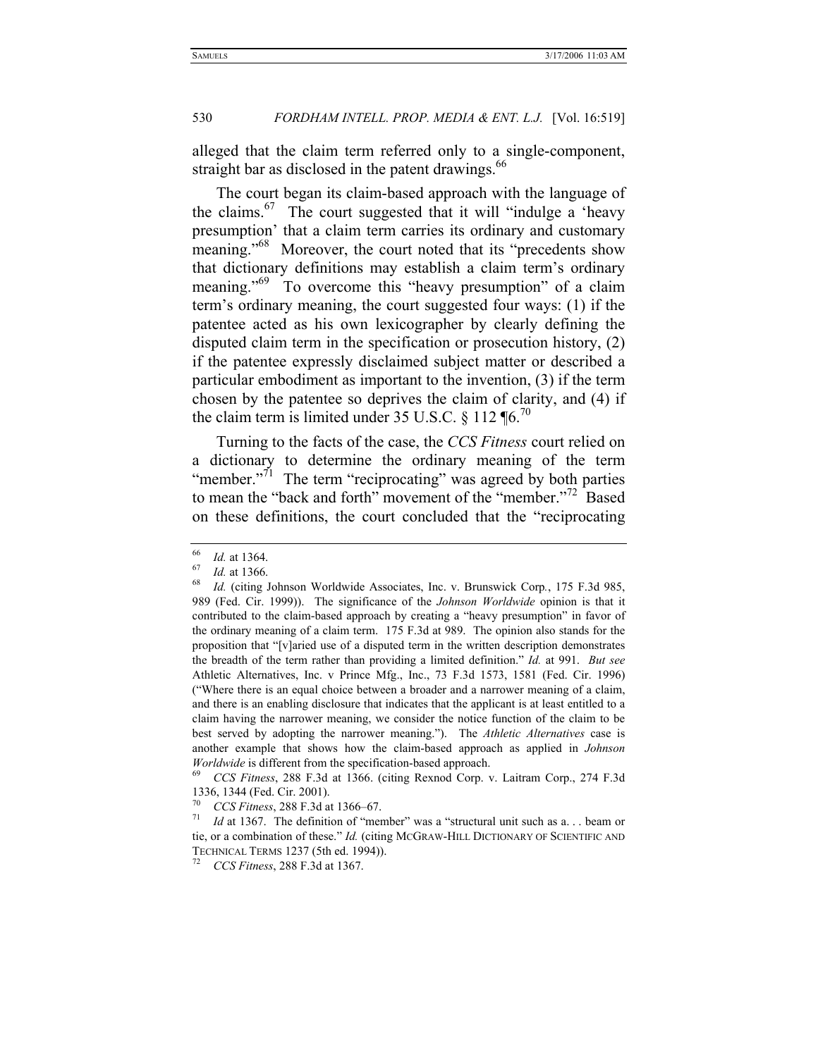alleged that the claim term referred only to a single-component, straight bar as disclosed in the patent drawings.[66]

The court began its claim-based approach with the language of the claims.[67] The court suggested that it will "indulge a 'heavy presumption' that a claim term carries its ordinary and customary meaning."[68] Moreover, the court noted that its "precedents show that dictionary definitions may establish a claim term's ordinary meaning."[69] To overcome this "heavy presumption" of a claim term's ordinary meaning, the court suggested four ways: (1) if the patentee acted as his own lexicographer by clearly defining the disputed claim term in the specification or prosecution history, (2) if the patentee expressly disclaimed subject matter or described a particular embodiment as important to the invention, (3) if the term chosen by the patentee so deprives the claim of clarity, and (4) if the claim term is limited under 35 U.S.C. § 112 ¶6.[70]

Turning to the facts of the case, the *CCS Fitness* court relied on a dictionary to determine the ordinary meaning of the term "member."[71] The term "reciprocating" was agreed by both parties to mean the "back and forth" movement of the "member."[72] Based on these definitions, the court concluded that the "reciprocating

---

[66] *Id.* at 1364.

[67] *Id.* at 1366.

[68] *Id.* (citing Johnson Worldwide Associates, Inc. v. Brunswick Corp., 175 F.3d 985, 989 (Fed. Cir. 1999)). The significance of the *Johnson Worldwide* opinion is that it contributed to the claim-based approach by creating a "heavy presumption" in favor of the ordinary meaning of a claim term. 175 F.3d at 989. The opinion also stands for the proposition that "[v]aried use of a disputed term in the written description demonstrates the breadth of the term rather than providing a limited definition." *Id.* at 991. *But see* Athletic Alternatives, Inc. v Prince Mfg., Inc., 73 F.3d 1573, 1581 (Fed. Cir. 1996) ("Where there is an equal choice between a broader and a narrower meaning of a claim, and there is an enabling disclosure that indicates that the applicant is at least entitled to a claim having the narrower meaning, we consider the notice function of the claim to be best served by adopting the narrower meaning."). The *Athletic Alternatives* case is another example that shows how the claim-based approach as applied in *Johnson Worldwide* is different from the specification-based approach.

[69] *CCS Fitness*, 288 F.3d at 1366. (citing Rexnod Corp. v. Laitram Corp., 274 F.3d 1336, 1344 (Fed. Cir. 2001).

[70] *CCS Fitness*, 288 F.3d at 1366–67.

[71] *Id* at 1367. The definition of "member" was a "structural unit such as a. . . beam or tie, or a combination of these." *Id.* (citing MCGRAW-HILL DICTIONARY OF SCIENTIFIC AND TECHNICAL TERMS 1237 (5th ed. 1994)).

[72] *CCS Fitness*, 288 F.3d at 1367.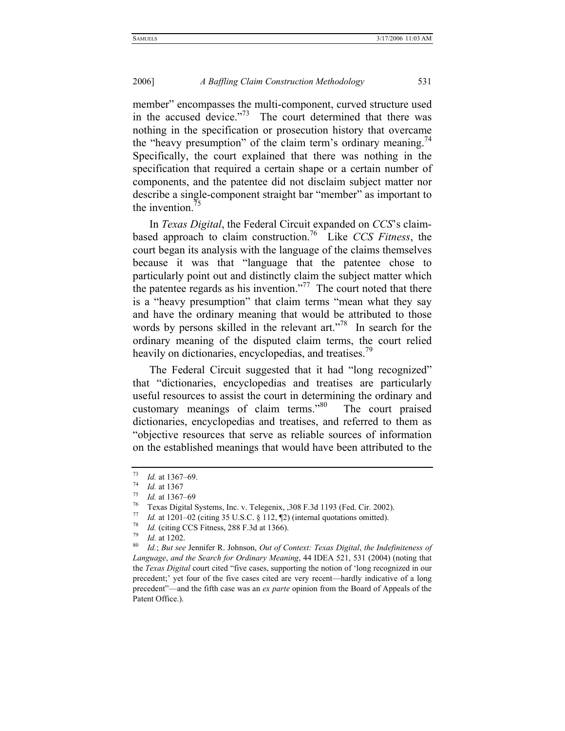member" encompasses the multi-component, curved structure used in the accused device."[73] The court determined that there was nothing in the specification or prosecution history that overcame the "heavy presumption" of the claim term's ordinary meaning.[74] Specifically, the court explained that there was nothing in the specification that required a certain shape or a certain number of components, and the patentee did not disclaim subject matter nor describe a single-component straight bar "member" as important to the invention.[75]

In *Texas Digital*, the Federal Circuit expanded on *CCS*'s claim-based approach to claim construction.[76] Like *CCS Fitness*, the court began its analysis with the language of the claims themselves because it was that "language that the patentee chose to particularly point out and distinctly claim the subject matter which the patentee regards as his invention."[77] The court noted that there is a "heavy presumption" that claim terms "mean what they say and have the ordinary meaning that would be attributed to those words by persons skilled in the relevant art."[78] In search for the ordinary meaning of the disputed claim terms, the court relied heavily on dictionaries, encyclopedias, and treatises.[79]

The Federal Circuit suggested that it had "long recognized" that "dictionaries, encyclopedias and treatises are particularly useful resources to assist the court in determining the ordinary and customary meanings of claim terms."[80] The court praised dictionaries, encyclopedias and treatises, and referred to them as "objective resources that serve as reliable sources of information on the established meanings that would have been attributed to the

---

[73] *Id.* at 1367–69.

[74] *Id.* at 1367

[75] *Id.* at 1367–69

[76] Texas Digital Systems, Inc. v. Telegenix, ,308 F.3d 1193 (Fed. Cir. 2002).

[77] *Id.* at 1201–02 (citing 35 U.S.C. § 112, ¶2) (internal quotations omitted).

[78] *Id.* (citing CCS Fitness, 288 F.3d at 1366).

[79] *Id.* at 1202.

[80] *Id.*; *But see* Jennifer R. Johnson, *Out of Context: Texas Digital*, *the Indefiniteness of Language*, *and the Search for Ordinary Meaning*, 44 IDEA 521, 531 (2004) (noting that the *Texas Digital* court cited "five cases, supporting the notion of 'long recognized in our precedent;' yet four of the five cases cited are very recent—hardly indicative of a long precedent"—and the fifth case was an *ex parte* opinion from the Board of Appeals of the Patent Office.).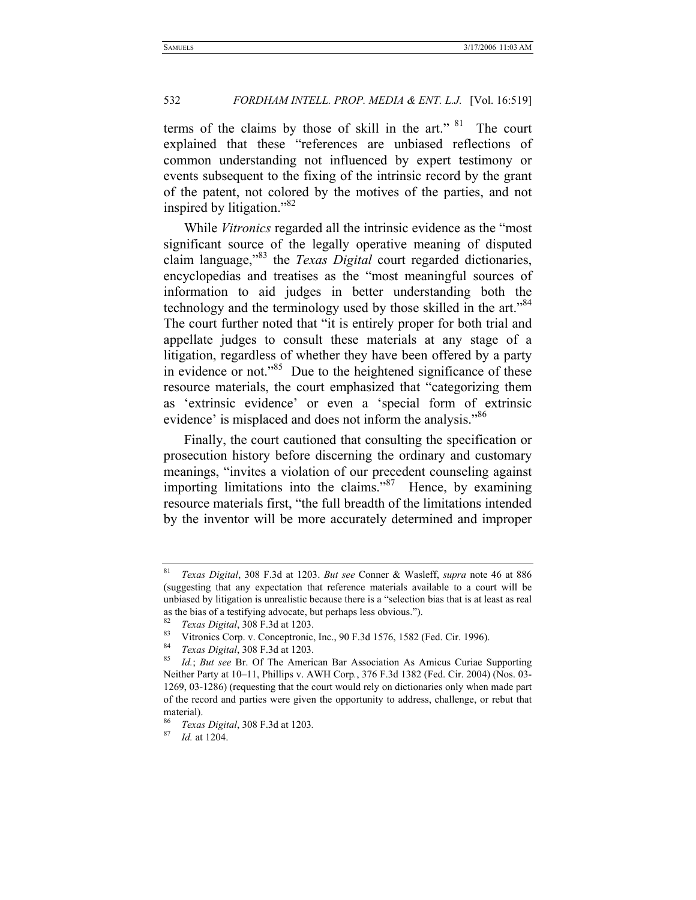terms of the claims by those of skill in the art."[81] The court explained that these "references are unbiased reflections of common understanding not influenced by expert testimony or events subsequent to the fixing of the intrinsic record by the grant of the patent, not colored by the motives of the parties, and not inspired by litigation."[82]

While *Vitronics* regarded all the intrinsic evidence as the "most significant source of the legally operative meaning of disputed claim language,"[83] the *Texas Digital* court regarded dictionaries, encyclopedias and treatises as the "most meaningful sources of information to aid judges in better understanding both the technology and the terminology used by those skilled in the art."[84] The court further noted that "it is entirely proper for both trial and appellate judges to consult these materials at any stage of a litigation, regardless of whether they have been offered by a party in evidence or not."[85] Due to the heightened significance of these resource materials, the court emphasized that "categorizing them as 'extrinsic evidence' or even a 'special form of extrinsic evidence' is misplaced and does not inform the analysis."[86]

Finally, the court cautioned that consulting the specification or prosecution history before discerning the ordinary and customary meanings, "invites a violation of our precedent counseling against importing limitations into the claims."[87] Hence, by examining resource materials first, "the full breadth of the limitations intended by the inventor will be more accurately determined and improper

---

[81] *Texas Digital*, 308 F.3d at 1203. *But see* Conner & Wasleff, *supra* note 46 at 886 (suggesting that any expectation that reference materials available to a court will be unbiased by litigation is unrealistic because there is a "selection bias that is at least as real as the bias of a testifying advocate, but perhaps less obvious.").

[82] *Texas Digital*, 308 F.3d at 1203.

[83] Vitronics Corp. v. Conceptronic, Inc., 90 F.3d 1576, 1582 (Fed. Cir. 1996).

[84] *Texas Digital*, 308 F.3d at 1203.

[85] *Id.*; *But see* Br. Of The American Bar Association As Amicus Curiae Supporting Neither Party at 10–11, Phillips v. AWH Corp., 376 F.3d 1382 (Fed. Cir. 2004) (Nos. 03-1269, 03-1286) (requesting that the court would rely on dictionaries only when made part of the record and parties were given the opportunity to address, challenge, or rebut that material).

[86] *Texas Digital*, 308 F.3d at 1203.

[87] *Id.* at 1204.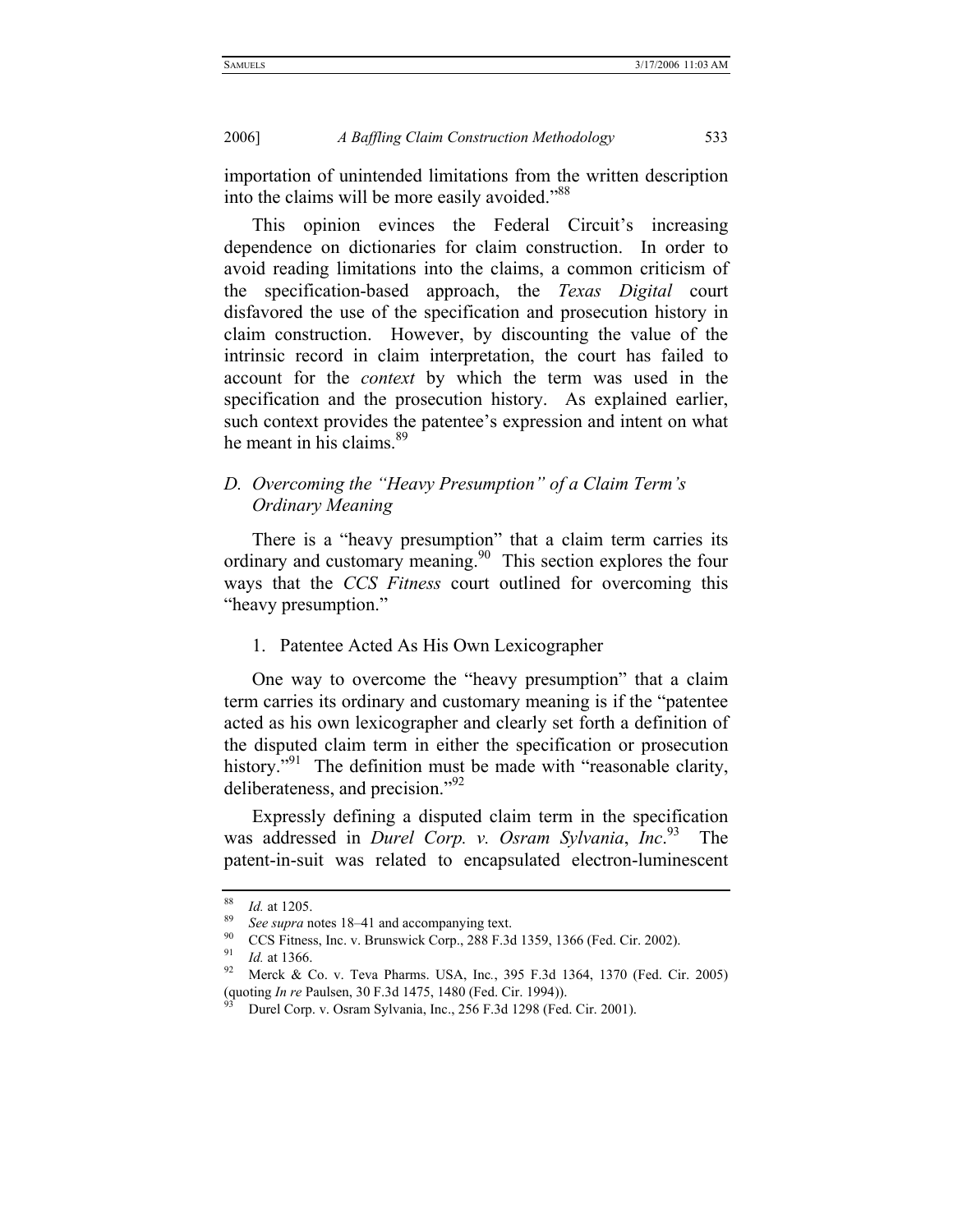importation of unintended limitations from the written description into the claims will be more easily avoided."[88]

This opinion evinces the Federal Circuit's increasing dependence on dictionaries for claim construction. In order to avoid reading limitations into the claims, a common criticism of the specification-based approach, the *Texas Digital* court disfavored the use of the specification and prosecution history in claim construction. However, by discounting the value of the intrinsic record in claim interpretation, the court has failed to account for the *context* by which the term was used in the specification and the prosecution history. As explained earlier, such context provides the patentee's expression and intent on what he meant in his claims.[89]

### D. Overcoming the "Heavy Presumption" of a Claim Term's Ordinary Meaning

There is a "heavy presumption" that a claim term carries its ordinary and customary meaning.[90] This section explores the four ways that the *CCS Fitness* court outlined for overcoming this "heavy presumption."

#### 1. Patentee Acted As His Own Lexicographer

One way to overcome the "heavy presumption" that a claim term carries its ordinary and customary meaning is if the "patentee acted as his own lexicographer and clearly set forth a definition of the disputed claim term in either the specification or prosecution history."[91] The definition must be made with "reasonable clarity, deliberateness, and precision."[92]

Expressly defining a disputed claim term in the specification was addressed in *Durel Corp. v. Osram Sylvania*, *Inc*.[93] The patent-in-suit was related to encapsulated electron-luminescent

---

[88] *Id.* at 1205.

[89] *See supra* notes 18–41 and accompanying text.

[90] CCS Fitness, Inc. v. Brunswick Corp., 288 F.3d 1359, 1366 (Fed. Cir. 2002).

[91] *Id.* at 1366.

[92] Merck & Co. v. Teva Pharms. USA, Inc., 395 F.3d 1364, 1370 (Fed. Cir. 2005) (quoting *In re* Paulsen, 30 F.3d 1475, 1480 (Fed. Cir. 1994)).

[93] Durel Corp. v. Osram Sylvania, Inc., 256 F.3d 1298 (Fed. Cir. 2001).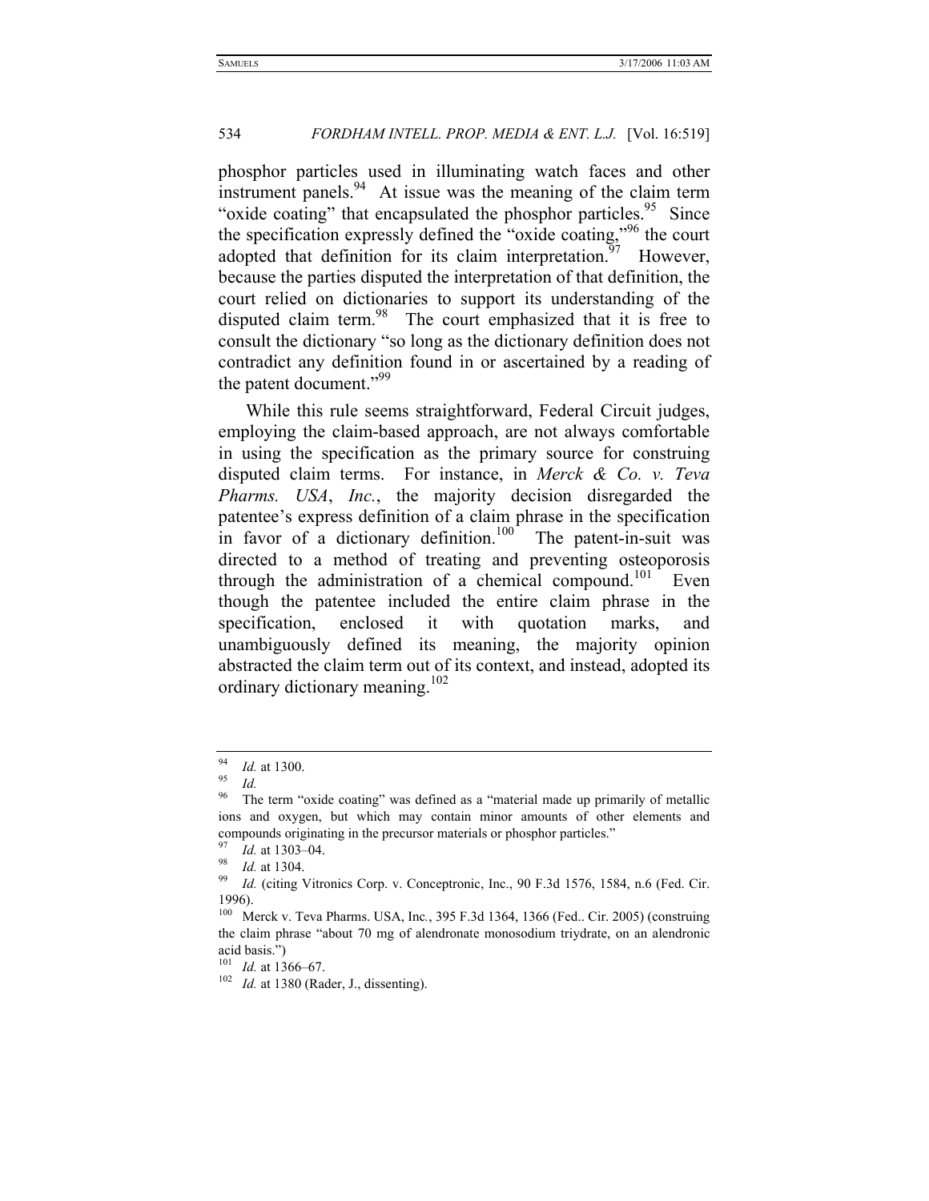phosphor particles used in illuminating watch faces and other instrument panels.[94] At issue was the meaning of the claim term "oxide coating" that encapsulated the phosphor particles.[95] Since the specification expressly defined the "oxide coating,"[96] the court adopted that definition for its claim interpretation.[97] However, because the parties disputed the interpretation of that definition, the court relied on dictionaries to support its understanding of the disputed claim term.[98] The court emphasized that it is free to consult the dictionary "so long as the dictionary definition does not contradict any definition found in or ascertained by a reading of the patent document."[99]

While this rule seems straightforward, Federal Circuit judges, employing the claim-based approach, are not always comfortable in using the specification as the primary source for construing disputed claim terms. For instance, in *Merck & Co. v. Teva Pharms. USA*, *Inc.*, the majority decision disregarded the patentee's express definition of a claim phrase in the specification in favor of a dictionary definition.[100] The patent-in-suit was directed to a method of treating and preventing osteoporosis through the administration of a chemical compound.[101] Even though the patentee included the entire claim phrase in the specification, enclosed it with quotation marks, and unambiguously defined its meaning, the majority opinion abstracted the claim term out of its context, and instead, adopted its ordinary dictionary meaning.[102]

---

[94] *Id.* at 1300.

[95] *Id.*

[96] The term "oxide coating" was defined as a "material made up primarily of metallic ions and oxygen, but which may contain minor amounts of other elements and compounds originating in the precursor materials or phosphor particles."

[97] *Id.* at 1303–04.

[98] *Id.* at 1304.

[99] *Id.* (citing Vitronics Corp. v. Conceptronic, Inc., 90 F.3d 1576, 1584, n.6 (Fed. Cir. 1996).

[100] Merck v. Teva Pharms. USA, Inc., 395 F.3d 1364, 1366 (Fed.. Cir. 2005) (construing the claim phrase "about 70 mg of alendronate monosodium triydrate, on an alendronic acid basis.")

[101] *Id.* at 1366–67.

[102] *Id.* at 1380 (Rader, J., dissenting).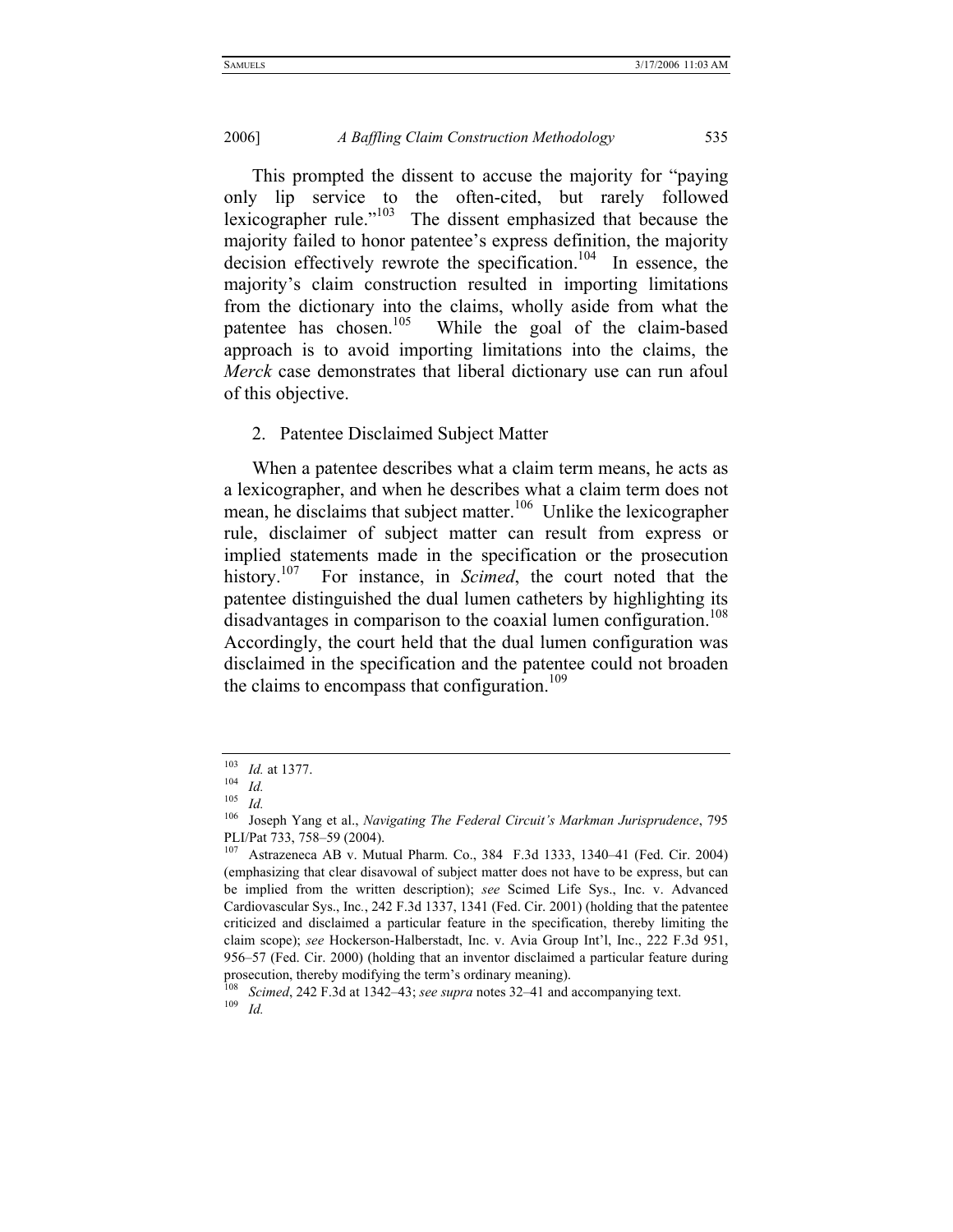This prompted the dissent to accuse the majority for "paying only lip service to the often-cited, but rarely followed lexicographer rule."[103] The dissent emphasized that because the majority failed to honor patentee's express definition, the majority decision effectively rewrote the specification.[104] In essence, the majority's claim construction resulted in importing limitations from the dictionary into the claims, wholly aside from what the patentee has chosen.[105] While the goal of the claim-based approach is to avoid importing limitations into the claims, the *Merck* case demonstrates that liberal dictionary use can run afoul of this objective.

2. Patentee Disclaimed Subject Matter

When a patentee describes what a claim term means, he acts as a lexicographer, and when he describes what a claim term does not mean, he disclaims that subject matter.[106] Unlike the lexicographer rule, disclaimer of subject matter can result from express or implied statements made in the specification or the prosecution history.[107] For instance, in *Scimed*, the court noted that the patentee distinguished the dual lumen catheters by highlighting its disadvantages in comparison to the coaxial lumen configuration.[108] Accordingly, the court held that the dual lumen configuration was disclaimed in the specification and the patentee could not broaden the claims to encompass that configuration.[109]

---

[103] *Id.* at 1377.

[104] *Id.*

[105] *Id.*

[106] Joseph Yang et al., *Navigating The Federal Circuit's Markman Jurisprudence*, 795 PLI/Pat 733, 758–59 (2004).

[107] Astrazeneca AB v. Mutual Pharm. Co., 384 F.3d 1333, 1340–41 (Fed. Cir. 2004) (emphasizing that clear disavowal of subject matter does not have to be express, but can be implied from the written description); *see* Scimed Life Sys., Inc. v. Advanced Cardiovascular Sys., Inc., 242 F.3d 1337, 1341 (Fed. Cir. 2001) (holding that the patentee criticized and disclaimed a particular feature in the specification, thereby limiting the claim scope); *see* Hockerson-Halberstadt, Inc. v. Avia Group Int'l, Inc., 222 F.3d 951, 956–57 (Fed. Cir. 2000) (holding that an inventor disclaimed a particular feature during prosecution, thereby modifying the term's ordinary meaning).

[108] *Scimed*, 242 F.3d at 1342–43; *see supra* notes 32–41 and accompanying text.

[109] *Id.*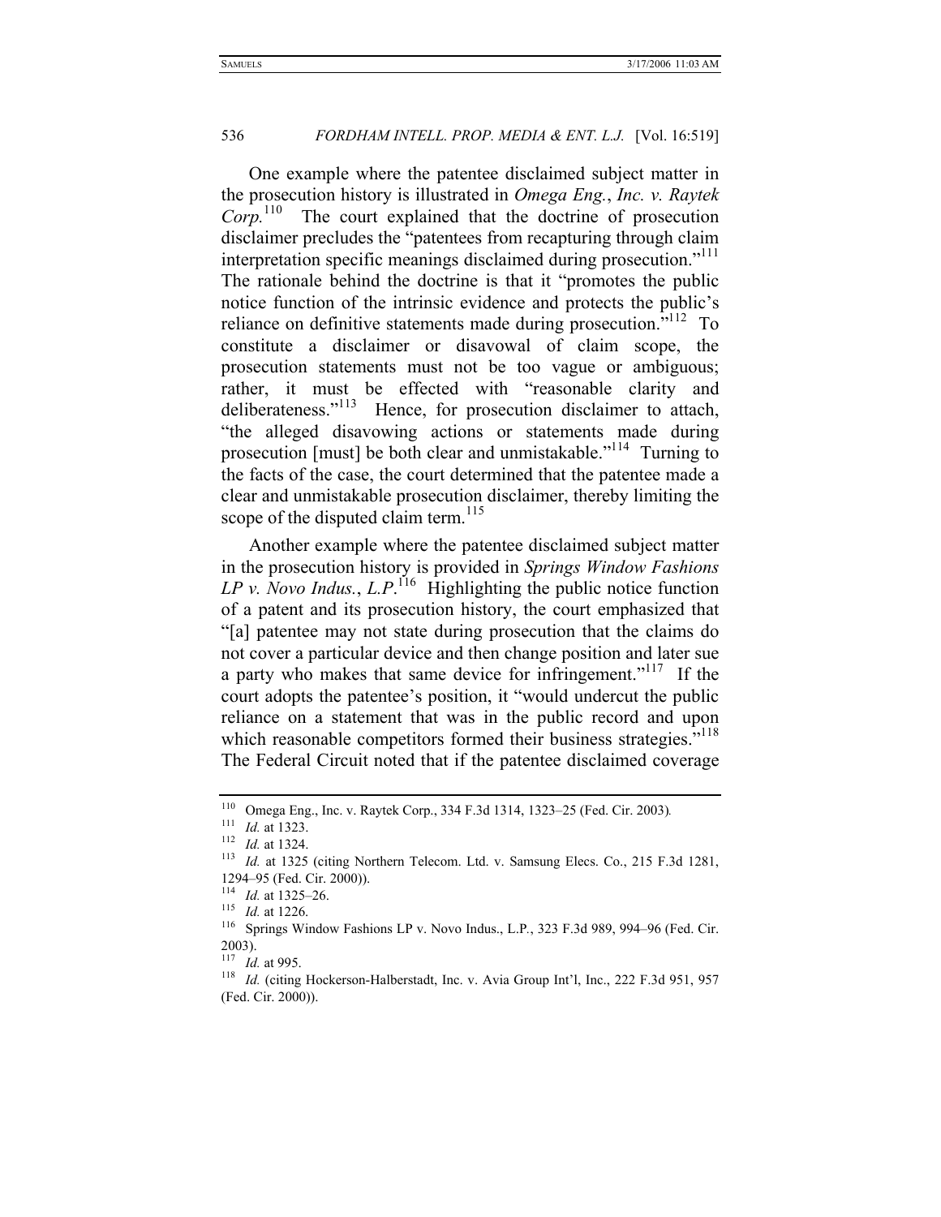One example where the patentee disclaimed subject matter in the prosecution history is illustrated in *Omega Eng.*, *Inc. v. Raytek Corp.*[110] The court explained that the doctrine of prosecution disclaimer precludes the "patentees from recapturing through claim interpretation specific meanings disclaimed during prosecution."[111] The rationale behind the doctrine is that it "promotes the public notice function of the intrinsic evidence and protects the public's reliance on definitive statements made during prosecution."[112] To constitute a disclaimer or disavowal of claim scope, the prosecution statements must not be too vague or ambiguous; rather, it must be effected with "reasonable clarity and deliberateness."[113] Hence, for prosecution disclaimer to attach, "the alleged disavowing actions or statements made during prosecution [must] be both clear and unmistakable."[114] Turning to the facts of the case, the court determined that the patentee made a clear and unmistakable prosecution disclaimer, thereby limiting the scope of the disputed claim term.[115]

Another example where the patentee disclaimed subject matter in the prosecution history is provided in *Springs Window Fashions LP v. Novo Indus.*, *L.P.*[116] Highlighting the public notice function of a patent and its prosecution history, the court emphasized that "[a] patentee may not state during prosecution that the claims do not cover a particular device and then change position and later sue a party who makes that same device for infringement."[117] If the court adopts the patentee's position, it "would undercut the public reliance on a statement that was in the public record and upon which reasonable competitors formed their business strategies."[118] The Federal Circuit noted that if the patentee disclaimed coverage

---

[110] Omega Eng., Inc. v. Raytek Corp., 334 F.3d 1314, 1323–25 (Fed. Cir. 2003).

[111] *Id.* at 1323.

[112] *Id.* at 1324.

[113] *Id.* at 1325 (citing Northern Telecom. Ltd. v. Samsung Elecs. Co., 215 F.3d 1281, 1294–95 (Fed. Cir. 2000)).

[114] *Id.* at 1325–26.

[115] *Id.* at 1226.

[116] Springs Window Fashions LP v. Novo Indus., L.P., 323 F.3d 989, 994–96 (Fed. Cir. 2003).

[117] *Id.* at 995.

[118] *Id.* (citing Hockerson-Halberstadt, Inc. v. Avia Group Int'l, Inc., 222 F.3d 951, 957 (Fed. Cir. 2000)).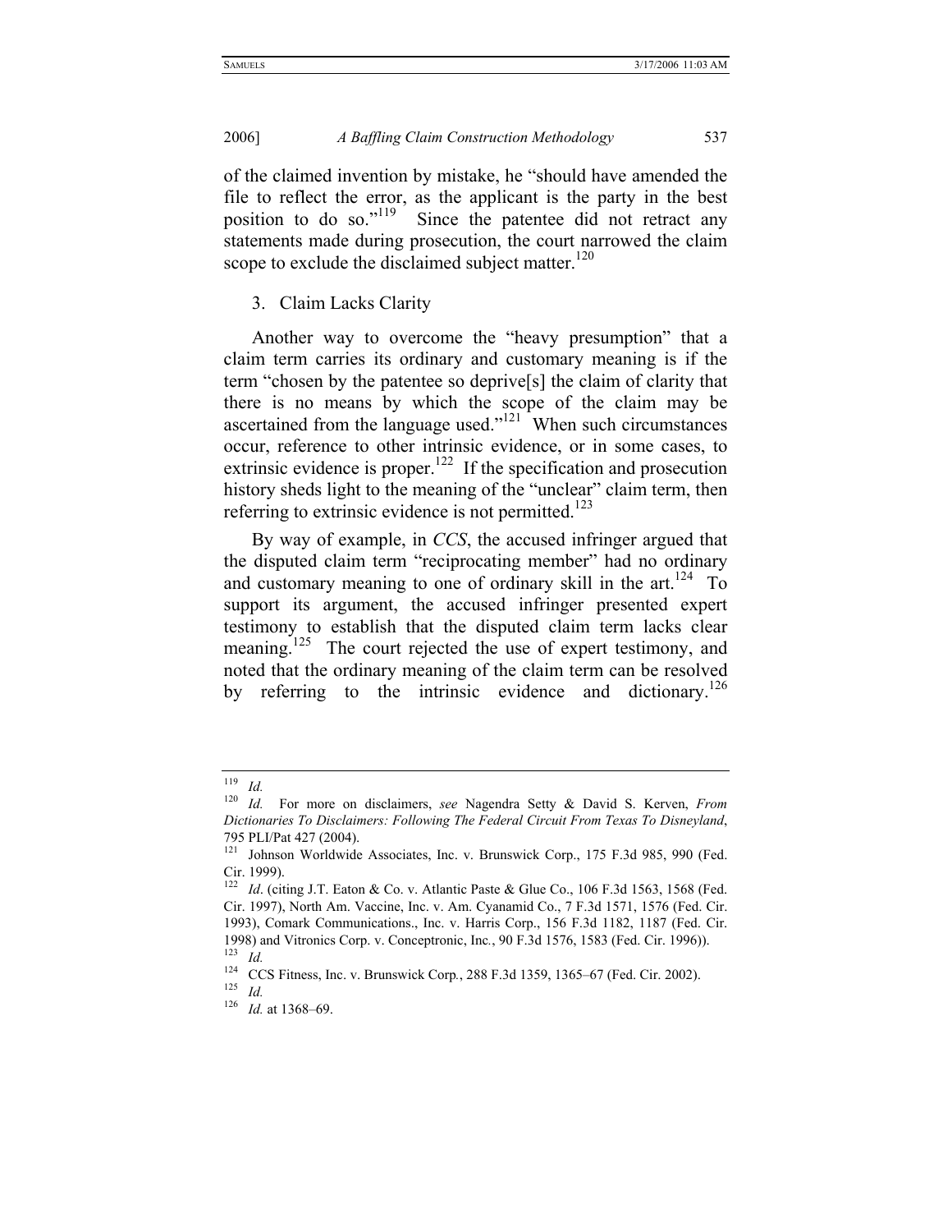of the claimed invention by mistake, he "should have amended the file to reflect the error, as the applicant is the party in the best position to do so."[119] Since the patentee did not retract any statements made during prosecution, the court narrowed the claim scope to exclude the disclaimed subject matter.[120]

3. Claim Lacks Clarity

Another way to overcome the "heavy presumption" that a claim term carries its ordinary and customary meaning is if the term "chosen by the patentee so deprive[s] the claim of clarity that there is no means by which the scope of the claim may be ascertained from the language used."[121] When such circumstances occur, reference to other intrinsic evidence, or in some cases, to extrinsic evidence is proper.[122] If the specification and prosecution history sheds light to the meaning of the "unclear" claim term, then referring to extrinsic evidence is not permitted.[123]

By way of example, in *CCS*, the accused infringer argued that the disputed claim term "reciprocating member" had no ordinary and customary meaning to one of ordinary skill in the art.[124] To support its argument, the accused infringer presented expert testimony to establish that the disputed claim term lacks clear meaning.[125] The court rejected the use of expert testimony, and noted that the ordinary meaning of the claim term can be resolved by referring to the intrinsic evidence and dictionary.[126]

---

[119] *Id.*

[120] *Id.* For more on disclaimers, *see* Nagendra Setty & David S. Kerven, *From Dictionaries To Disclaimers: Following The Federal Circuit From Texas To Disneyland*, 795 PLI/Pat 427 (2004).

[121] Johnson Worldwide Associates, Inc. v. Brunswick Corp., 175 F.3d 985, 990 (Fed. Cir. 1999).

[122] *Id*. (citing J.T. Eaton & Co. v. Atlantic Paste & Glue Co., 106 F.3d 1563, 1568 (Fed. Cir. 1997), North Am. Vaccine, Inc. v. Am. Cyanamid Co., 7 F.3d 1571, 1576 (Fed. Cir. 1993), Comark Communications., Inc. v. Harris Corp., 156 F.3d 1182, 1187 (Fed. Cir. 1998) and Vitronics Corp. v. Conceptronic, Inc., 90 F.3d 1576, 1583 (Fed. Cir. 1996)).

[123] *Id.*

[124] CCS Fitness, Inc. v. Brunswick Corp., 288 F.3d 1359, 1365–67 (Fed. Cir. 2002).

[125] *Id.*

[126] *Id.* at 1368–69.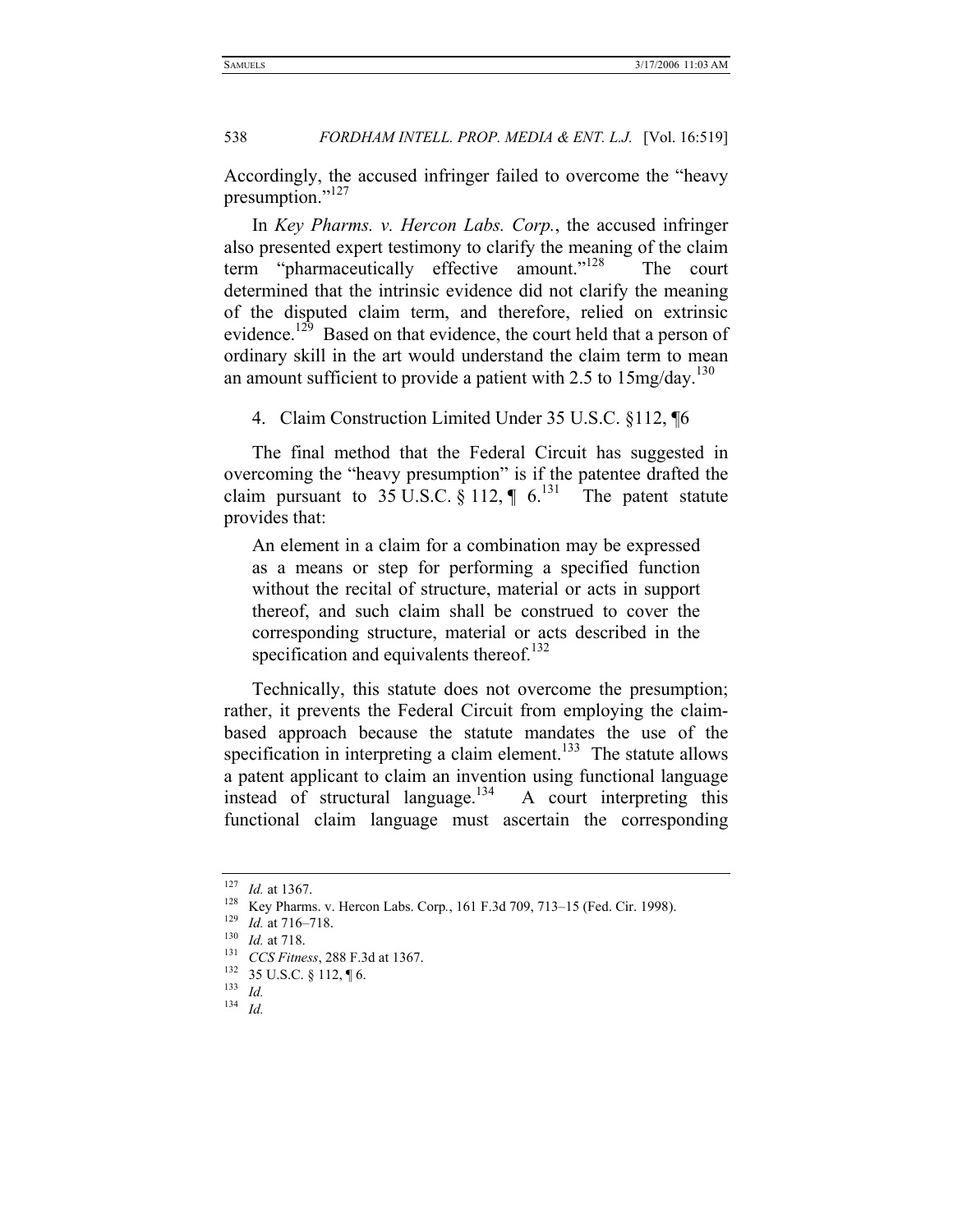Accordingly, the accused infringer failed to overcome the "heavy presumption."[127]

In *Key Pharms. v. Hercon Labs. Corp.*, the accused infringer also presented expert testimony to clarify the meaning of the claim term "pharmaceutically effective amount."[128] The court determined that the intrinsic evidence did not clarify the meaning of the disputed claim term, and therefore, relied on extrinsic evidence.[129] Based on that evidence, the court held that a person of ordinary skill in the art would understand the claim term to mean an amount sufficient to provide a patient with 2.5 to 15mg/day.[130]

4. Claim Construction Limited Under 35 U.S.C. §112, ¶6

The final method that the Federal Circuit has suggested in overcoming the "heavy presumption" is if the patentee drafted the claim pursuant to 35 U.S.C. § 112, ¶ 6.[131] The patent statute provides that:

> An element in a claim for a combination may be expressed as a means or step for performing a specified function without the recital of structure, material or acts in support thereof, and such claim shall be construed to cover the corresponding structure, material or acts described in the specification and equivalents thereof.[132]

Technically, this statute does not overcome the presumption; rather, it prevents the Federal Circuit from employing the claim-based approach because the statute mandates the use of the specification in interpreting a claim element.[133] The statute allows a patent applicant to claim an invention using functional language instead of structural language.[134] A court interpreting this functional claim language must ascertain the corresponding

---

[127] *Id.* at 1367.

[128] Key Pharms. v. Hercon Labs. Corp., 161 F.3d 709, 713–15 (Fed. Cir. 1998).

[129] *Id.* at 716–718.

[130] *Id.* at 718.

[131] *CCS Fitness*, 288 F.3d at 1367.

[132] 35 U.S.C. § 112, ¶ 6.

[133] *Id.*

[134] *Id.*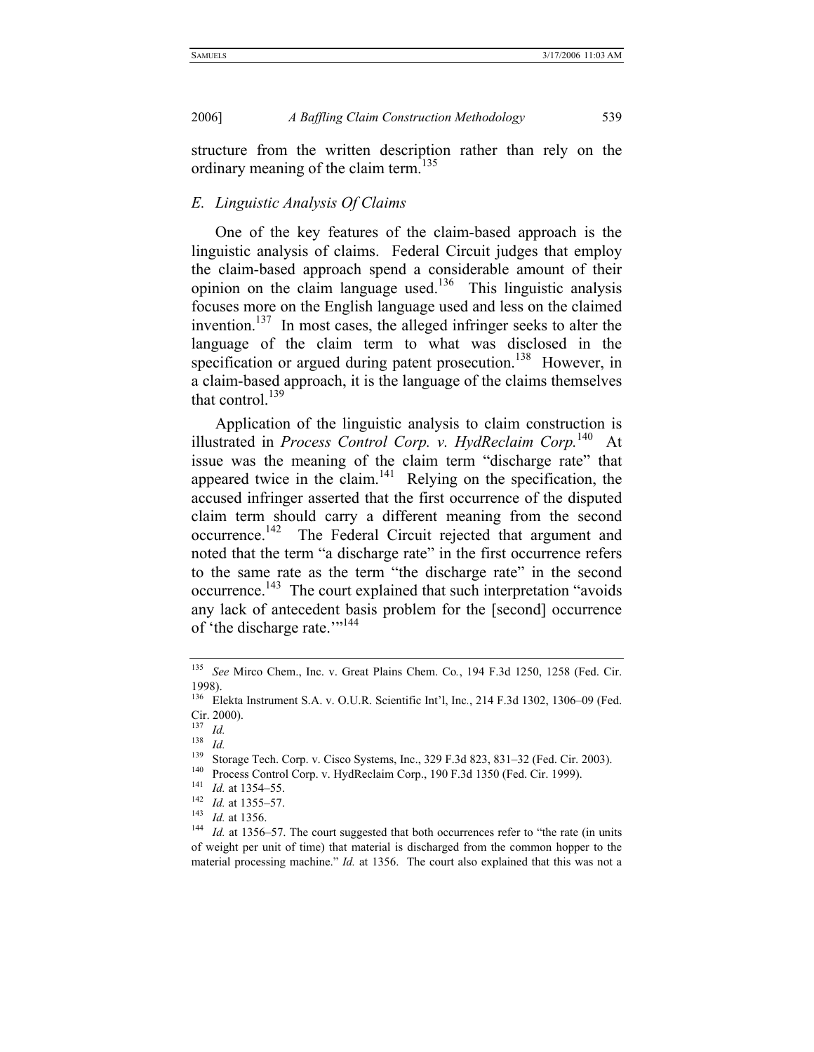structure from the written description rather than rely on the ordinary meaning of the claim term.[135]

## *E. Linguistic Analysis Of Claims*

One of the key features of the claim-based approach is the linguistic analysis of claims. Federal Circuit judges that employ the claim-based approach spend a considerable amount of their opinion on the claim language used.[136] This linguistic analysis focuses more on the English language used and less on the claimed invention.[137] In most cases, the alleged infringer seeks to alter the language of the claim term to what was disclosed in the specification or argued during patent prosecution.[138] However, in a claim-based approach, it is the language of the claims themselves that control.[139]

Application of the linguistic analysis to claim construction is illustrated in *Process Control Corp. v. HydReclaim Corp.*[140] At issue was the meaning of the claim term "discharge rate" that appeared twice in the claim.[141] Relying on the specification, the accused infringer asserted that the first occurrence of the disputed claim term should carry a different meaning from the second occurrence.[142] The Federal Circuit rejected that argument and noted that the term "a discharge rate" in the first occurrence refers to the same rate as the term "the discharge rate" in the second occurrence.[143] The court explained that such interpretation "avoids any lack of antecedent basis problem for the [second] occurrence of 'the discharge rate.'"[144]

---

[135] *See* Mirco Chem., Inc. v. Great Plains Chem. Co*.*, 194 F.3d 1250, 1258 (Fed. Cir. 1998).

[136] Elekta Instrument S.A. v. O.U.R. Scientific Int'l, Inc*.*, 214 F.3d 1302, 1306–09 (Fed. Cir. 2000).

[137] *Id.*

[138] *Id.*

[139] Storage Tech. Corp. v. Cisco Systems, Inc., 329 F.3d 823, 831–32 (Fed. Cir. 2003).

[140] Process Control Corp. v. HydReclaim Corp., 190 F.3d 1350 (Fed. Cir. 1999).

[141] *Id.* at 1354–55.

[142] *Id.* at 1355–57.

[143] *Id.* at 1356.

[144] *Id.* at 1356–57. The court suggested that both occurrences refer to "the rate (in units of weight per unit of time) that material is discharged from the common hopper to the material processing machine." *Id.* at 1356. The court also explained that this was not a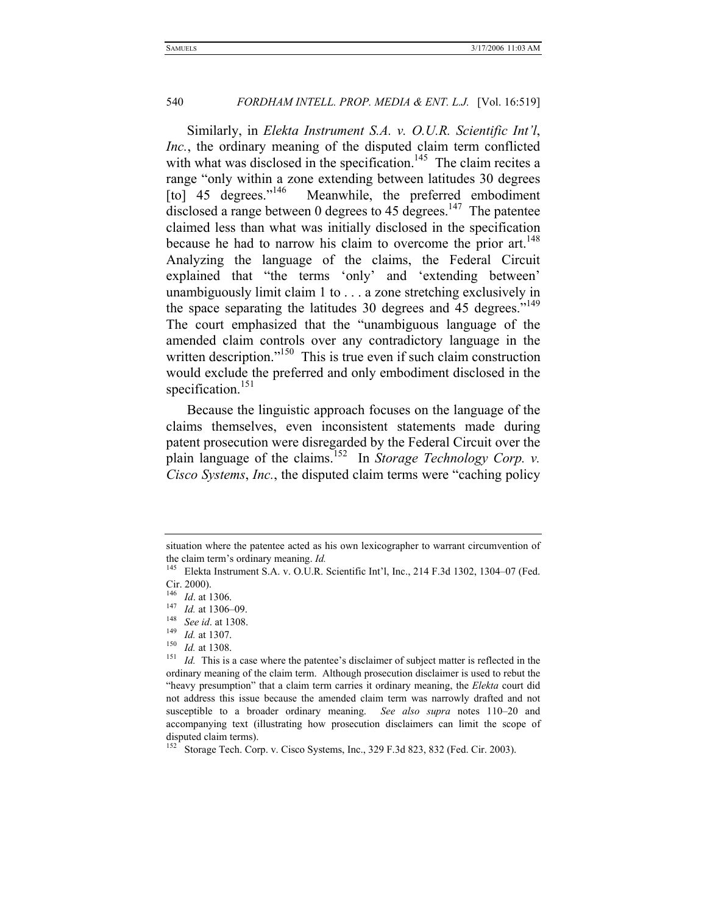Similarly, in *Elekta Instrument S.A. v. O.U.R. Scientific Int'l, Inc.*, the ordinary meaning of the disputed claim term conflicted with what was disclosed in the specification.[145] The claim recites a range "only within a zone extending between latitudes 30 degrees [to] 45 degrees."[146] Meanwhile, the preferred embodiment disclosed a range between 0 degrees to 45 degrees.[147] The patentee claimed less than what was initially disclosed in the specification because he had to narrow his claim to overcome the prior art.[148] Analyzing the language of the claims, the Federal Circuit explained that "the terms 'only' and 'extending between' unambiguously limit claim 1 to . . . a zone stretching exclusively in the space separating the latitudes 30 degrees and 45 degrees."[149] The court emphasized that the "unambiguous language of the amended claim controls over any contradictory language in the written description."[150] This is true even if such claim construction would exclude the preferred and only embodiment disclosed in the specification.[151]

Because the linguistic approach focuses on the language of the claims themselves, even inconsistent statements made during patent prosecution were disregarded by the Federal Circuit over the plain language of the claims.[152] In *Storage Technology Corp. v. Cisco Systems*, *Inc.*, the disputed claim terms were "caching policy

---

situation where the patentee acted as his own lexicographer to warrant circumvention of the claim term's ordinary meaning. *Id.*

[145] Elekta Instrument S.A. v. O.U.R. Scientific Int'l, Inc., 214 F.3d 1302, 1304–07 (Fed. Cir. 2000).

[146] *Id*. at 1306.

[147] *Id.* at 1306–09.

[148] *See id*. at 1308.

[149] *Id.* at 1307.

[150] *Id.* at 1308.

[151] *Id.* This is a case where the patentee's disclaimer of subject matter is reflected in the ordinary meaning of the claim term. Although prosecution disclaimer is used to rebut the "heavy presumption" that a claim term carries it ordinary meaning, the *Elekta* court did not address this issue because the amended claim term was narrowly drafted and not susceptible to a broader ordinary meaning. *See also supra* notes 110–20 and accompanying text (illustrating how prosecution disclaimers can limit the scope of disputed claim terms).

[152] Storage Tech. Corp. v. Cisco Systems, Inc., 329 F.3d 823, 832 (Fed. Cir. 2003).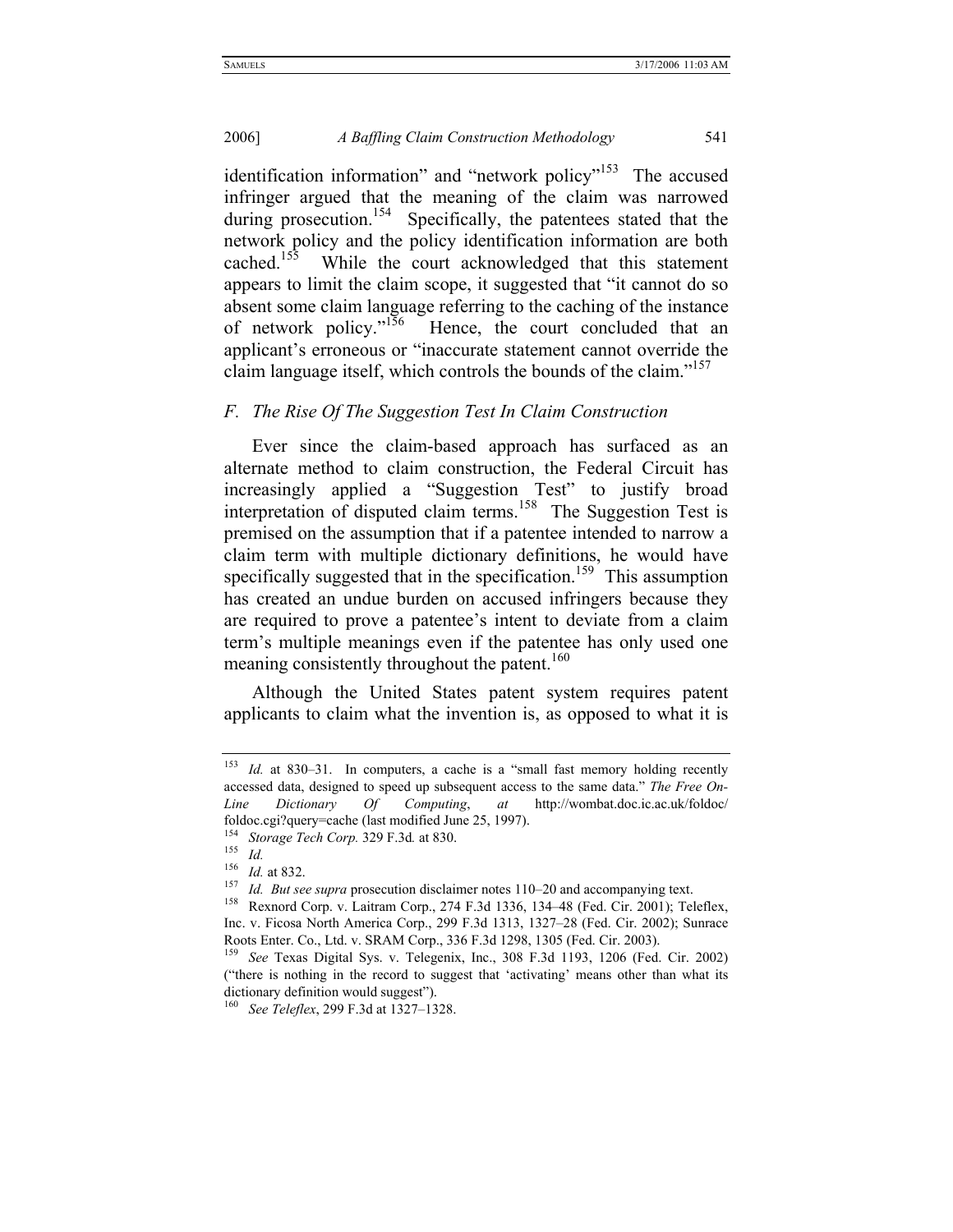identification information" and "network policy"[153] The accused infringer argued that the meaning of the claim was narrowed during prosecution.[154] Specifically, the patentees stated that the network policy and the policy identification information are both cached.[155] While the court acknowledged that this statement appears to limit the claim scope, it suggested that "it cannot do so absent some claim language referring to the caching of the instance of network policy."[156] Hence, the court concluded that an applicant's erroneous or "inaccurate statement cannot override the claim language itself, which controls the bounds of the claim."[157]

### *F. The Rise Of The Suggestion Test In Claim Construction*

Ever since the claim-based approach has surfaced as an alternate method to claim construction, the Federal Circuit has increasingly applied a "Suggestion Test" to justify broad interpretation of disputed claim terms.[158] The Suggestion Test is premised on the assumption that if a patentee intended to narrow a claim term with multiple dictionary definitions, he would have specifically suggested that in the specification.[159] This assumption has created an undue burden on accused infringers because they are required to prove a patentee's intent to deviate from a claim term's multiple meanings even if the patentee has only used one meaning consistently throughout the patent.[160]

Although the United States patent system requires patent applicants to claim what the invention is, as opposed to what it is

---

[153] *Id.* at 830–31. In computers, a cache is a "small fast memory holding recently accessed data, designed to speed up subsequent access to the same data." *The Free On-Line Dictionary Of Computing*, *at* http://wombat.doc.ic.ac.uk/foldoc/foldoc.cgi?query=cache (last modified June 25, 1997).

[154] *Storage Tech Corp.* 329 F.3d*.* at 830.

[155] *Id.*

[156] *Id.* at 832.

[157] *Id. But see supra* prosecution disclaimer notes 110–20 and accompanying text.

[158] Rexnord Corp. v. Laitram Corp., 274 F.3d 1336, 134–48 (Fed. Cir. 2001); Teleflex, Inc. v. Ficosa North America Corp., 299 F.3d 1313, 1327–28 (Fed. Cir. 2002); Sunrace Roots Enter. Co., Ltd. v. SRAM Corp., 336 F.3d 1298, 1305 (Fed. Cir. 2003).

[159] *See* Texas Digital Sys. v. Telegenix, Inc., 308 F.3d 1193, 1206 (Fed. Cir. 2002) ("there is nothing in the record to suggest that 'activating' means other than what its dictionary definition would suggest").

[160] *See Teleflex*, 299 F.3d at 1327–1328.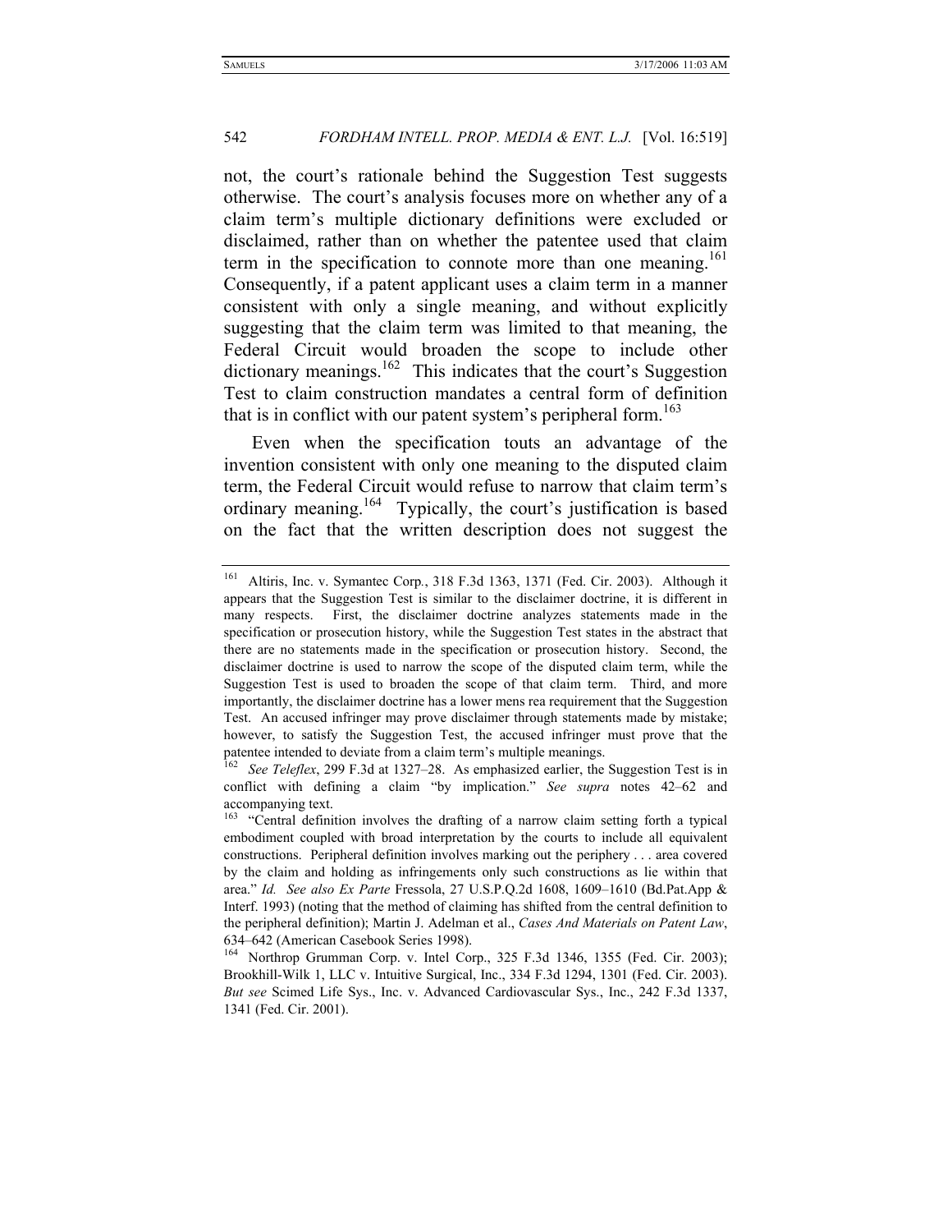not, the court's rationale behind the Suggestion Test suggests otherwise. The court's analysis focuses more on whether any of a claim term's multiple dictionary definitions were excluded or disclaimed, rather than on whether the patentee used that claim term in the specification to connote more than one meaning.[161] Consequently, if a patent applicant uses a claim term in a manner consistent with only a single meaning, and without explicitly suggesting that the claim term was limited to that meaning, the Federal Circuit would broaden the scope to include other dictionary meanings.[162] This indicates that the court's Suggestion Test to claim construction mandates a central form of definition that is in conflict with our patent system's peripheral form.[163]

Even when the specification touts an advantage of the invention consistent with only one meaning to the disputed claim term, the Federal Circuit would refuse to narrow that claim term's ordinary meaning.[164] Typically, the court's justification is based on the fact that the written description does not suggest the

---

[161] Altiris, Inc. v. Symantec Corp., 318 F.3d 1363, 1371 (Fed. Cir. 2003). Although it appears that the Suggestion Test is similar to the disclaimer doctrine, it is different in many respects. First, the disclaimer doctrine analyzes statements made in the specification or prosecution history, while the Suggestion Test states in the abstract that there are no statements made in the specification or prosecution history. Second, the disclaimer doctrine is used to narrow the scope of the disputed claim term, while the Suggestion Test is used to broaden the scope of that claim term. Third, and more importantly, the disclaimer doctrine has a lower mens rea requirement that the Suggestion Test. An accused infringer may prove disclaimer through statements made by mistake; however, to satisfy the Suggestion Test, the accused infringer must prove that the patentee intended to deviate from a claim term's multiple meanings.

[162] *See Teleflex*, 299 F.3d at 1327–28. As emphasized earlier, the Suggestion Test is in conflict with defining a claim "by implication." *See supra* notes 42–62 and accompanying text.

[163] "Central definition involves the drafting of a narrow claim setting forth a typical embodiment coupled with broad interpretation by the courts to include all equivalent constructions. Peripheral definition involves marking out the periphery . . . area covered by the claim and holding as infringements only such constructions as lie within that area." *Id. See also Ex Parte* Fressola, 27 U.S.P.Q.2d 1608, 1609–1610 (Bd.Pat.App & Interf. 1993) (noting that the method of claiming has shifted from the central definition to the peripheral definition); Martin J. Adelman et al., *Cases And Materials on Patent Law*, 634–642 (American Casebook Series 1998).

[164] Northrop Grumman Corp. v. Intel Corp., 325 F.3d 1346, 1355 (Fed. Cir. 2003); Brookhill-Wilk 1, LLC v. Intuitive Surgical, Inc., 334 F.3d 1294, 1301 (Fed. Cir. 2003). *But see* Scimed Life Sys., Inc. v. Advanced Cardiovascular Sys., Inc., 242 F.3d 1337, 1341 (Fed. Cir. 2001).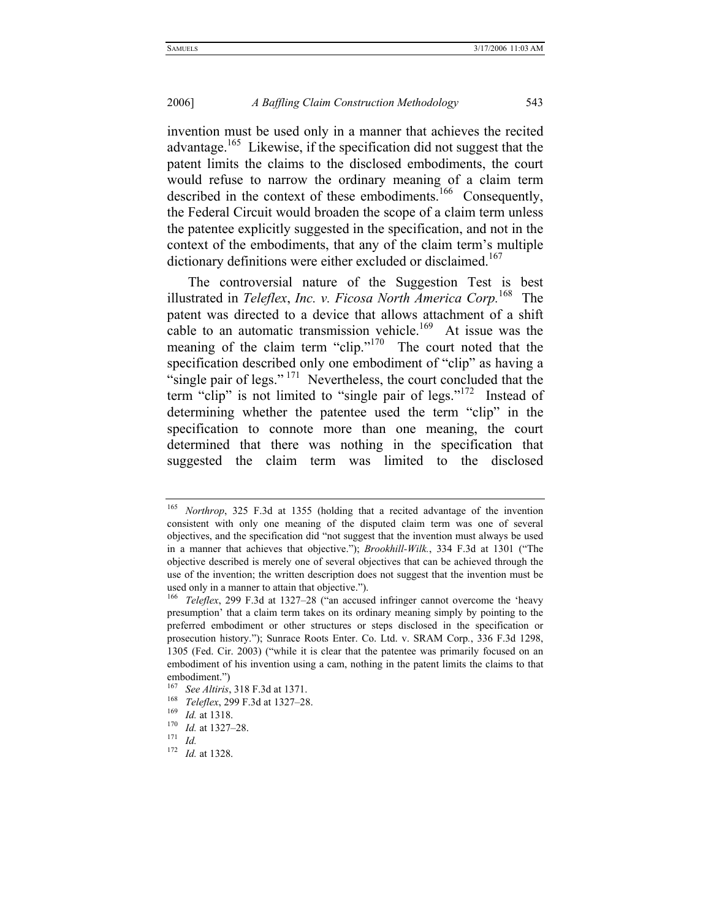invention must be used only in a manner that achieves the recited advantage.[165] Likewise, if the specification did not suggest that the patent limits the claims to the disclosed embodiments, the court would refuse to narrow the ordinary meaning of a claim term described in the context of these embodiments.[166] Consequently, the Federal Circuit would broaden the scope of a claim term unless the patentee explicitly suggested in the specification, and not in the context of the embodiments, that any of the claim term's multiple dictionary definitions were either excluded or disclaimed.[167]

The controversial nature of the Suggestion Test is best illustrated in *Teleflex*, *Inc. v. Ficosa North America Corp.*[168] The patent was directed to a device that allows attachment of a shift cable to an automatic transmission vehicle.[169] At issue was the meaning of the claim term "clip."[170] The court noted that the specification described only one embodiment of "clip" as having a "single pair of legs."[171] Nevertheless, the court concluded that the term "clip" is not limited to "single pair of legs."[172] Instead of determining whether the patentee used the term "clip" in the specification to connote more than one meaning, the court determined that there was nothing in the specification that suggested the claim term was limited to the disclosed

---

[165] *Northrop*, 325 F.3d at 1355 (holding that a recited advantage of the invention consistent with only one meaning of the disputed claim term was one of several objectives, and the specification did "not suggest that the invention must always be used in a manner that achieves that objective."); *Brookhill-Wilk.*, 334 F.3d at 1301 ("The objective described is merely one of several objectives that can be achieved through the use of the invention; the written description does not suggest that the invention must be used only in a manner to attain that objective.").

[166] *Teleflex*, 299 F.3d at 1327–28 ("an accused infringer cannot overcome the 'heavy presumption' that a claim term takes on its ordinary meaning simply by pointing to the preferred embodiment or other structures or steps disclosed in the specification or prosecution history."); Sunrace Roots Enter. Co. Ltd. v. SRAM Corp., 336 F.3d 1298, 1305 (Fed. Cir. 2003) ("while it is clear that the patentee was primarily focused on an embodiment of his invention using a cam, nothing in the patent limits the claims to that embodiment.")

[167] *See Altiris*, 318 F.3d at 1371.

[168] *Teleflex*, 299 F.3d at 1327–28.

[169] *Id.* at 1318.

[170] *Id.* at 1327–28.

[171] *Id.*

[172] *Id.* at 1328.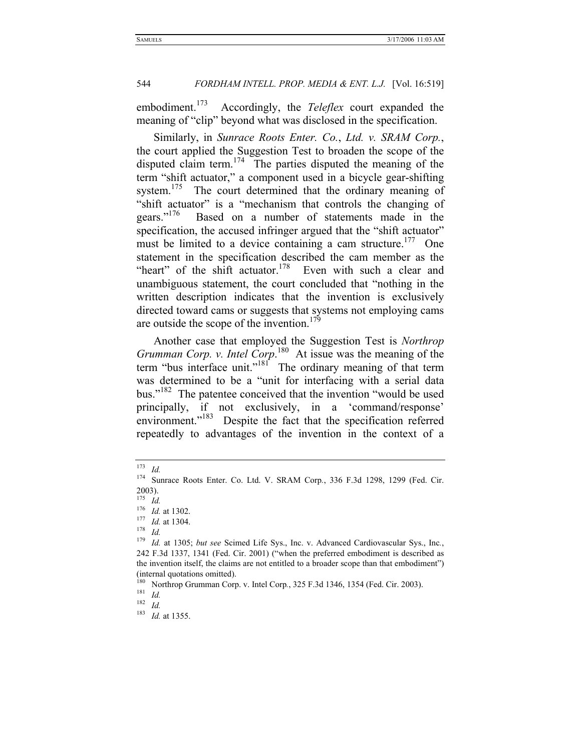embodiment.[173] Accordingly, the *Teleflex* court expanded the meaning of "clip" beyond what was disclosed in the specification.

Similarly, in *Sunrace Roots Enter. Co.*, *Ltd. v. SRAM Corp.*, the court applied the Suggestion Test to broaden the scope of the disputed claim term.[174] The parties disputed the meaning of the term "shift actuator," a component used in a bicycle gear-shifting system.[175] The court determined that the ordinary meaning of "shift actuator" is a "mechanism that controls the changing of gears."[176] Based on a number of statements made in the specification, the accused infringer argued that the "shift actuator" must be limited to a device containing a cam structure.[177] One statement in the specification described the cam member as the "heart" of the shift actuator.[178] Even with such a clear and unambiguous statement, the court concluded that "nothing in the written description indicates that the invention is exclusively directed toward cams or suggests that systems not employing cams are outside the scope of the invention.[179]

Another case that employed the Suggestion Test is *Northrop Grumman Corp. v. Intel Corp*.[180] At issue was the meaning of the term "bus interface unit."[181] The ordinary meaning of that term was determined to be a "unit for interfacing with a serial data bus."[182] The patentee conceived that the invention "would be used principally, if not exclusively, in a 'command/response' environment."[183] Despite the fact that the specification referred repeatedly to advantages of the invention in the context of a

---

[173] *Id.*

[174] Sunrace Roots Enter. Co. Ltd. V. SRAM Corp., 336 F.3d 1298, 1299 (Fed. Cir. 2003).

[175] *Id.*

[176] *Id.* at 1302.

[177] *Id.* at 1304.

[178] *Id.*

[179] *Id.* at 1305; *but see* Scimed Life Sys., Inc. v. Advanced Cardiovascular Sys., Inc., 242 F.3d 1337, 1341 (Fed. Cir. 2001) ("when the preferred embodiment is described as the invention itself, the claims are not entitled to a broader scope than that embodiment") (internal quotations omitted).

[180] Northrop Grumman Corp. v. Intel Corp., 325 F.3d 1346, 1354 (Fed. Cir. 2003).

[181] *Id.*

[182] *Id.*

[183] *Id.* at 1355.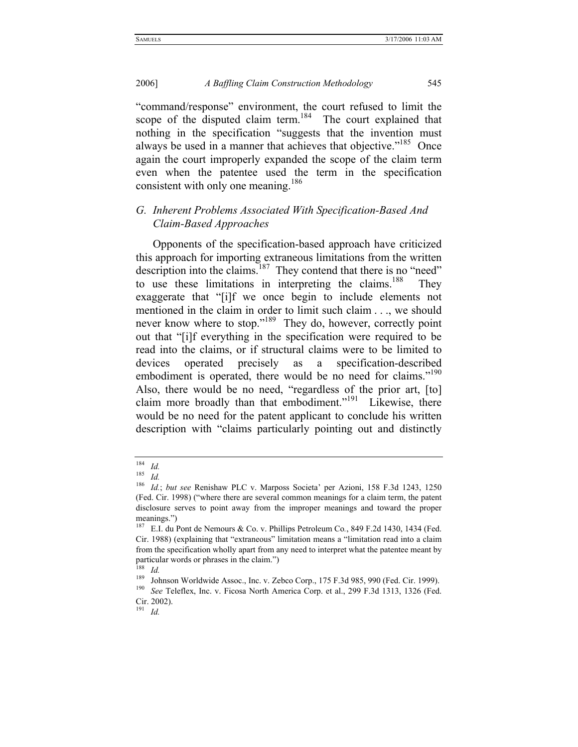"command/response" environment, the court refused to limit the scope of the disputed claim term.[184] The court explained that nothing in the specification "suggests that the invention must always be used in a manner that achieves that objective."[185] Once again the court improperly expanded the scope of the claim term even when the patentee used the term in the specification consistent with only one meaning.[186]

### *G. Inherent Problems Associated With Specification-Based And Claim-Based Approaches*

Opponents of the specification-based approach have criticized this approach for importing extraneous limitations from the written description into the claims.[187] They contend that there is no "need" to use these limitations in interpreting the claims.[188] They exaggerate that "[i]f we once begin to include elements not mentioned in the claim in order to limit such claim . . ., we should never know where to stop."[189] They do, however, correctly point out that "[i]f everything in the specification were required to be read into the claims, or if structural claims were to be limited to devices operated precisely as a specification-described embodiment is operated, there would be no need for claims."[190] Also, there would be no need, "regardless of the prior art, [to] claim more broadly than that embodiment."[191] Likewise, there would be no need for the patent applicant to conclude his written description with "claims particularly pointing out and distinctly

---

[184] *Id.*

[185] *Id.*

[186] *Id.*; *but see* Renishaw PLC v. Marposs Societa' per Azioni, 158 F.3d 1243, 1250 (Fed. Cir. 1998) ("where there are several common meanings for a claim term, the patent disclosure serves to point away from the improper meanings and toward the proper meanings.")

[187] E.I. du Pont de Nemours & Co. v. Phillips Petroleum Co*.*, 849 F.2d 1430, 1434 (Fed. Cir. 1988) (explaining that "extraneous" limitation means a "limitation read into a claim from the specification wholly apart from any need to interpret what the patentee meant by particular words or phrases in the claim.")

[188] *Id.*

[189] Johnson Worldwide Assoc., Inc. v. Zebco Corp., 175 F.3d 985, 990 (Fed. Cir. 1999).

[190] *See* Teleflex, Inc. v. Ficosa North America Corp. et al., 299 F.3d 1313, 1326 (Fed. Cir. 2002).

[191] *Id.*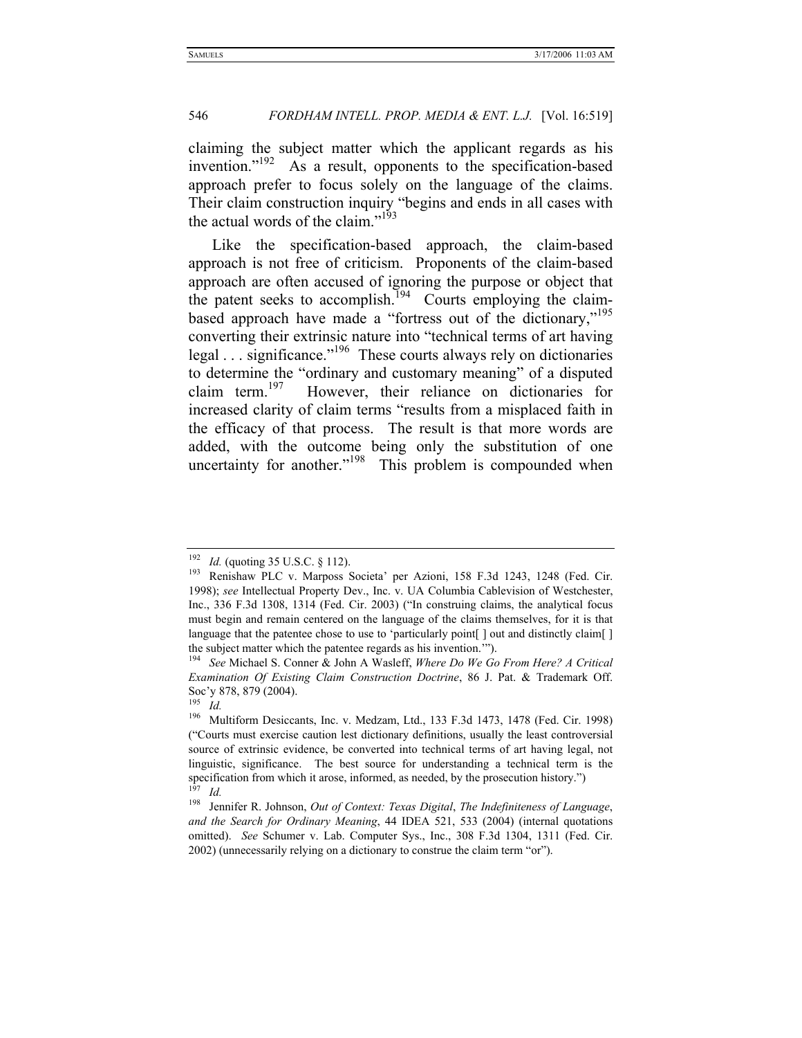claiming the subject matter which the applicant regards as his invention."[192] As a result, opponents to the specification-based approach prefer to focus solely on the language of the claims. Their claim construction inquiry "begins and ends in all cases with the actual words of the claim."[193]

Like the specification-based approach, the claim-based approach is not free of criticism. Proponents of the claim-based approach are often accused of ignoring the purpose or object that the patent seeks to accomplish.[194] Courts employing the claim-based approach have made a "fortress out of the dictionary,"[195] converting their extrinsic nature into "technical terms of art having legal . . . significance."[196] These courts always rely on dictionaries to determine the "ordinary and customary meaning" of a disputed claim term.[197] However, their reliance on dictionaries for increased clarity of claim terms "results from a misplaced faith in the efficacy of that process. The result is that more words are added, with the outcome being only the substitution of one uncertainty for another."[198] This problem is compounded when

---

[192] *Id.* (quoting 35 U.S.C. § 112).

[193] Renishaw PLC v. Marposs Societa' per Azioni, 158 F.3d 1243, 1248 (Fed. Cir. 1998); *see* Intellectual Property Dev., Inc. v. UA Columbia Cablevision of Westchester, Inc., 336 F.3d 1308, 1314 (Fed. Cir. 2003) ("In construing claims, the analytical focus must begin and remain centered on the language of the claims themselves, for it is that language that the patentee chose to use to 'particularly point[ ] out and distinctly claim[ ] the subject matter which the patentee regards as his invention.'").

[194] *See* Michael S. Conner & John A Wasleff, *Where Do We Go From Here? A Critical Examination Of Existing Claim Construction Doctrine*, 86 J. Pat. & Trademark Off. Soc'y 878, 879 (2004).

[195] *Id.*

[196] Multiform Desiccants, Inc. v. Medzam, Ltd., 133 F.3d 1473, 1478 (Fed. Cir. 1998) ("Courts must exercise caution lest dictionary definitions, usually the least controversial source of extrinsic evidence, be converted into technical terms of art having legal, not linguistic, significance. The best source for understanding a technical term is the specification from which it arose, informed, as needed, by the prosecution history.")

[197] *Id.*

[198] Jennifer R. Johnson, *Out of Context: Texas Digital*, *The Indefiniteness of Language*, *and the Search for Ordinary Meaning*, 44 IDEA 521, 533 (2004) (internal quotations omitted). *See* Schumer v. Lab. Computer Sys., Inc., 308 F.3d 1304, 1311 (Fed. Cir. 2002) (unnecessarily relying on a dictionary to construe the claim term "or").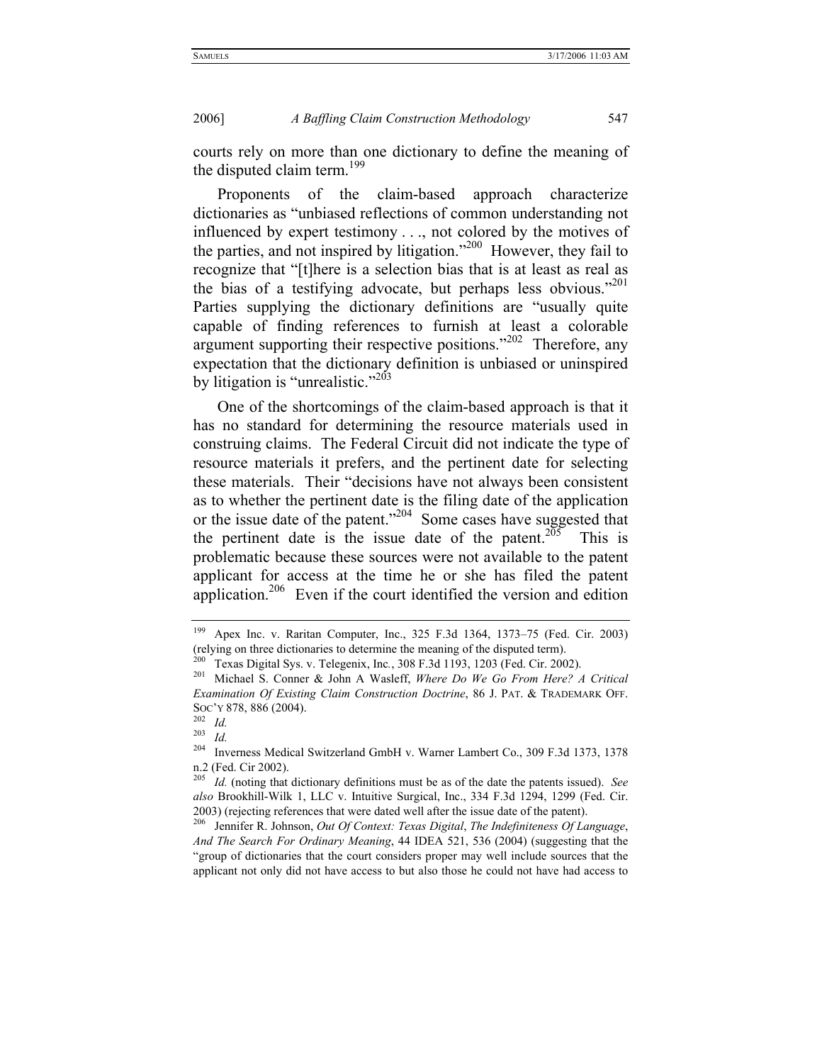courts rely on more than one dictionary to define the meaning of the disputed claim term.[199]

Proponents of the claim-based approach characterize dictionaries as "unbiased reflections of common understanding not influenced by expert testimony . . ., not colored by the motives of the parties, and not inspired by litigation."[200] However, they fail to recognize that "[t]here is a selection bias that is at least as real as the bias of a testifying advocate, but perhaps less obvious."[201] Parties supplying the dictionary definitions are "usually quite capable of finding references to furnish at least a colorable argument supporting their respective positions."[202] Therefore, any expectation that the dictionary definition is unbiased or uninspired by litigation is "unrealistic."[203]

One of the shortcomings of the claim-based approach is that it has no standard for determining the resource materials used in construing claims. The Federal Circuit did not indicate the type of resource materials it prefers, and the pertinent date for selecting these materials. Their "decisions have not always been consistent as to whether the pertinent date is the filing date of the application or the issue date of the patent."[204] Some cases have suggested that the pertinent date is the issue date of the patent.[205] This is problematic because these sources were not available to the patent applicant for access at the time he or she has filed the patent application.[206] Even if the court identified the version and edition

---

[199] Apex Inc. v. Raritan Computer, Inc., 325 F.3d 1364, 1373–75 (Fed. Cir. 2003) (relying on three dictionaries to determine the meaning of the disputed term).

[200] Texas Digital Sys. v. Telegenix, Inc., 308 F.3d 1193, 1203 (Fed. Cir. 2002).

[201] Michael S. Conner & John A Wasleff, *Where Do We Go From Here? A Critical Examination Of Existing Claim Construction Doctrine*, 86 J. PAT. & TRADEMARK OFF. SOC'Y 878, 886 (2004).

[202] *Id.*

[203] *Id.*

[204] Inverness Medical Switzerland GmbH v. Warner Lambert Co., 309 F.3d 1373, 1378 n.2 (Fed. Cir 2002).

[205] *Id.* (noting that dictionary definitions must be as of the date the patents issued). *See also* Brookhill-Wilk 1, LLC v. Intuitive Surgical, Inc., 334 F.3d 1294, 1299 (Fed. Cir. 2003) (rejecting references that were dated well after the issue date of the patent).

[206] Jennifer R. Johnson, *Out Of Context: Texas Digital*, *The Indefiniteness Of Language*, *And The Search For Ordinary Meaning*, 44 IDEA 521, 536 (2004) (suggesting that the "group of dictionaries that the court considers proper may well include sources that the applicant not only did not have access to but also those he could not have had access to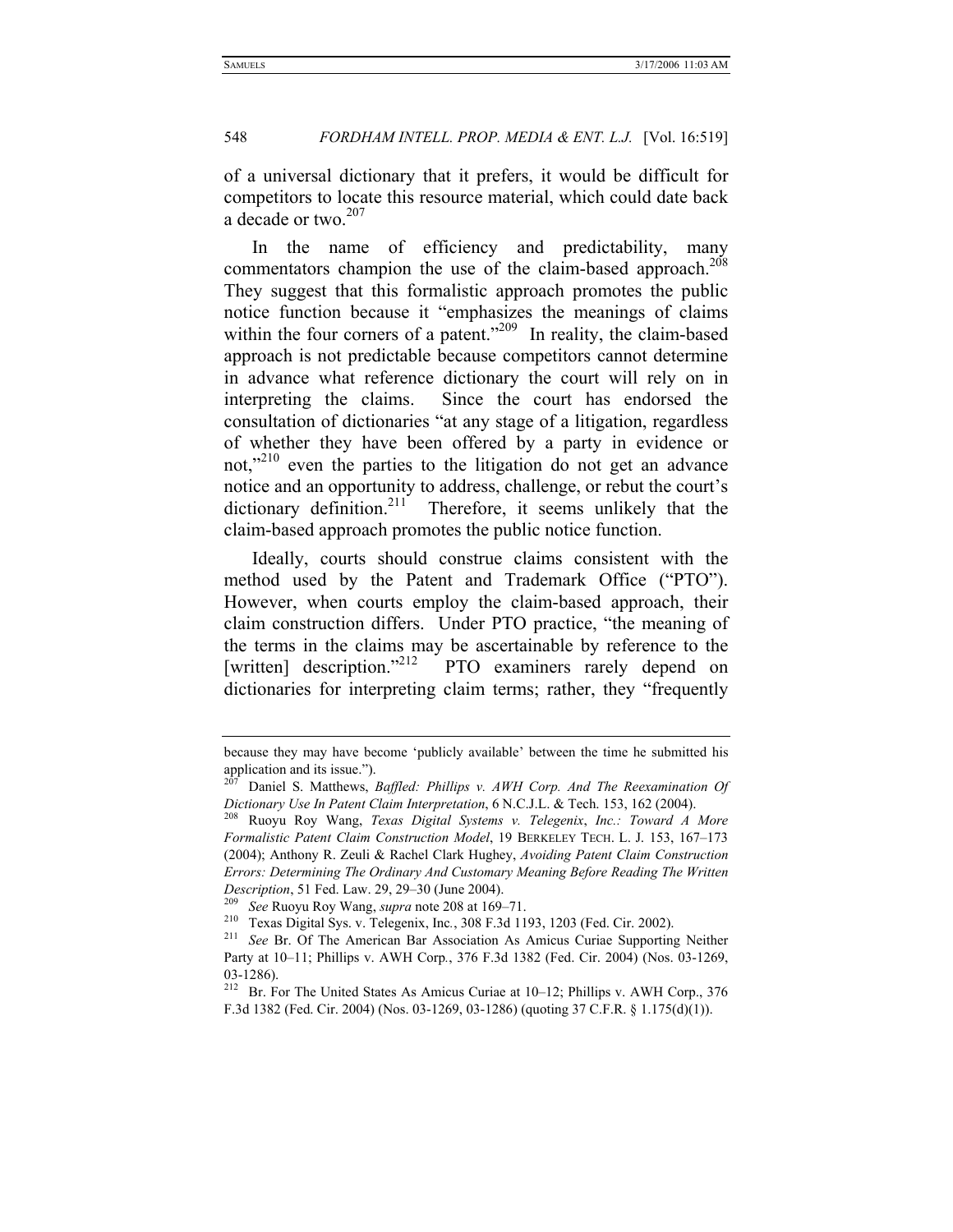of a universal dictionary that it prefers, it would be difficult for competitors to locate this resource material, which could date back a decade or two.[207]

In the name of efficiency and predictability, many commentators champion the use of the claim-based approach.[208] They suggest that this formalistic approach promotes the public notice function because it "emphasizes the meanings of claims within the four corners of a patent."[209] In reality, the claim-based approach is not predictable because competitors cannot determine in advance what reference dictionary the court will rely on in interpreting the claims. Since the court has endorsed the consultation of dictionaries "at any stage of a litigation, regardless of whether they have been offered by a party in evidence or not,"[210] even the parties to the litigation do not get an advance notice and an opportunity to address, challenge, or rebut the court's dictionary definition.[211] Therefore, it seems unlikely that the claim-based approach promotes the public notice function.

Ideally, courts should construe claims consistent with the method used by the Patent and Trademark Office ("PTO"). However, when courts employ the claim-based approach, their claim construction differs. Under PTO practice, "the meaning of the terms in the claims may be ascertainable by reference to the [written] description."[212] PTO examiners rarely depend on dictionaries for interpreting claim terms; rather, they "frequently

---

because they may have become 'publicly available' between the time he submitted his application and its issue.").

[207] Daniel S. Matthews, *Baffled: Phillips v. AWH Corp. And The Reexamination Of Dictionary Use In Patent Claim Interpretation*, 6 N.C.J.L. & Tech. 153, 162 (2004).

[208] Ruoyu Roy Wang, *Texas Digital Systems v. Telegenix*, *Inc.: Toward A More Formalistic Patent Claim Construction Model*, 19 BERKELEY TECH. L. J. 153, 167–173 (2004); Anthony R. Zeuli & Rachel Clark Hughey, *Avoiding Patent Claim Construction Errors: Determining The Ordinary And Customary Meaning Before Reading The Written Description*, 51 Fed. Law. 29, 29–30 (June 2004).

[209] *See* Ruoyu Roy Wang, *supra* note 208 at 169–71.

[210] Texas Digital Sys. v. Telegenix, Inc., 308 F.3d 1193, 1203 (Fed. Cir. 2002).

[211] *See* Br. Of The American Bar Association As Amicus Curiae Supporting Neither Party at 10–11; Phillips v. AWH Corp., 376 F.3d 1382 (Fed. Cir. 2004) (Nos. 03-1269, 03-1286).

[212] Br. For The United States As Amicus Curiae at 10–12; Phillips v. AWH Corp., 376 F.3d 1382 (Fed. Cir. 2004) (Nos. 03-1269, 03-1286) (quoting 37 C.F.R. § 1.175(d)(1)).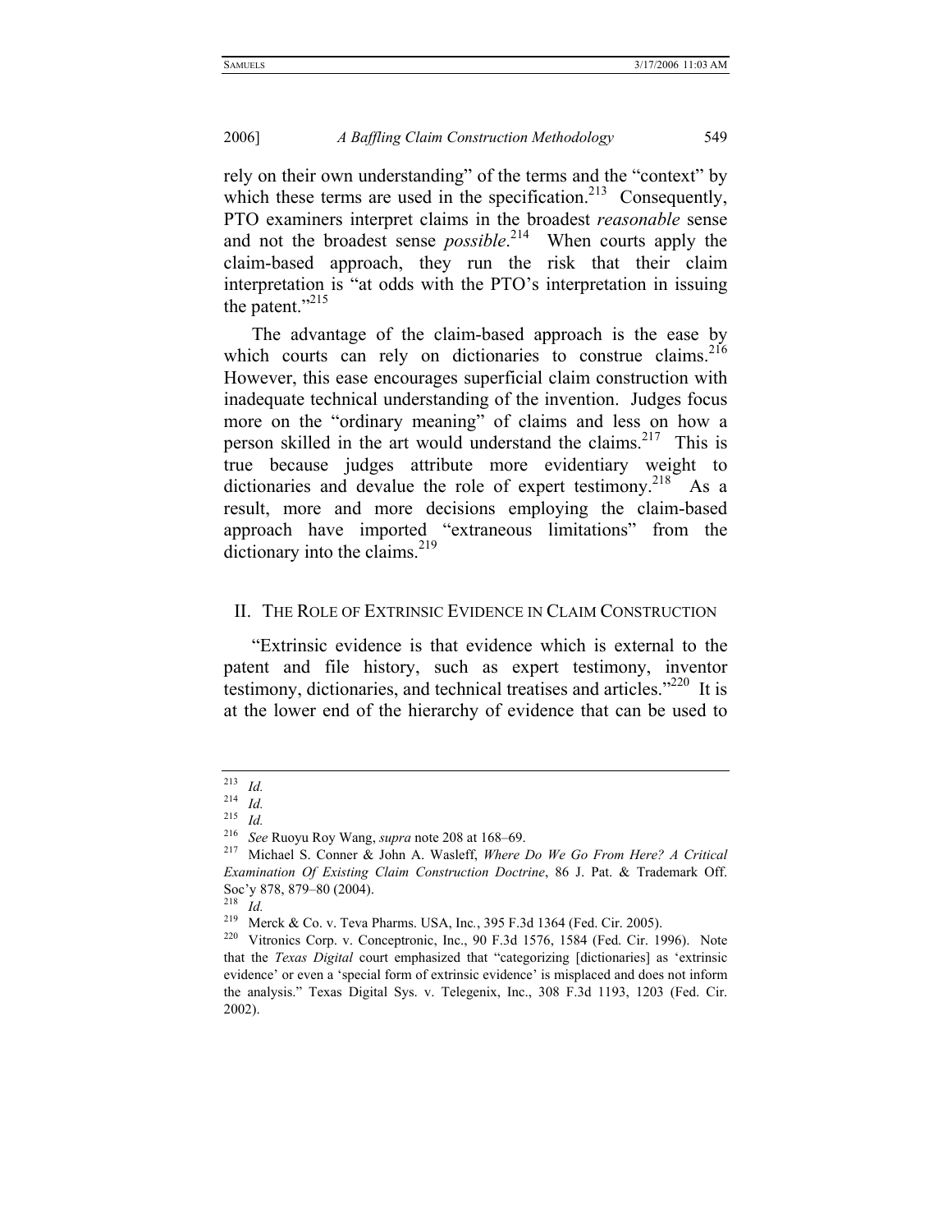rely on their own understanding" of the terms and the "context" by which these terms are used in the specification.[213] Consequently, PTO examiners interpret claims in the broadest *reasonable* sense and not the broadest sense *possible*.[214] When courts apply the claim-based approach, they run the risk that their claim interpretation is "at odds with the PTO's interpretation in issuing the patent."[215]

The advantage of the claim-based approach is the ease by which courts can rely on dictionaries to construe claims.[216] However, this ease encourages superficial claim construction with inadequate technical understanding of the invention. Judges focus more on the "ordinary meaning" of claims and less on how a person skilled in the art would understand the claims.[217] This is true because judges attribute more evidentiary weight to dictionaries and devalue the role of expert testimony.[218] As a result, more and more decisions employing the claim-based approach have imported "extraneous limitations" from the dictionary into the claims.[219]

## II. The Role of Extrinsic Evidence in Claim Construction

"Extrinsic evidence is that evidence which is external to the patent and file history, such as expert testimony, inventor testimony, dictionaries, and technical treatises and articles."[220] It is at the lower end of the hierarchy of evidence that can be used to

---

[213] *Id.*

[214] *Id.*

[215] *Id.*

[216] *See* Ruoyu Roy Wang, *supra* note 208 at 168–69.

[217] Michael S. Conner & John A. Wasleff, *Where Do We Go From Here? A Critical Examination Of Existing Claim Construction Doctrine*, 86 J. Pat. & Trademark Off. Soc'y 878, 879–80 (2004).

[218] *Id.*

[219] Merck & Co. v. Teva Pharms. USA, Inc., 395 F.3d 1364 (Fed. Cir. 2005).

[220] Vitronics Corp. v. Conceptronic, Inc., 90 F.3d 1576, 1584 (Fed. Cir. 1996). Note that the *Texas Digital* court emphasized that "categorizing [dictionaries] as 'extrinsic evidence' or even a 'special form of extrinsic evidence' is misplaced and does not inform the analysis." Texas Digital Sys. v. Telegenix, Inc., 308 F.3d 1193, 1203 (Fed. Cir. 2002).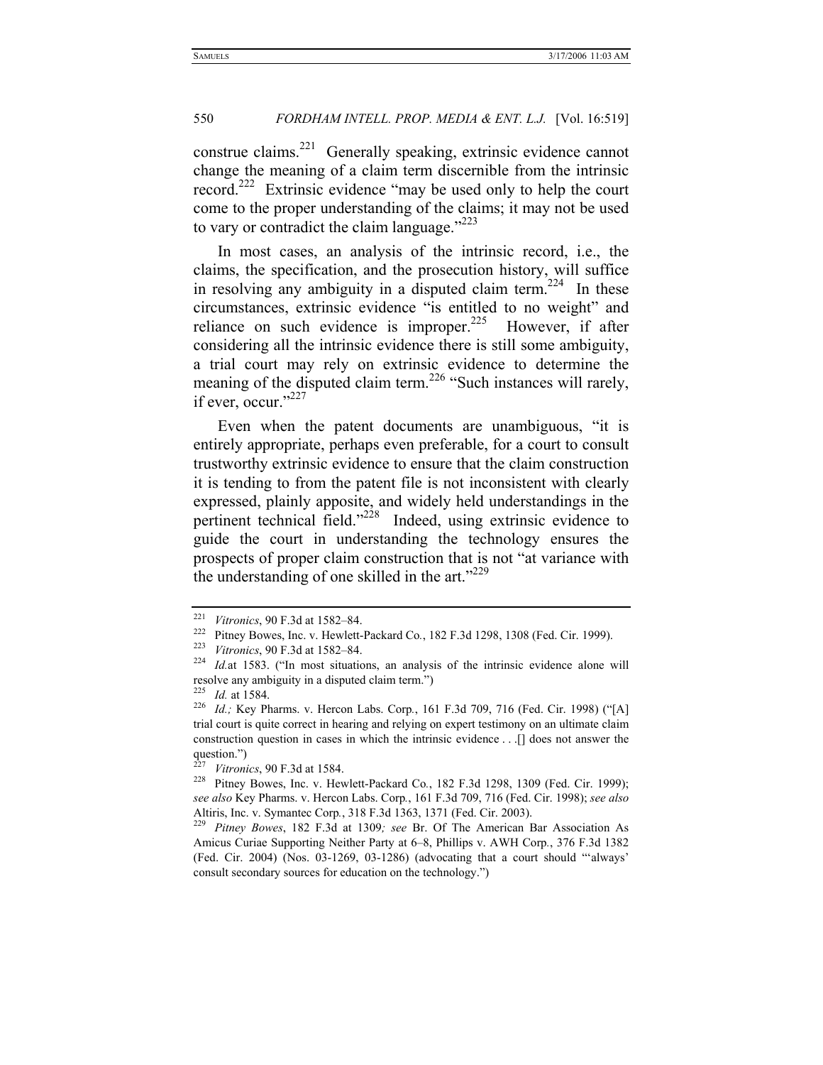construe claims.[221] Generally speaking, extrinsic evidence cannot change the meaning of a claim term discernible from the intrinsic record.[222] Extrinsic evidence "may be used only to help the court come to the proper understanding of the claims; it may not be used to vary or contradict the claim language."[223]

In most cases, an analysis of the intrinsic record, i.e., the claims, the specification, and the prosecution history, will suffice in resolving any ambiguity in a disputed claim term.[224] In these circumstances, extrinsic evidence "is entitled to no weight" and reliance on such evidence is improper.[225] However, if after considering all the intrinsic evidence there is still some ambiguity, a trial court may rely on extrinsic evidence to determine the meaning of the disputed claim term.[226] "Such instances will rarely, if ever, occur."[227]

Even when the patent documents are unambiguous, "it is entirely appropriate, perhaps even preferable, for a court to consult trustworthy extrinsic evidence to ensure that the claim construction it is tending to from the patent file is not inconsistent with clearly expressed, plainly apposite, and widely held understandings in the pertinent technical field."[228] Indeed, using extrinsic evidence to guide the court in understanding the technology ensures the prospects of proper claim construction that is not "at variance with the understanding of one skilled in the art."[229]

---

[221] *Vitronics*, 90 F.3d at 1582–84.

[222] Pitney Bowes, Inc. v. Hewlett-Packard Co., 182 F.3d 1298, 1308 (Fed. Cir. 1999).

[223] *Vitronics*, 90 F.3d at 1582–84.

[224] *Id.*at 1583. ("In most situations, an analysis of the intrinsic evidence alone will resolve any ambiguity in a disputed claim term.")

[225] *Id.* at 1584.

[226] *Id.;* Key Pharms. v. Hercon Labs. Corp., 161 F.3d 709, 716 (Fed. Cir. 1998) ("[A] trial court is quite correct in hearing and relying on expert testimony on an ultimate claim construction question in cases in which the intrinsic evidence . . .[] does not answer the question.")

[227] *Vitronics*, 90 F.3d at 1584.

[228] Pitney Bowes, Inc. v. Hewlett-Packard Co., 182 F.3d 1298, 1309 (Fed. Cir. 1999); *see also* Key Pharms. v. Hercon Labs. Corp., 161 F.3d 709, 716 (Fed. Cir. 1998); *see also* Altiris, Inc. v. Symantec Corp., 318 F.3d 1363, 1371 (Fed. Cir. 2003).

[229] *Pitney Bowes*, 182 F.3d at 1309*; see* Br. Of The American Bar Association As Amicus Curiae Supporting Neither Party at 6–8, Phillips v. AWH Corp., 376 F.3d 1382 (Fed. Cir. 2004) (Nos. 03-1269, 03-1286) (advocating that a court should "'always' consult secondary sources for education on the technology.")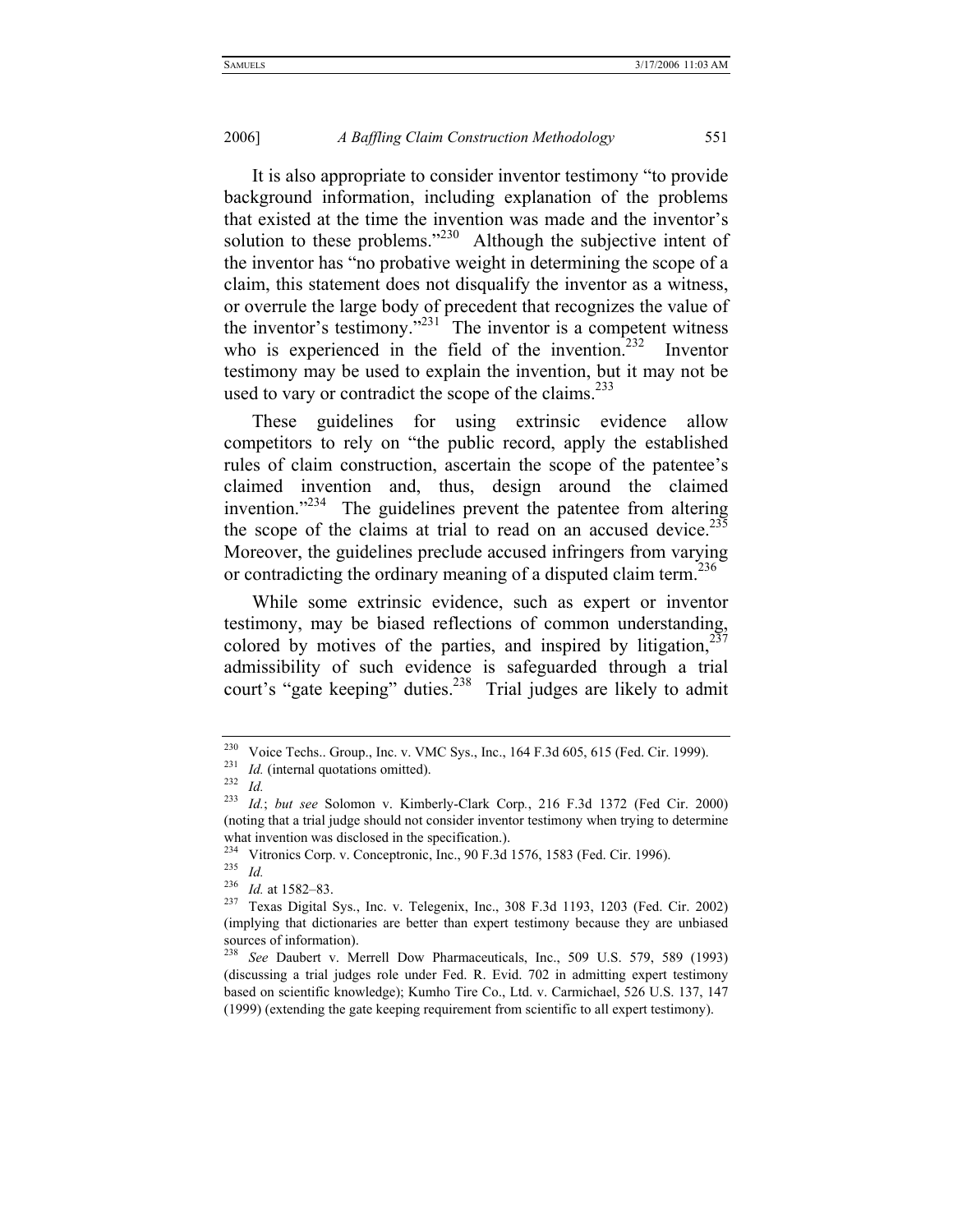It is also appropriate to consider inventor testimony "to provide background information, including explanation of the problems that existed at the time the invention was made and the inventor's solution to these problems."[230] Although the subjective intent of the inventor has "no probative weight in determining the scope of a claim, this statement does not disqualify the inventor as a witness, or overrule the large body of precedent that recognizes the value of the inventor's testimony."[231] The inventor is a competent witness who is experienced in the field of the invention.[232] Inventor testimony may be used to explain the invention, but it may not be used to vary or contradict the scope of the claims.[233]

These guidelines for using extrinsic evidence allow competitors to rely on "the public record, apply the established rules of claim construction, ascertain the scope of the patentee's claimed invention and, thus, design around the claimed invention."[234] The guidelines prevent the patentee from altering the scope of the claims at trial to read on an accused device.[235] Moreover, the guidelines preclude accused infringers from varying or contradicting the ordinary meaning of a disputed claim term.[236]

While some extrinsic evidence, such as expert or inventor testimony, may be biased reflections of common understanding, colored by motives of the parties, and inspired by litigation,[237] admissibility of such evidence is safeguarded through a trial court's "gate keeping" duties.[238] Trial judges are likely to admit

---

[230] Voice Techs.. Group., Inc. v. VMC Sys., Inc., 164 F.3d 605, 615 (Fed. Cir. 1999).

[231] *Id.* (internal quotations omitted).

[232] *Id.*

[233] *Id.*; *but see* Solomon v. Kimberly-Clark Corp*.*, 216 F.3d 1372 (Fed Cir. 2000) (noting that a trial judge should not consider inventor testimony when trying to determine what invention was disclosed in the specification.).

[234] Vitronics Corp. v. Conceptronic, Inc., 90 F.3d 1576, 1583 (Fed. Cir. 1996).

[235] *Id.*

[236] *Id.* at 1582–83.

[237] Texas Digital Sys., Inc. v. Telegenix, Inc., 308 F.3d 1193, 1203 (Fed. Cir. 2002) (implying that dictionaries are better than expert testimony because they are unbiased sources of information).

[238] *See* Daubert v. Merrell Dow Pharmaceuticals, Inc., 509 U.S. 579, 589 (1993) (discussing a trial judges role under Fed. R. Evid. 702 in admitting expert testimony based on scientific knowledge); Kumho Tire Co., Ltd. v. Carmichael, 526 U.S. 137, 147 (1999) (extending the gate keeping requirement from scientific to all expert testimony).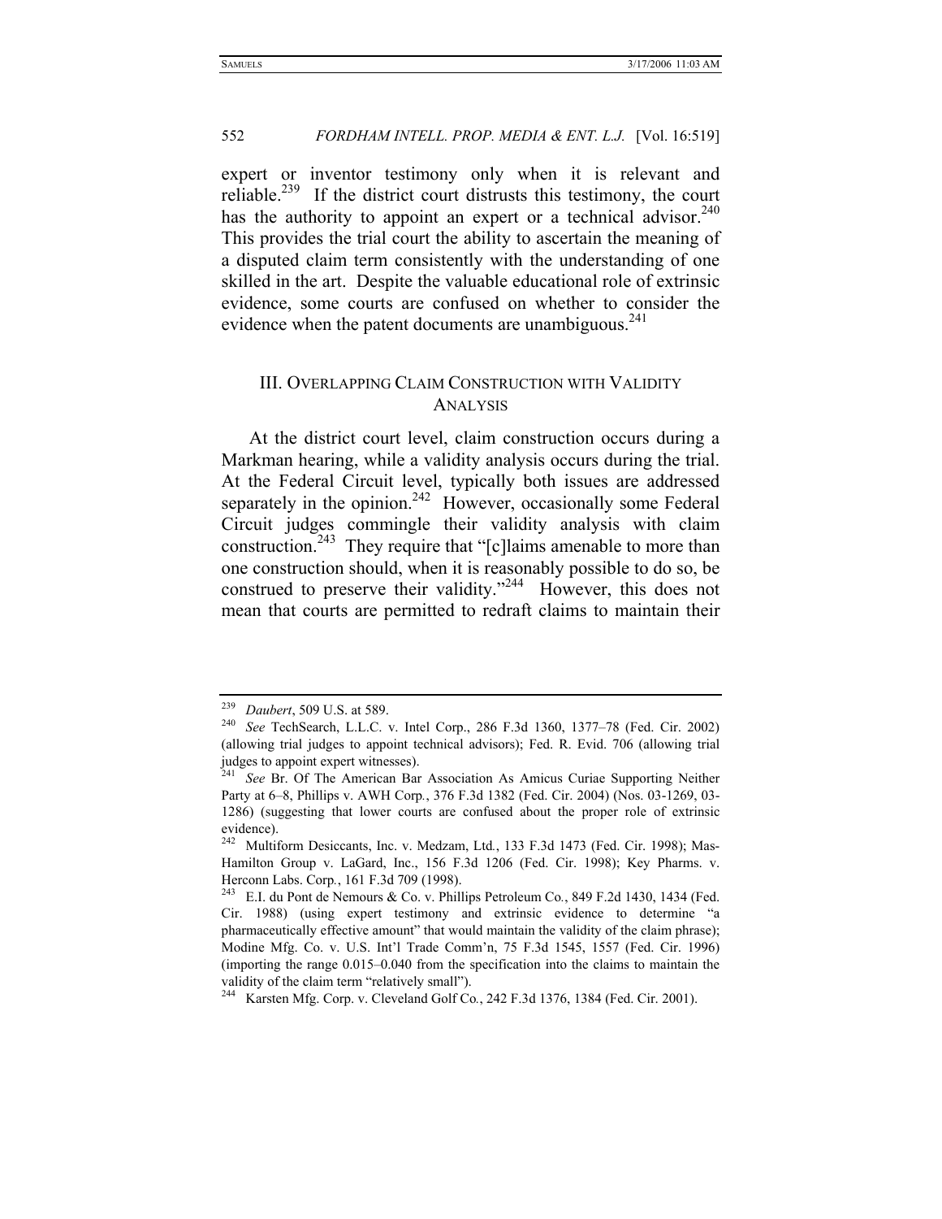expert or inventor testimony only when it is relevant and reliable.[239] If the district court distrusts this testimony, the court has the authority to appoint an expert or a technical advisor.[240] This provides the trial court the ability to ascertain the meaning of a disputed claim term consistently with the understanding of one skilled in the art. Despite the valuable educational role of extrinsic evidence, some courts are confused on whether to consider the evidence when the patent documents are unambiguous.[241]

## III. Overlapping Claim Construction with Validity Analysis

At the district court level, claim construction occurs during a Markman hearing, while a validity analysis occurs during the trial. At the Federal Circuit level, typically both issues are addressed separately in the opinion.[242] However, occasionally some Federal Circuit judges commingle their validity analysis with claim construction.[243] They require that "[c]laims amenable to more than one construction should, when it is reasonably possible to do so, be construed to preserve their validity."[244] However, this does not mean that courts are permitted to redraft claims to maintain their

---

[239] *Daubert*, 509 U.S. at 589.

[240] *See* TechSearch, L.L.C. v. Intel Corp., 286 F.3d 1360, 1377–78 (Fed. Cir. 2002) (allowing trial judges to appoint technical advisors); Fed. R. Evid. 706 (allowing trial judges to appoint expert witnesses).

[241] *See* Br. Of The American Bar Association As Amicus Curiae Supporting Neither Party at 6–8, Phillips v. AWH Corp*.*, 376 F.3d 1382 (Fed. Cir. 2004) (Nos. 03-1269, 03-1286) (suggesting that lower courts are confused about the proper role of extrinsic evidence).

[242] Multiform Desiccants, Inc. v. Medzam, Ltd*.*, 133 F.3d 1473 (Fed. Cir. 1998); Mas-Hamilton Group v. LaGard, Inc., 156 F.3d 1206 (Fed. Cir. 1998); Key Pharms. v. Herconn Labs. Corp*.*, 161 F.3d 709 (1998).

[243] E.I. du Pont de Nemours & Co. v. Phillips Petroleum Co*.*, 849 F.2d 1430, 1434 (Fed. Cir. 1988) (using expert testimony and extrinsic evidence to determine "a pharmaceutically effective amount" that would maintain the validity of the claim phrase); Modine Mfg. Co. v. U.S. Int'l Trade Comm'n, 75 F.3d 1545, 1557 (Fed. Cir. 1996) (importing the range 0.015–0.040 from the specification into the claims to maintain the validity of the claim term "relatively small").

[244] Karsten Mfg. Corp. v. Cleveland Golf Co*.*, 242 F.3d 1376, 1384 (Fed. Cir. 2001).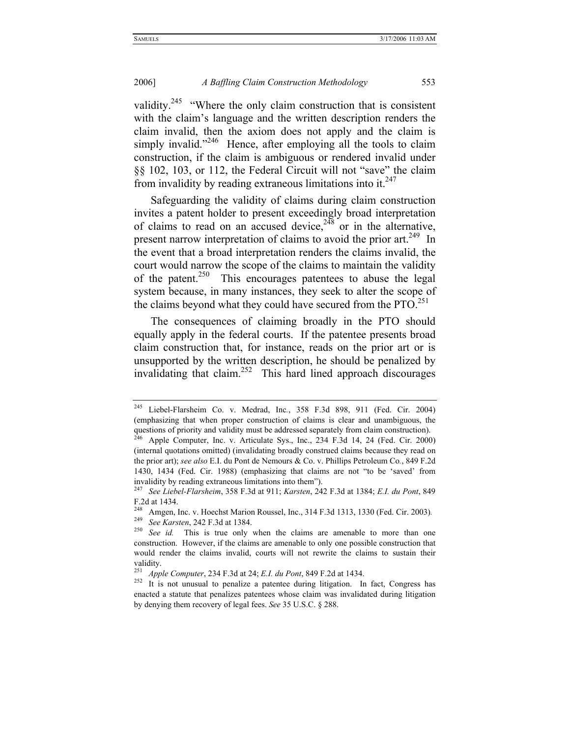validity.[245] "Where the only claim construction that is consistent with the claim's language and the written description renders the claim invalid, then the axiom does not apply and the claim is simply invalid."[246] Hence, after employing all the tools to claim construction, if the claim is ambiguous or rendered invalid under §§ 102, 103, or 112, the Federal Circuit will not "save" the claim from invalidity by reading extraneous limitations into it.[247]

Safeguarding the validity of claims during claim construction invites a patent holder to present exceedingly broad interpretation of claims to read on an accused device,[248] or in the alternative, present narrow interpretation of claims to avoid the prior art.[249] In the event that a broad interpretation renders the claims invalid, the court would narrow the scope of the claims to maintain the validity of the patent.[250] This encourages patentees to abuse the legal system because, in many instances, they seek to alter the scope of the claims beyond what they could have secured from the PTO.[251]

The consequences of claiming broadly in the PTO should equally apply in the federal courts. If the patentee presents broad claim construction that, for instance, reads on the prior art or is unsupported by the written description, he should be penalized by invalidating that claim.[252] This hard lined approach discourages

---

[245] Liebel-Flarsheim Co. v. Medrad, Inc., 358 F.3d 898, 911 (Fed. Cir. 2004) (emphasizing that when proper construction of claims is clear and unambiguous, the questions of priority and validity must be addressed separately from claim construction).

[246] Apple Computer, Inc. v. Articulate Sys., Inc., 234 F.3d 14, 24 (Fed. Cir. 2000) (internal quotations omitted) (invalidating broadly construed claims because they read on the prior art); *see also* E.I. du Pont de Nemours & Co. v. Phillips Petroleum Co., 849 F.2d 1430, 1434 (Fed. Cir. 1988) (emphasizing that claims are not "to be 'saved' from invalidity by reading extraneous limitations into them").

[247] *See Liebel-Flarsheim*, 358 F.3d at 911; *Karsten*, 242 F.3d at 1384; *E.I. du Pont*, 849 F.2d at 1434.

[248] Amgen, Inc. v. Hoechst Marion Roussel, Inc., 314 F.3d 1313, 1330 (Fed. Cir. 2003).

[249] *See Karsten*, 242 F.3d at 1384.

[250] *See id.* This is true only when the claims are amenable to more than one construction. However, if the claims are amenable to only one possible construction that would render the claims invalid, courts will not rewrite the claims to sustain their validity.

[251] *Apple Computer*, 234 F.3d at 24; *E.I. du Pont*, 849 F.2d at 1434.

[252] It is not unusual to penalize a patentee during litigation. In fact, Congress has enacted a statute that penalizes patentees whose claim was invalidated during litigation by denying them recovery of legal fees. *See* 35 U.S.C. § 288.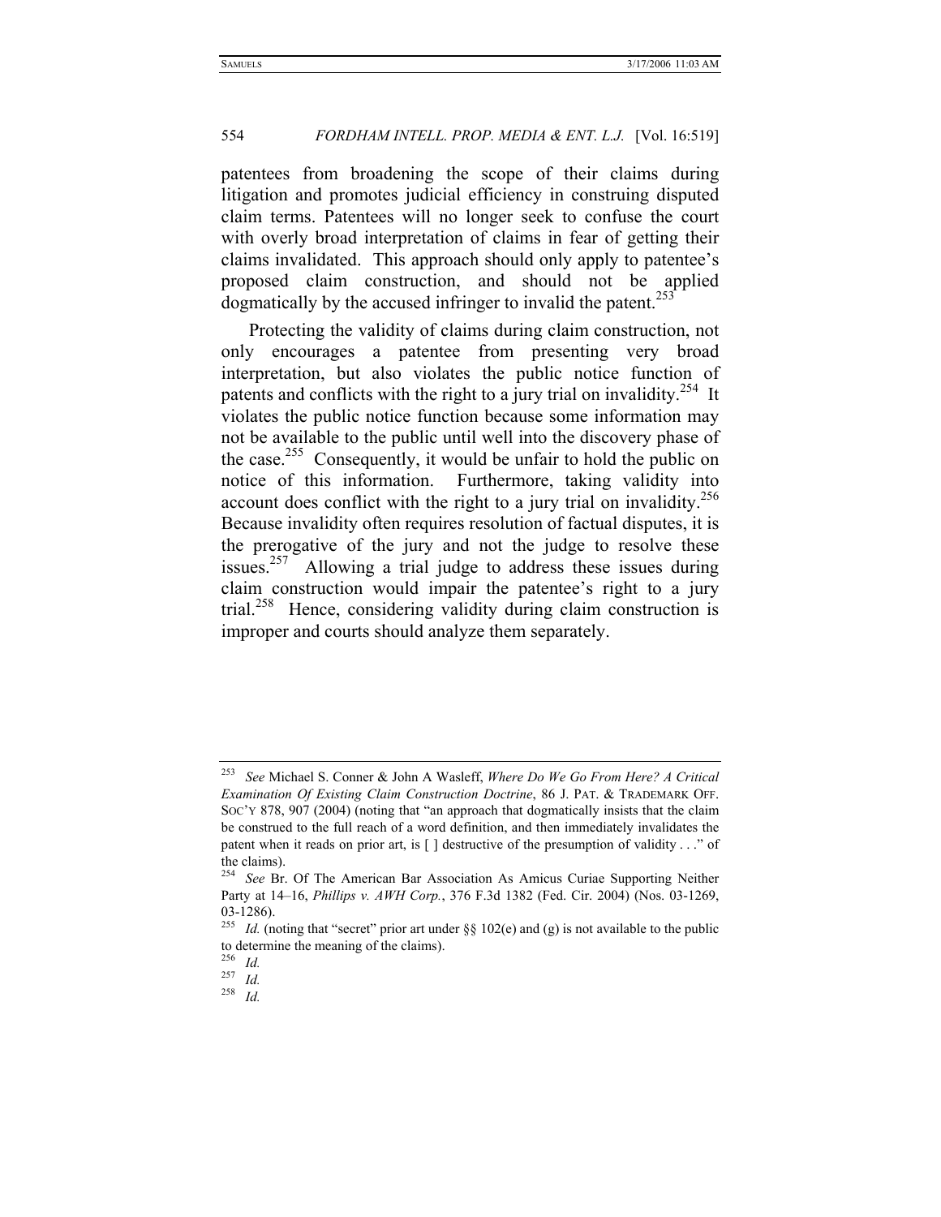patentees from broadening the scope of their claims during litigation and promotes judicial efficiency in construing disputed claim terms. Patentees will no longer seek to confuse the court with overly broad interpretation of claims in fear of getting their claims invalidated. This approach should only apply to patentee's proposed claim construction, and should not be applied dogmatically by the accused infringer to invalid the patent.[253]

Protecting the validity of claims during claim construction, not only encourages a patentee from presenting very broad interpretation, but also violates the public notice function of patents and conflicts with the right to a jury trial on invalidity.[254] It violates the public notice function because some information may not be available to the public until well into the discovery phase of the case.[255] Consequently, it would be unfair to hold the public on notice of this information. Furthermore, taking validity into account does conflict with the right to a jury trial on invalidity.[256] Because invalidity often requires resolution of factual disputes, it is the prerogative of the jury and not the judge to resolve these issues.[257] Allowing a trial judge to address these issues during claim construction would impair the patentee's right to a jury trial.[258] Hence, considering validity during claim construction is improper and courts should analyze them separately.

---

[253] *See* Michael S. Conner & John A Wasleff, *Where Do We Go From Here? A Critical Examination Of Existing Claim Construction Doctrine*, 86 J. PAT. & TRADEMARK OFF. SOC'Y 878, 907 (2004) (noting that "an approach that dogmatically insists that the claim be construed to the full reach of a word definition, and then immediately invalidates the patent when it reads on prior art, is [ ] destructive of the presumption of validity . . ." of the claims).

[254] *See* Br. Of The American Bar Association As Amicus Curiae Supporting Neither Party at 14–16, *Phillips v. AWH Corp.*, 376 F.3d 1382 (Fed. Cir. 2004) (Nos. 03-1269, 03-1286).

[255] *Id.* (noting that "secret" prior art under §§ 102(e) and (g) is not available to the public to determine the meaning of the claims).

[256] *Id.*

[257] *Id.*

[258] *Id.*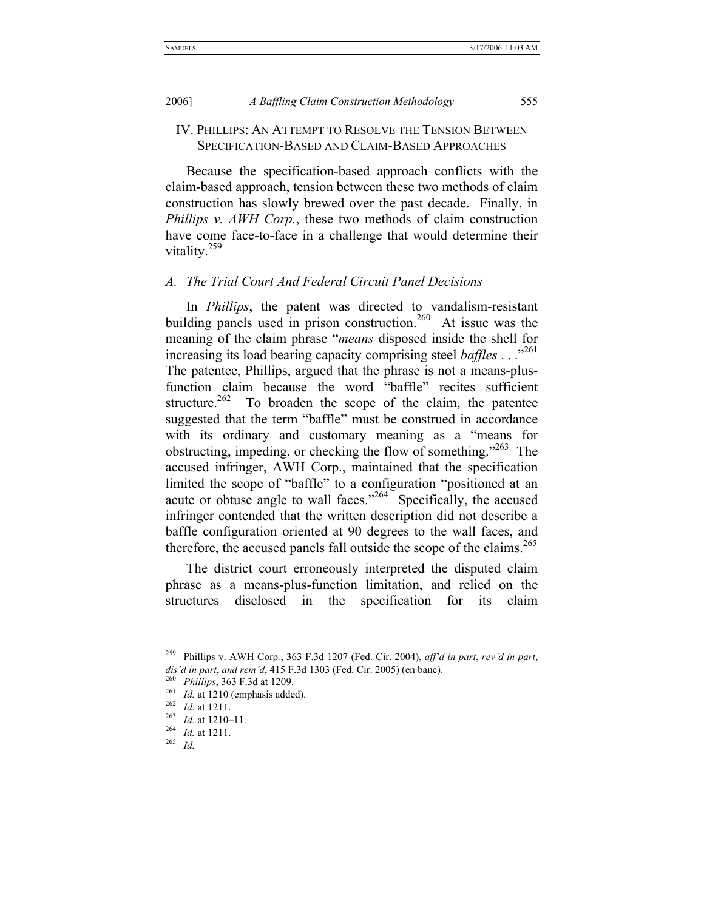## IV. PHILLIPS: AN ATTEMPT TO RESOLVE THE TENSION BETWEEN SPECIFICATION-BASED AND CLAIM-BASED APPROACHES

Because the specification-based approach conflicts with the claim-based approach, tension between these two methods of claim construction has slowly brewed over the past decade. Finally, in *Phillips v. AWH Corp.*, these two methods of claim construction have come face-to-face in a challenge that would determine their vitality.[259]

### *A. The Trial Court And Federal Circuit Panel Decisions*

In *Phillips*, the patent was directed to vandalism-resistant building panels used in prison construction.[260] At issue was the meaning of the claim phrase "*means* disposed inside the shell for increasing its load bearing capacity comprising steel *baffles* . . . ."[261] The patentee, Phillips, argued that the phrase is not a means-plus-function claim because the word "baffle" recites sufficient structure.[262] To broaden the scope of the claim, the patentee suggested that the term "baffle" must be construed in accordance with its ordinary and customary meaning as a "means for obstructing, impeding, or checking the flow of something."[263] The accused infringer, AWH Corp., maintained that the specification limited the scope of "baffle" to a configuration "positioned at an acute or obtuse angle to wall faces."[264] Specifically, the accused infringer contended that the written description did not describe a baffle configuration oriented at 90 degrees to the wall faces, and therefore, the accused panels fall outside the scope of the claims.[265]

The district court erroneously interpreted the disputed claim phrase as a means-plus-function limitation, and relied on the structures disclosed in the specification for its claim

---

[259] Phillips v. AWH Corp., 363 F.3d 1207 (Fed. Cir. 2004), *aff'd in part*, *rev'd in part*, *dis'd in part*, *and rem'd*, 415 F.3d 1303 (Fed. Cir. 2005) (en banc).

[260] *Phillips*, 363 F.3d at 1209.

[261] *Id.* at 1210 (emphasis added).

[262] *Id.* at 1211.

[263] *Id.* at 1210–11.

[264] *Id.* at 1211.

[265] *Id.*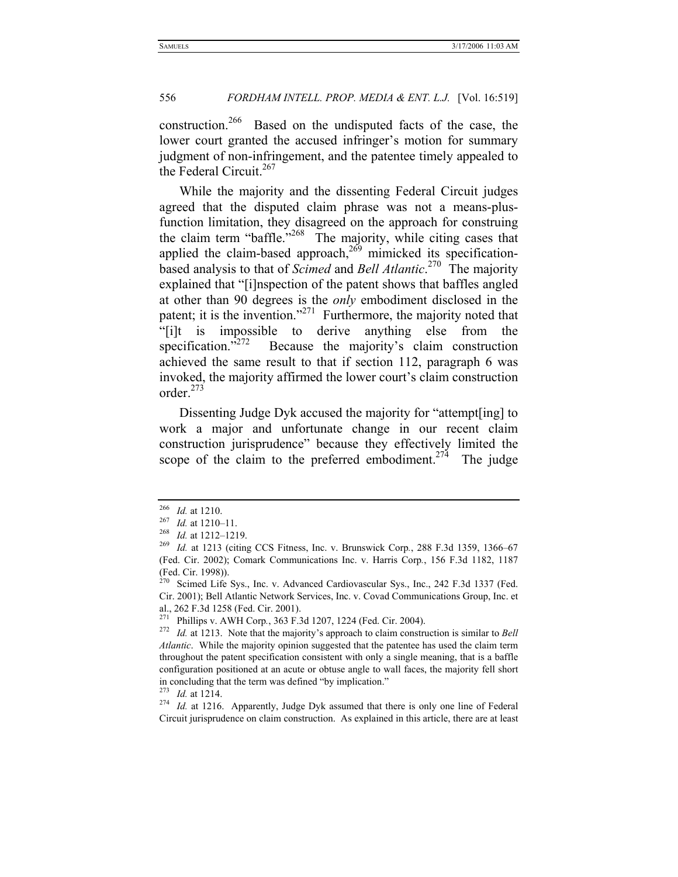construction.[266] Based on the undisputed facts of the case, the lower court granted the accused infringer's motion for summary judgment of non-infringement, and the patentee timely appealed to the Federal Circuit.[267]

While the majority and the dissenting Federal Circuit judges agreed that the disputed claim phrase was not a means-plus-function limitation, they disagreed on the approach for construing the claim term "baffle."[268] The majority, while citing cases that applied the claim-based approach,[269] mimicked its specification-based analysis to that of *Scimed* and *Bell Atlantic*.[270] The majority explained that "[i]nspection of the patent shows that baffles angled at other than 90 degrees is the *only* embodiment disclosed in the patent; it is the invention."[271] Furthermore, the majority noted that "[i]t is impossible to derive anything else from the specification."[272] Because the majority's claim construction achieved the same result to that if section 112, paragraph 6 was invoked, the majority affirmed the lower court's claim construction order.[273]

Dissenting Judge Dyk accused the majority for "attempt[ing] to work a major and unfortunate change in our recent claim construction jurisprudence" because they effectively limited the scope of the claim to the preferred embodiment.[274] The judge

---

[266] *Id.* at 1210.

[267] *Id.* at 1210–11.

[268] *Id.* at 1212–1219.

[269] *Id.* at 1213 (citing CCS Fitness, Inc. v. Brunswick Corp., 288 F.3d 1359, 1366–67 (Fed. Cir. 2002); Comark Communications Inc. v. Harris Corp., 156 F.3d 1182, 1187 (Fed. Cir. 1998)).

[270] Scimed Life Sys., Inc. v. Advanced Cardiovascular Sys., Inc., 242 F.3d 1337 (Fed. Cir. 2001); Bell Atlantic Network Services, Inc. v. Covad Communications Group, Inc. et al., 262 F.3d 1258 (Fed. Cir. 2001).

[271] Phillips v. AWH Corp., 363 F.3d 1207, 1224 (Fed. Cir. 2004).

[272] *Id.* at 1213. Note that the majority's approach to claim construction is similar to *Bell Atlantic*. While the majority opinion suggested that the patentee has used the claim term throughout the patent specification consistent with only a single meaning, that is a baffle configuration positioned at an acute or obtuse angle to wall faces, the majority fell short in concluding that the term was defined "by implication."

[273] *Id.* at 1214.

[274] *Id.* at 1216. Apparently, Judge Dyk assumed that there is only one line of Federal Circuit jurisprudence on claim construction. As explained in this article, there are at least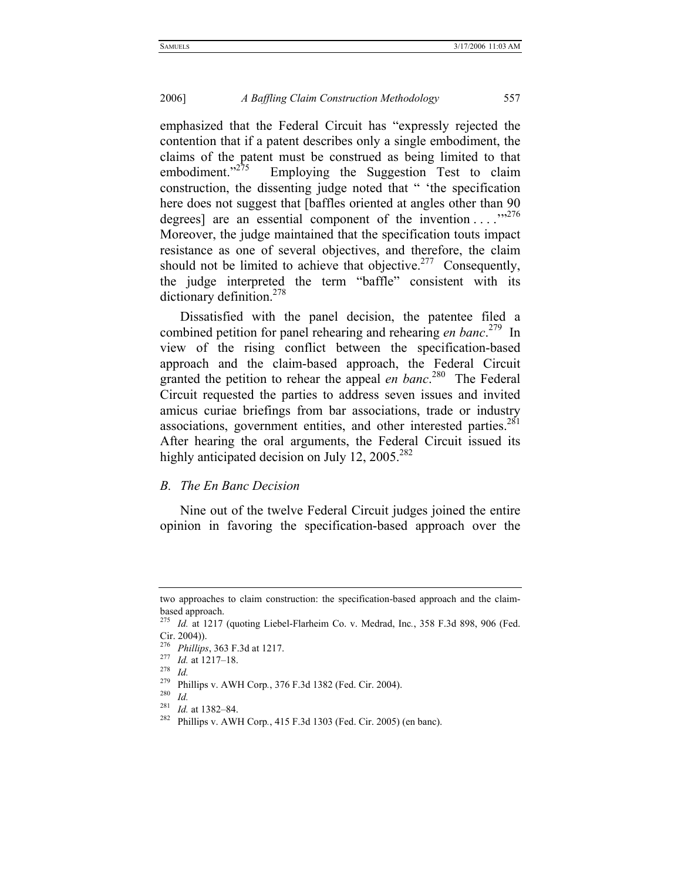emphasized that the Federal Circuit has "expressly rejected the contention that if a patent describes only a single embodiment, the claims of the patent must be construed as being limited to that embodiment."[275] Employing the Suggestion Test to claim construction, the dissenting judge noted that " 'the specification here does not suggest that [baffles oriented at angles other than 90 degrees] are an essential component of the invention . . . .' "[276] Moreover, the judge maintained that the specification touts impact resistance as one of several objectives, and therefore, the claim should not be limited to achieve that objective.[277] Consequently, the judge interpreted the term "baffle" consistent with its dictionary definition.[278]

Dissatisfied with the panel decision, the patentee filed a combined petition for panel rehearing and rehearing *en banc*.[279] In view of the rising conflict between the specification-based approach and the claim-based approach, the Federal Circuit granted the petition to rehear the appeal *en banc*.[280] The Federal Circuit requested the parties to address seven issues and invited amicus curiae briefings from bar associations, trade or industry associations, government entities, and other interested parties.[281] After hearing the oral arguments, the Federal Circuit issued its highly anticipated decision on July 12, 2005.[282]

### *B. The En Banc Decision*

Nine out of the twelve Federal Circuit judges joined the entire opinion in favoring the specification-based approach over the

---

two approaches to claim construction: the specification-based approach and the claim-based approach.

[275] *Id.* at 1217 (quoting Liebel-Flarheim Co. v. Medrad, Inc., 358 F.3d 898, 906 (Fed. Cir. 2004)).

[276] *Phillips*, 363 F.3d at 1217.

[277] *Id.* at 1217–18.

[278] *Id.*

[279] Phillips v. AWH Corp., 376 F.3d 1382 (Fed. Cir. 2004).

[280] *Id.*

[281] *Id.* at 1382–84.

[282] Phillips v. AWH Corp., 415 F.3d 1303 (Fed. Cir. 2005) (en banc).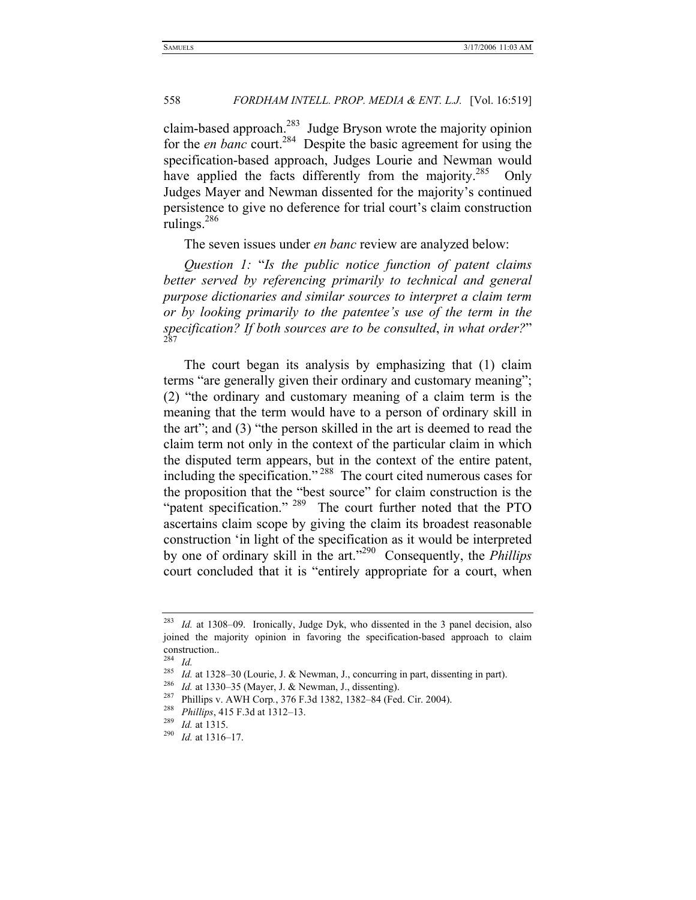claim-based approach.[283] Judge Bryson wrote the majority opinion for the *en banc* court.[284] Despite the basic agreement for using the specification-based approach, Judges Lourie and Newman would have applied the facts differently from the majority.[285] Only Judges Mayer and Newman dissented for the majority's continued persistence to give no deference for trial court's claim construction rulings.[286]

The seven issues under *en banc* review are analyzed below:

*Question 1:* "*Is the public notice function of patent claims better served by referencing primarily to technical and general purpose dictionaries and similar sources to interpret a claim term or by looking primarily to the patentee's use of the term in the specification? If both sources are to be consulted*, *in what order?*"[287]

The court began its analysis by emphasizing that (1) claim terms "are generally given their ordinary and customary meaning"; (2) "the ordinary and customary meaning of a claim term is the meaning that the term would have to a person of ordinary skill in the art"; and (3) "the person skilled in the art is deemed to read the claim term not only in the context of the particular claim in which the disputed term appears, but in the context of the entire patent, including the specification."[288] The court cited numerous cases for the proposition that the "best source" for claim construction is the "patent specification."[289] The court further noted that the PTO ascertains claim scope by giving the claim its broadest reasonable construction 'in light of the specification as it would be interpreted by one of ordinary skill in the art."[290] Consequently, the *Phillips* court concluded that it is "entirely appropriate for a court, when

---

[283] *Id.* at 1308–09. Ironically, Judge Dyk, who dissented in the 3 panel decision, also joined the majority opinion in favoring the specification-based approach to claim construction..

[284] *Id.*

[285] *Id.* at 1328–30 (Lourie, J. & Newman, J., concurring in part, dissenting in part).

[286] *Id.* at 1330–35 (Mayer, J. & Newman, J., dissenting).

[287] Phillips v. AWH Corp., 376 F.3d 1382, 1382–84 (Fed. Cir. 2004).

[288] *Phillips*, 415 F.3d at 1312–13.

[289] *Id.* at 1315.

[290] *Id.* at 1316–17.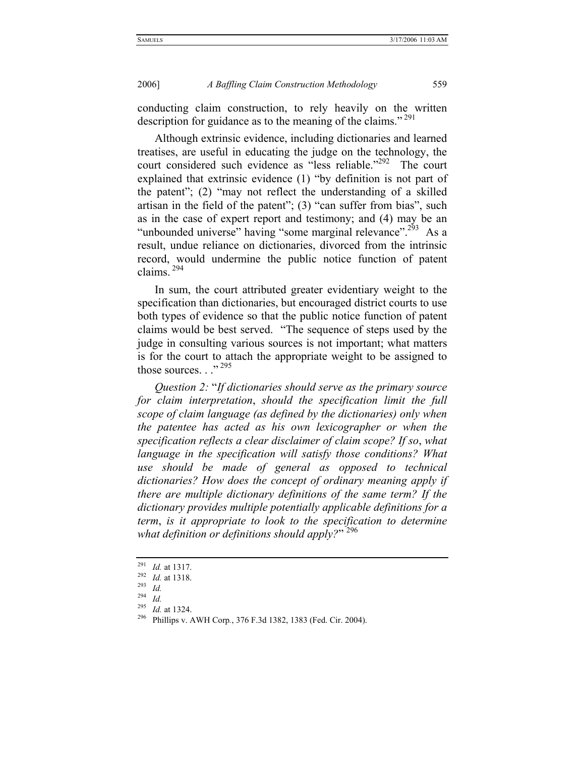conducting claim construction, to rely heavily on the written description for guidance as to the meaning of the claims."[291]

Although extrinsic evidence, including dictionaries and learned treatises, are useful in educating the judge on the technology, the court considered such evidence as "less reliable."[292] The court explained that extrinsic evidence (1) "by definition is not part of the patent"; (2) "may not reflect the understanding of a skilled artisan in the field of the patent"; (3) "can suffer from bias", such as in the case of expert report and testimony; and (4) may be an "unbounded universe" having "some marginal relevance".[293] As a result, undue reliance on dictionaries, divorced from the intrinsic record, would undermine the public notice function of patent claims.[294]

In sum, the court attributed greater evidentiary weight to the specification than dictionaries, but encouraged district courts to use both types of evidence so that the public notice function of patent claims would be best served. "The sequence of steps used by the judge in consulting various sources is not important; what matters is for the court to attach the appropriate weight to be assigned to those sources. . ."[295]

*Question 2:* "*If dictionaries should serve as the primary source for claim interpretation, should the specification limit the full scope of claim language (as defined by the dictionaries) only when the patentee has acted as his own lexicographer or when the specification reflects a clear disclaimer of claim scope? If so, what language in the specification will satisfy those conditions? What use should be made of general as opposed to technical dictionaries? How does the concept of ordinary meaning apply if there are multiple dictionary definitions of the same term? If the dictionary provides multiple potentially applicable definitions for a term, is it appropriate to look to the specification to determine what definition or definitions should apply?*"[296]

---

[291] *Id.* at 1317.
[292] *Id.* at 1318.
[293] *Id.*
[294] *Id.*
[295] *Id.* at 1324.
[296] Phillips v. AWH Corp., 376 F.3d 1382, 1383 (Fed. Cir. 2004).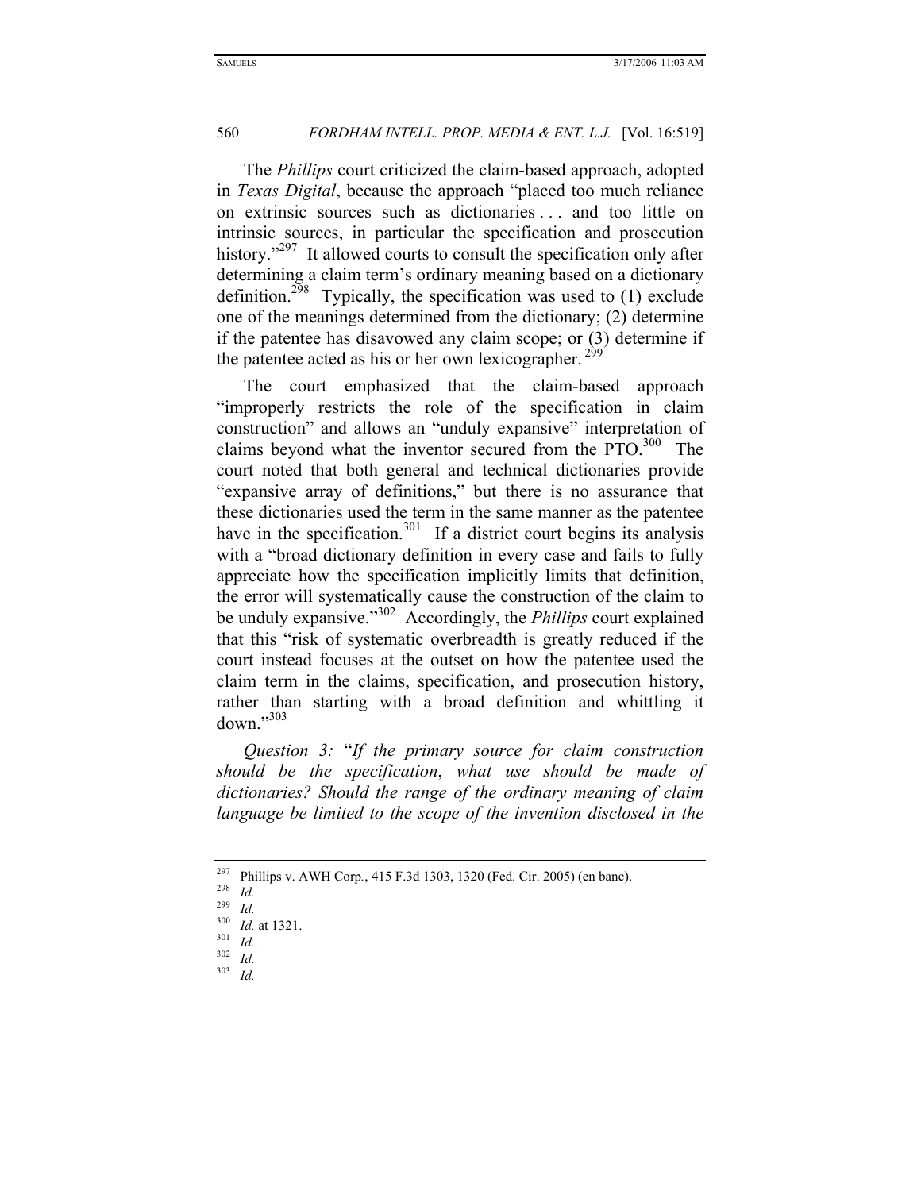The *Phillips* court criticized the claim-based approach, adopted in *Texas Digital*, because the approach "placed too much reliance on extrinsic sources such as dictionaries . . . and too little on intrinsic sources, in particular the specification and prosecution history."[297] It allowed courts to consult the specification only after determining a claim term's ordinary meaning based on a dictionary definition.[298] Typically, the specification was used to (1) exclude one of the meanings determined from the dictionary; (2) determine if the patentee has disavowed any claim scope; or (3) determine if the patentee acted as his or her own lexicographer.[299]

The court emphasized that the claim-based approach "improperly restricts the role of the specification in claim construction" and allows an "unduly expansive" interpretation of claims beyond what the inventor secured from the PTO.[300] The court noted that both general and technical dictionaries provide "expansive array of definitions," but there is no assurance that these dictionaries used the term in the same manner as the patentee have in the specification.[301] If a district court begins its analysis with a "broad dictionary definition in every case and fails to fully appreciate how the specification implicitly limits that definition, the error will systematically cause the construction of the claim to be unduly expansive."[302] Accordingly, the *Phillips* court explained that this "risk of systematic overbreadth is greatly reduced if the court instead focuses at the outset on how the patentee used the claim term in the claims, specification, and prosecution history, rather than starting with a broad definition and whittling it down."[303]

*Question 3:* "*If the primary source for claim construction should be the specification, what use should be made of dictionaries? Should the range of the ordinary meaning of claim language be limited to the scope of the invention disclosed in the*

---

[297] Phillips v. AWH Corp., 415 F.3d 1303, 1320 (Fed. Cir. 2005) (en banc).

[298] *Id.*

[299] *Id.*

[300] *Id.* at 1321.

[301] *Id.*.

[302] *Id.*

[303] *Id.*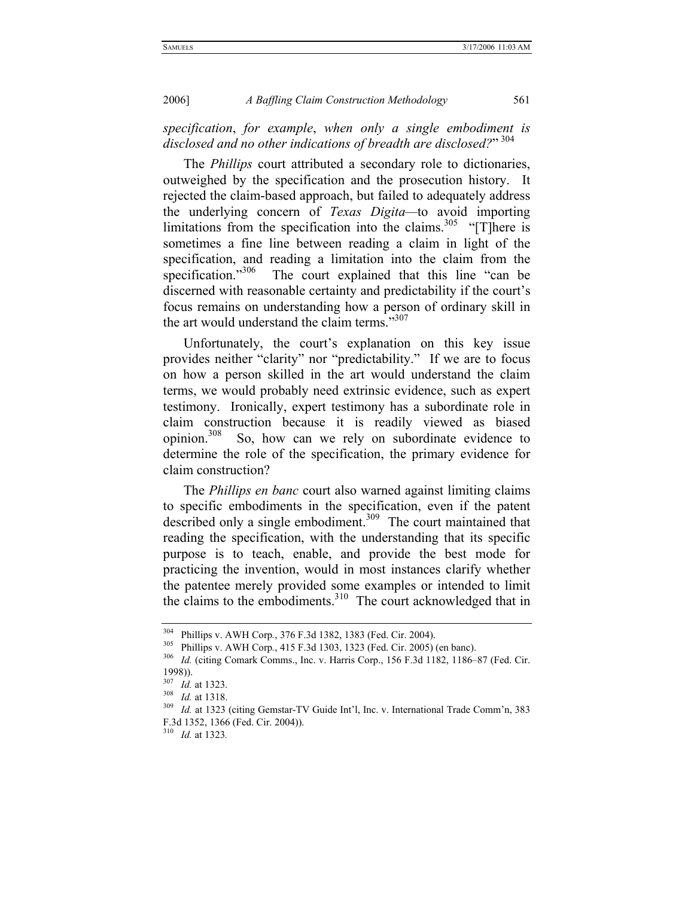*specification*, *for example*, *when only a single embodiment is disclosed and no other indications of breadth are disclosed?*"[304]

The *Phillips* court attributed a secondary role to dictionaries, outweighed by the specification and the prosecution history. It rejected the claim-based approach, but failed to adequately address the underlying concern of *Texas Digita*—to avoid importing limitations from the specification into the claims.[305] "[T]here is sometimes a fine line between reading a claim in light of the specification, and reading a limitation into the claim from the specification."[306] The court explained that this line "can be discerned with reasonable certainty and predictability if the court's focus remains on understanding how a person of ordinary skill in the art would understand the claim terms."[307]

Unfortunately, the court's explanation on this key issue provides neither "clarity" nor "predictability." If we are to focus on how a person skilled in the art would understand the claim terms, we would probably need extrinsic evidence, such as expert testimony. Ironically, expert testimony has a subordinate role in claim construction because it is readily viewed as biased opinion.[308] So, how can we rely on subordinate evidence to determine the role of the specification, the primary evidence for claim construction?

The *Phillips en banc* court also warned against limiting claims to specific embodiments in the specification, even if the patent described only a single embodiment.[309] The court maintained that reading the specification, with the understanding that its specific purpose is to teach, enable, and provide the best mode for practicing the invention, would in most instances clarify whether the patentee merely provided some examples or intended to limit the claims to the embodiments.[310] The court acknowledged that in

---

[304] Phillips v. AWH Corp., 376 F.3d 1382, 1383 (Fed. Cir. 2004).

[305] Phillips v. AWH Corp., 415 F.3d 1303, 1323 (Fed. Cir. 2005) (en banc).

[306] *Id.* (citing Comark Comms., Inc. v. Harris Corp., 156 F.3d 1182, 1186–87 (Fed. Cir. 1998)).

[307] *Id.* at 1323.

[308] *Id.* at 1318.

[309] *Id.* at 1323 (citing Gemstar-TV Guide Int'l, Inc. v. International Trade Comm'n, 383 F.3d 1352, 1366 (Fed. Cir. 2004)).

[310] *Id.* at 1323.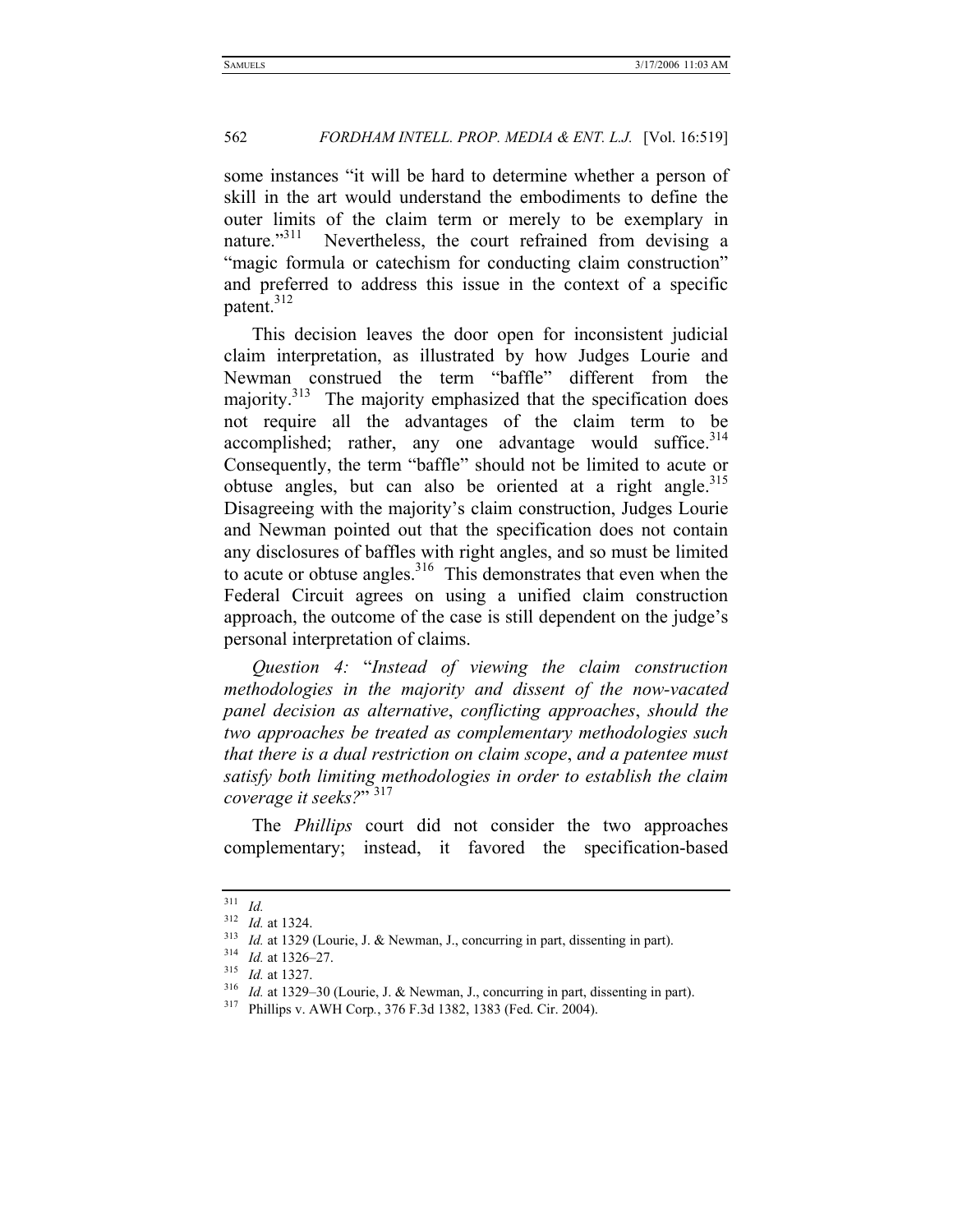some instances "it will be hard to determine whether a person of skill in the art would understand the embodiments to define the outer limits of the claim term or merely to be exemplary in nature."[311] Nevertheless, the court refrained from devising a "magic formula or catechism for conducting claim construction" and preferred to address this issue in the context of a specific patent.[312]

This decision leaves the door open for inconsistent judicial claim interpretation, as illustrated by how Judges Lourie and Newman construed the term "baffle" different from the majority.[313] The majority emphasized that the specification does not require all the advantages of the claim term to be accomplished; rather, any one advantage would suffice.[314] Consequently, the term "baffle" should not be limited to acute or obtuse angles, but can also be oriented at a right angle.[315] Disagreeing with the majority's claim construction, Judges Lourie and Newman pointed out that the specification does not contain any disclosures of baffles with right angles, and so must be limited to acute or obtuse angles.[316] This demonstrates that even when the Federal Circuit agrees on using a unified claim construction approach, the outcome of the case is still dependent on the judge's personal interpretation of claims.

*Question 4:* "*Instead of viewing the claim construction methodologies in the majority and dissent of the now-vacated panel decision as alternative*, *conflicting approaches*, *should the two approaches be treated as complementary methodologies such that there is a dual restriction on claim scope*, *and a patentee must satisfy both limiting methodologies in order to establish the claim coverage it seeks?*"[317]

The *Phillips* court did not consider the two approaches complementary; instead, it favored the specification-based

---

[311] *Id.*

[312] *Id.* at 1324.

[313] *Id.* at 1329 (Lourie, J. & Newman, J., concurring in part, dissenting in part).

[314] *Id.* at 1326–27.

[315] *Id.* at 1327.

[316] *Id.* at 1329–30 (Lourie, J. & Newman, J., concurring in part, dissenting in part).

[317] Phillips v. AWH Corp., 376 F.3d 1382, 1383 (Fed. Cir. 2004).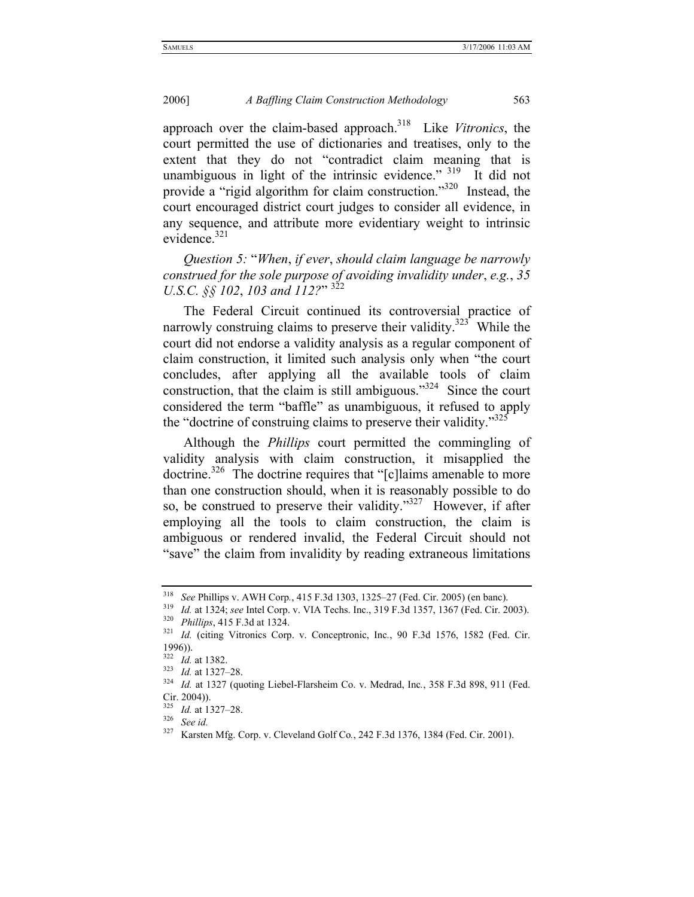approach over the claim-based approach.[318] Like *Vitronics*, the court permitted the use of dictionaries and treatises, only to the extent that they do not "contradict claim meaning that is unambiguous in light of the intrinsic evidence." [319] It did not provide a "rigid algorithm for claim construction."[320] Instead, the court encouraged district court judges to consider all evidence, in any sequence, and attribute more evidentiary weight to intrinsic evidence.[321]

*Question 5:* "*When*, *if ever*, *should claim language be narrowly construed for the sole purpose of avoiding invalidity under*, *e.g.*, *35 U.S.C. §§ 102*, *103 and 112?*" [322]

The Federal Circuit continued its controversial practice of narrowly construing claims to preserve their validity.[323] While the court did not endorse a validity analysis as a regular component of claim construction, it limited such analysis only when "the court concludes, after applying all the available tools of claim construction, that the claim is still ambiguous."[324] Since the court considered the term "baffle" as unambiguous, it refused to apply the "doctrine of construing claims to preserve their validity."[325]

Although the *Phillips* court permitted the commingling of validity analysis with claim construction, it misapplied the doctrine.[326] The doctrine requires that "[c]laims amenable to more than one construction should, when it is reasonably possible to do so, be construed to preserve their validity."[327] However, if after employing all the tools to claim construction, the claim is ambiguous or rendered invalid, the Federal Circuit should not "save" the claim from invalidity by reading extraneous limitations

---

[318] *See* Phillips v. AWH Corp., 415 F.3d 1303, 1325–27 (Fed. Cir. 2005) (en banc).

[319] *Id.* at 1324; *see* Intel Corp. v. VIA Techs. Inc., 319 F.3d 1357, 1367 (Fed. Cir. 2003).

[320] *Phillips*, 415 F.3d at 1324.

[321] *Id.* (citing Vitronics Corp. v. Conceptronic, Inc., 90 F.3d 1576, 1582 (Fed. Cir. 1996)).

[322] *Id.* at 1382.

[323] *Id.* at 1327–28.

[324] *Id.* at 1327 (quoting Liebel-Flarsheim Co. v. Medrad, Inc., 358 F.3d 898, 911 (Fed. Cir. 2004)).

[325] *Id.* at 1327–28.

[326] *See id.*

[327] Karsten Mfg. Corp. v. Cleveland Golf Co., 242 F.3d 1376, 1384 (Fed. Cir. 2001).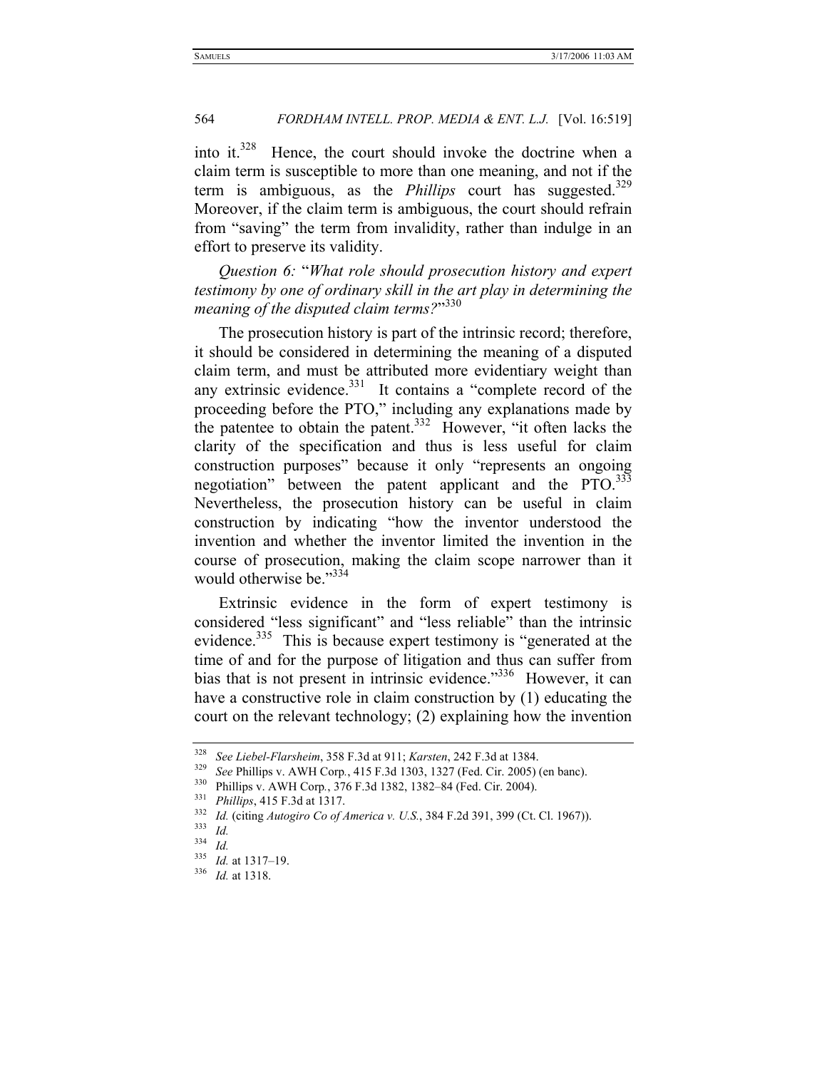into it.[328] Hence, the court should invoke the doctrine when a claim term is susceptible to more than one meaning, and not if the term is ambiguous, as the *Phillips* court has suggested.[329] Moreover, if the claim term is ambiguous, the court should refrain from "saving" the term from invalidity, rather than indulge in an effort to preserve its validity.

*Question 6:* "*What role should prosecution history and expert testimony by one of ordinary skill in the art play in determining the meaning of the disputed claim terms?*"[330]

The prosecution history is part of the intrinsic record; therefore, it should be considered in determining the meaning of a disputed claim term, and must be attributed more evidentiary weight than any extrinsic evidence.[331] It contains a "complete record of the proceeding before the PTO," including any explanations made by the patentee to obtain the patent.[332] However, "it often lacks the clarity of the specification and thus is less useful for claim construction purposes" because it only "represents an ongoing negotiation" between the patent applicant and the PTO.[333] Nevertheless, the prosecution history can be useful in claim construction by indicating "how the inventor understood the invention and whether the inventor limited the invention in the course of prosecution, making the claim scope narrower than it would otherwise be."[334]

Extrinsic evidence in the form of expert testimony is considered "less significant" and "less reliable" than the intrinsic evidence.[335] This is because expert testimony is "generated at the time of and for the purpose of litigation and thus can suffer from bias that is not present in intrinsic evidence."[336] However, it can have a constructive role in claim construction by (1) educating the court on the relevant technology; (2) explaining how the invention

---

[328] *See Liebel-Flarsheim*, 358 F.3d at 911; *Karsten*, 242 F.3d at 1384.

[329] *See* Phillips v. AWH Corp., 415 F.3d 1303, 1327 (Fed. Cir. 2005) (en banc).

[330] Phillips v. AWH Corp., 376 F.3d 1382, 1382–84 (Fed. Cir. 2004).

[331] *Phillips*, 415 F.3d at 1317.

[332] *Id.* (citing *Autogiro Co of America v. U.S.*, 384 F.2d 391, 399 (Ct. Cl. 1967)).

[333] *Id.*

[334] *Id.*

[335] *Id.* at 1317–19.

[336] *Id.* at 1318.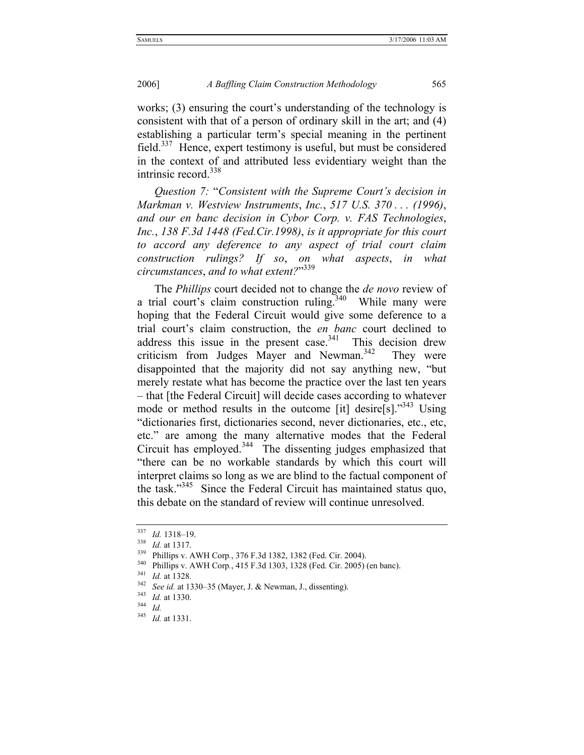works; (3) ensuring the court's understanding of the technology is consistent with that of a person of ordinary skill in the art; and (4) establishing a particular term's special meaning in the pertinent field.[337] Hence, expert testimony is useful, but must be considered in the context of and attributed less evidentiary weight than the intrinsic record.[338]

*Question 7:* "*Consistent with the Supreme Court's decision in Markman v. Westview Instruments*, *Inc.*, *517 U.S. 370 . . . (1996)*, *and our en banc decision in Cybor Corp. v. FAS Technologies*, *Inc.*, *138 F.3d 1448 (Fed.Cir.1998)*, *is it appropriate for this court to accord any deference to any aspect of trial court claim construction rulings? If so*, *on what aspects*, *in what circumstances*, *and to what extent?*"[339]

The *Phillips* court decided not to change the *de novo* review of a trial court's claim construction ruling.[340] While many were hoping that the Federal Circuit would give some deference to a trial court's claim construction, the *en banc* court declined to address this issue in the present case.[341] This decision drew criticism from Judges Mayer and Newman.[342] They were disappointed that the majority did not say anything new, "but merely restate what has become the practice over the last ten years – that [the Federal Circuit] will decide cases according to whatever mode or method results in the outcome [it] desire[s]."[343] Using "dictionaries first, dictionaries second, never dictionaries, etc., etc, etc." are among the many alternative modes that the Federal Circuit has employed.[344] The dissenting judges emphasized that "there can be no workable standards by which this court will interpret claims so long as we are blind to the factual component of the task."[345] Since the Federal Circuit has maintained status quo, this debate on the standard of review will continue unresolved.

---

[337] *Id.* 1318–19.

[338] *Id.* at 1317.

[339] Phillips v. AWH Corp., 376 F.3d 1382, 1382 (Fed. Cir. 2004).

[340] Phillips v. AWH Corp., 415 F.3d 1303, 1328 (Fed. Cir. 2005) (en banc).

[341] *Id.* at 1328.

[342] *See id.* at 1330–35 (Mayer, J. & Newman, J., dissenting).

[343] *Id.* at 1330.

[344] *Id.*

[345] *Id.* at 1331.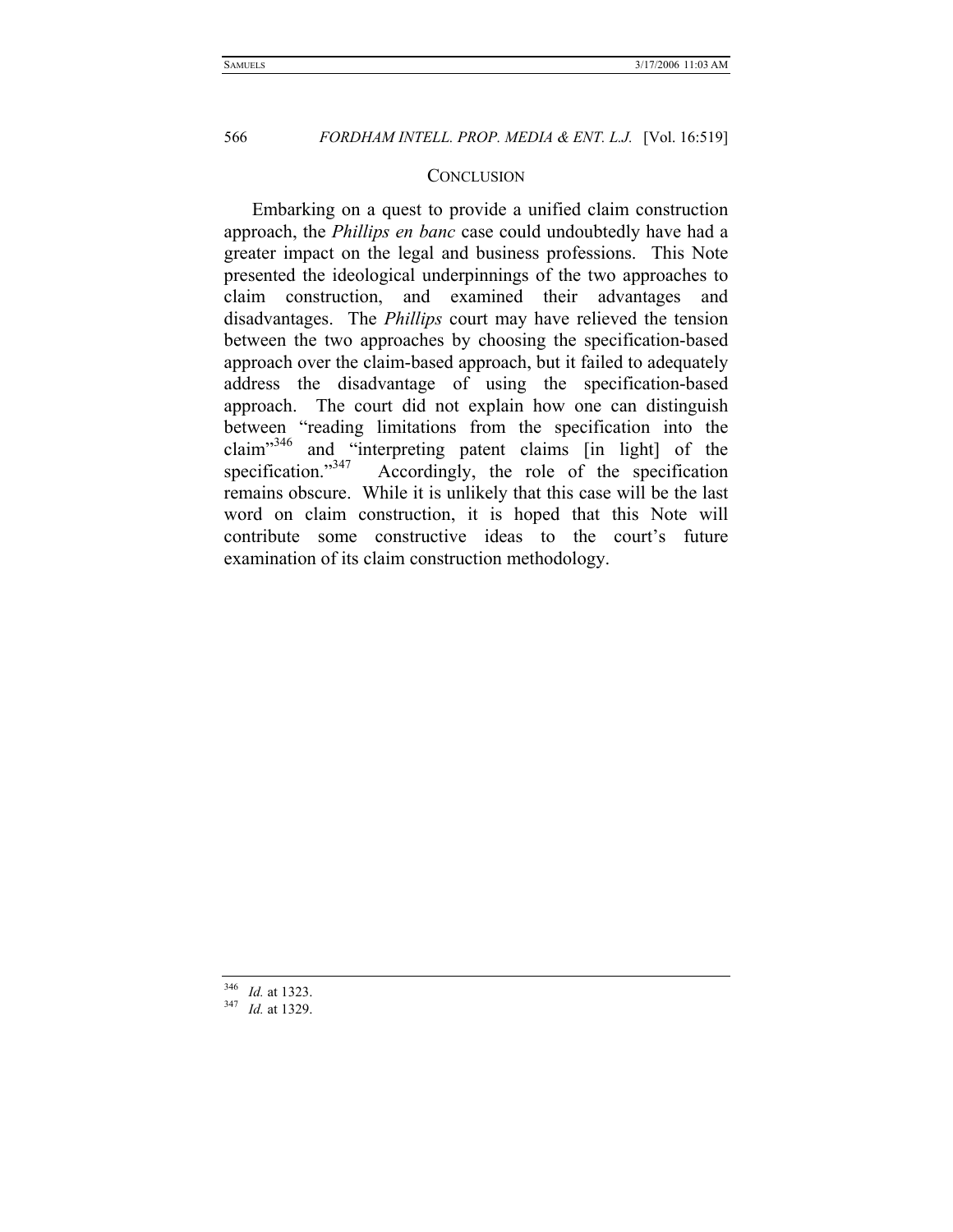## CONCLUSION

Embarking on a quest to provide a unified claim construction approach, the *Phillips en banc* case could undoubtedly have had a greater impact on the legal and business professions. This Note presented the ideological underpinnings of the two approaches to claim construction, and examined their advantages and disadvantages. The *Phillips* court may have relieved the tension between the two approaches by choosing the specification-based approach over the claim-based approach, but it failed to adequately address the disadvantage of using the specification-based approach. The court did not explain how one can distinguish between "reading limitations from the specification into the claim"[346] and "interpreting patent claims [in light] of the specification."[347] Accordingly, the role of the specification remains obscure. While it is unlikely that this case will be the last word on claim construction, it is hoped that this Note will contribute some constructive ideas to the court's future examination of its claim construction methodology.

---

[346] *Id.* at 1323.

[347] *Id.* at 1329.